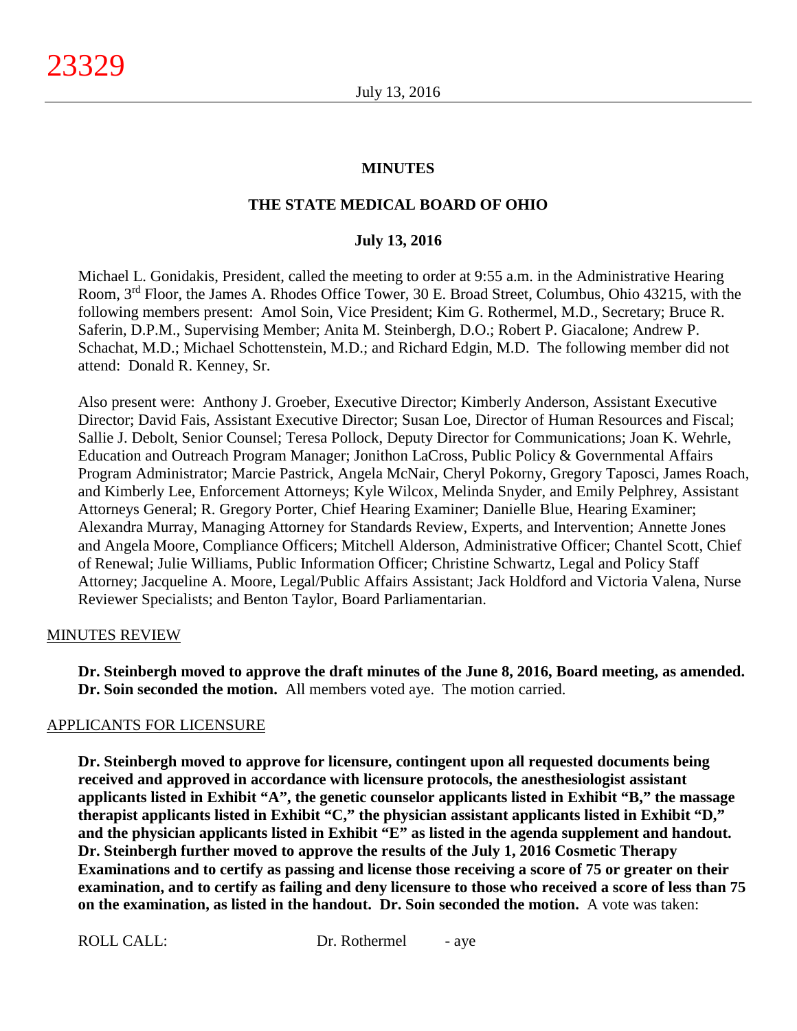# MINUTES

## THE STATE MEDICAL BOARD OF OHIO

### July 13, 2016

Michael L. Gonidakis, President, called the meeting to order at 9:55 a.m. in the Administrative Hearing Room, 3rd Floor, the James A. Rhodes Office Tower, 30 E. Broad Street, Columbus, Ohio 43215, with the following members present: Amol Soin, Vice President; Kim G. Rothermel, M.D., Secretary; Bruce R. Saferin, D.P.M., Supervising Member; Anita M. Steinbergh, D.O.; Robert P. Giacalone; Andrew P. Schachat, M.D.; Michael Schottenstein, M.D.; and Richard Edgin, M.D. The following member did not attend: Donald R. Kenney, Sr.

Also present were: Anthony J. Groeber, Executive Director; Kimberly Anderson, Assistant Executive Director; David Fais, Assistant Executive Director; Susan Loe, Director of Human Resources and Fiscal; Sallie J. Debolt, Senior Counsel; Teresa Pollock, Deputy Director for Communications; Joan K. Wehrle, Education and Outreach Program Manager; Jonithon LaCross, Public Policy & Governmental Affairs Program Administrator; Marcie Pastrick, Angela McNair, Cheryl Pokorny, Gregory Taposci, James Roach, and Kimberly Lee, Enforcement Attorneys; Kyle Wilcox, Melinda Snyder, and Emily Pelphrey, Assistant Attorneys General; R. Gregory Porter, Chief Hearing Examiner; Danielle Blue, Hearing Examiner; Alexandra Murray, Managing Attorney for Standards Review, Experts, and Intervention; Annette Jones and Angela Moore, Compliance Officers; Mitchell Alderson, Administrative Officer; Chantel Scott, Chief of Renewal; Julie Williams, Public Information Officer; Christine Schwartz, Legal and Policy Staff Attorney; Jacqueline A. Moore, Legal/Public Affairs Assistant; Jack Holdford and Victoria Valena, Nurse Reviewer Specialists; and Benton Taylor, Board Parliamentarian.

MINUTES REVIEW

**Dr. Steinbergh moved to approve the draft minutes of the June 8, 2016, Board meeting, as amended. Dr. Soin seconded the motion.** All members voted aye. The motion carried.

APPLICANTS FOR LICENSURE

**Dr. Steinbergh moved to approve for licensure, contingent upon all requested documents being received and approved in accordance with licensure protocols, the anesthesiologist assistant applicants listed in Exhibit "A", the genetic counselor applicants listed in Exhibit "B," the massage therapist applicants listed in Exhibit "C," the physician assistant applicants listed in Exhibit "D," and the physician applicants listed in Exhibit "E" as listed in the agenda supplement and handout. Dr. Steinbergh further moved to approve the results of the July 1, 2016 Cosmetic Therapy Examinations and to certify as passing and license those receiving a score of 75 or greater on their examination, and to certify as failing and deny licensure to those who received a score of less than 75 on the examination, as listed in the handout. Dr. Soin seconded the motion.** A vote was taken:

ROLL CALL: Dr. Rothermel - aye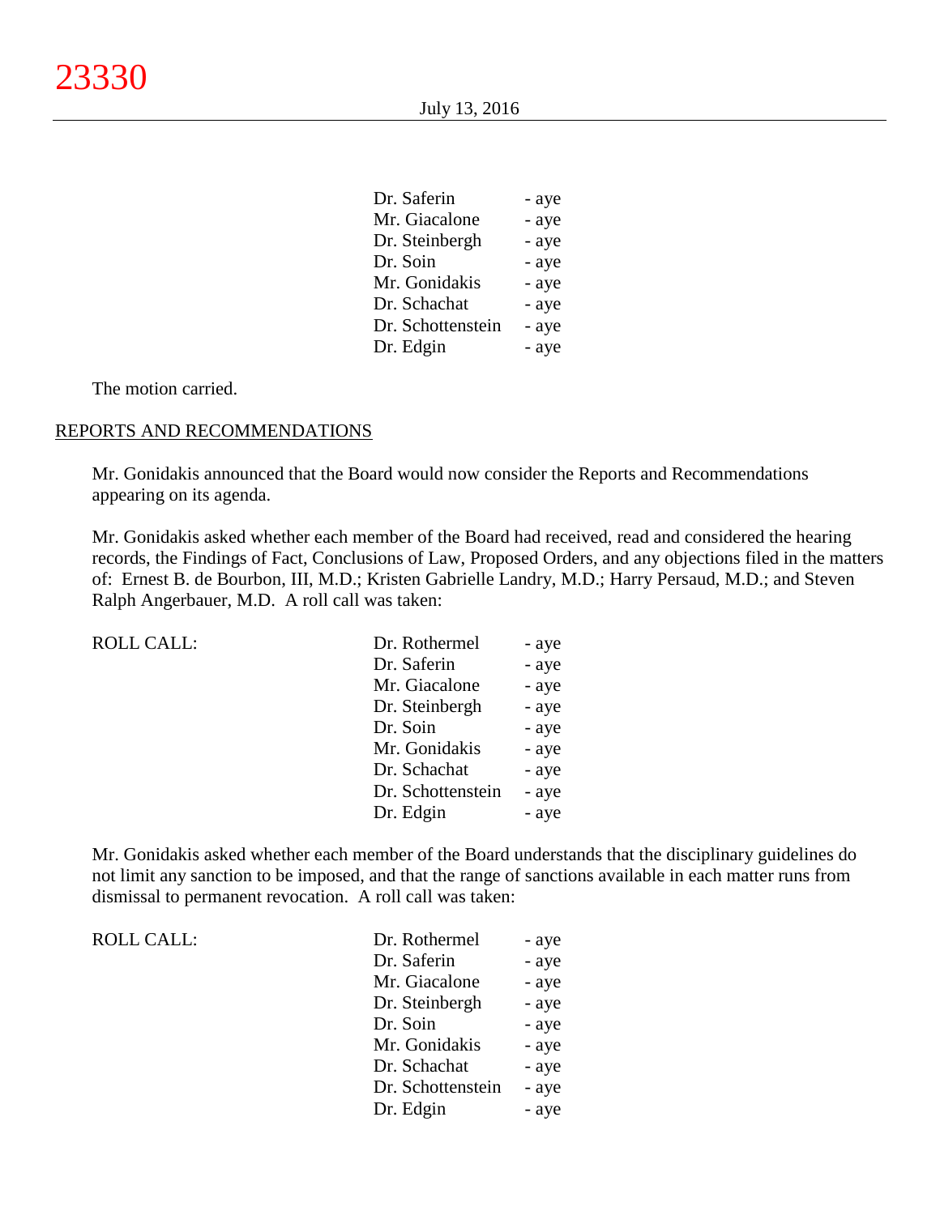| | |
|---|---|
| Dr. Saferin | - aye |
| Mr. Giacalone | - aye |
| Dr. Steinbergh | - aye |
| Dr. Soin | - aye |
| Mr. Gonidakis | - aye |
| Dr. Schachat | - aye |
| Dr. Schottenstein | - aye |
| Dr. Edgin | - aye |

The motion carried.

REPORTS AND RECOMMENDATIONS

Mr. Gonidakis announced that the Board would now consider the Reports and Recommendations appearing on its agenda.

Mr. Gonidakis asked whether each member of the Board had received, read and considered the hearing records, the Findings of Fact, Conclusions of Law, Proposed Orders, and any objections filed in the matters of: Ernest B. de Bourbon, III, M.D.; Kristen Gabrielle Landry, M.D.; Harry Persaud, M.D.; and Steven Ralph Angerbauer, M.D. A roll call was taken:

| | | |
|---|---|---|
| ROLL CALL: | Dr. Rothermel | - aye |
| | Dr. Saferin | - aye |
| | Mr. Giacalone | - aye |
| | Dr. Steinbergh | - aye |
| | Dr. Soin | - aye |
| | Mr. Gonidakis | - aye |
| | Dr. Schachat | - aye |
| | Dr. Schottenstein | - aye |
| | Dr. Edgin | - aye |

Mr. Gonidakis asked whether each member of the Board understands that the disciplinary guidelines do not limit any sanction to be imposed, and that the range of sanctions available in each matter runs from dismissal to permanent revocation. A roll call was taken:

| | | |
|---|---|---|
| ROLL CALL: | Dr. Rothermel | - aye |
| | Dr. Saferin | - aye |
| | Mr. Giacalone | - aye |
| | Dr. Steinbergh | - aye |
| | Dr. Soin | - aye |
| | Mr. Gonidakis | - aye |
| | Dr. Schachat | - aye |
| | Dr. Schottenstein | - aye |
| | Dr. Edgin | - aye |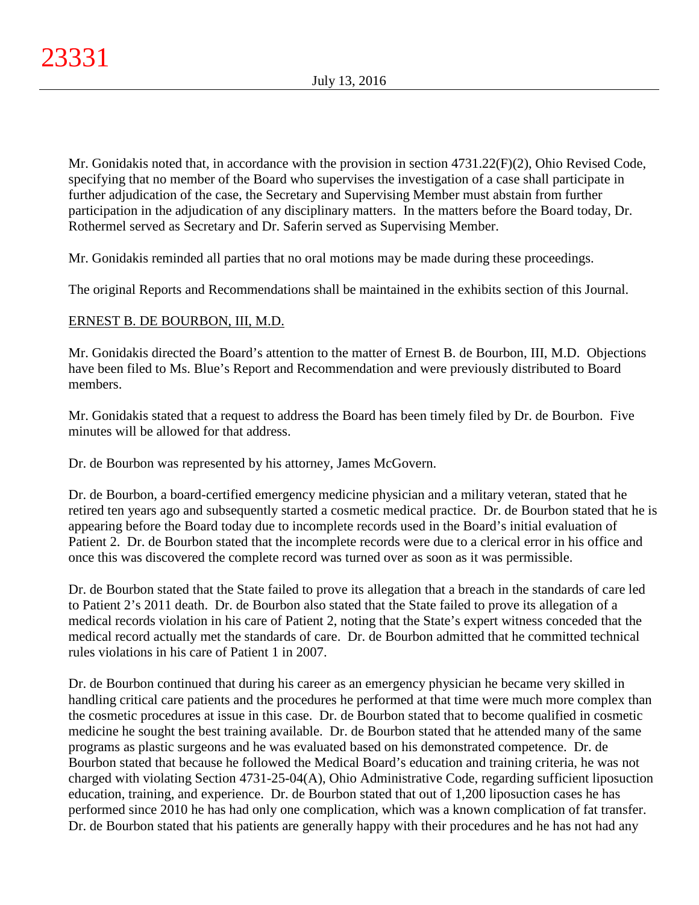Mr. Gonidakis noted that, in accordance with the provision in section 4731.22(F)(2), Ohio Revised Code, specifying that no member of the Board who supervises the investigation of a case shall participate in further adjudication of the case, the Secretary and Supervising Member must abstain from further participation in the adjudication of any disciplinary matters. In the matters before the Board today, Dr. Rothermel served as Secretary and Dr. Saferin served as Supervising Member.

Mr. Gonidakis reminded all parties that no oral motions may be made during these proceedings.

The original Reports and Recommendations shall be maintained in the exhibits section of this Journal.

ERNEST B. DE BOURBON, III, M.D.

Mr. Gonidakis directed the Board's attention to the matter of Ernest B. de Bourbon, III, M.D. Objections have been filed to Ms. Blue's Report and Recommendation and were previously distributed to Board members.

Mr. Gonidakis stated that a request to address the Board has been timely filed by Dr. de Bourbon. Five minutes will be allowed for that address.

Dr. de Bourbon was represented by his attorney, James McGovern.

Dr. de Bourbon, a board-certified emergency medicine physician and a military veteran, stated that he retired ten years ago and subsequently started a cosmetic medical practice. Dr. de Bourbon stated that he is appearing before the Board today due to incomplete records used in the Board's initial evaluation of Patient 2. Dr. de Bourbon stated that the incomplete records were due to a clerical error in his office and once this was discovered the complete record was turned over as soon as it was permissible.

Dr. de Bourbon stated that the State failed to prove its allegation that a breach in the standards of care led to Patient 2's 2011 death. Dr. de Bourbon also stated that the State failed to prove its allegation of a medical records violation in his care of Patient 2, noting that the State's expert witness conceded that the medical record actually met the standards of care. Dr. de Bourbon admitted that he committed technical rules violations in his care of Patient 1 in 2007.

Dr. de Bourbon continued that during his career as an emergency physician he became very skilled in handling critical care patients and the procedures he performed at that time were much more complex than the cosmetic procedures at issue in this case. Dr. de Bourbon stated that to become qualified in cosmetic medicine he sought the best training available. Dr. de Bourbon stated that he attended many of the same programs as plastic surgeons and he was evaluated based on his demonstrated competence. Dr. de Bourbon stated that because he followed the Medical Board's education and training criteria, he was not charged with violating Section 4731-25-04(A), Ohio Administrative Code, regarding sufficient liposuction education, training, and experience. Dr. de Bourbon stated that out of 1,200 liposuction cases he has performed since 2010 he has had only one complication, which was a known complication of fat transfer. Dr. de Bourbon stated that his patients are generally happy with their procedures and he has not had any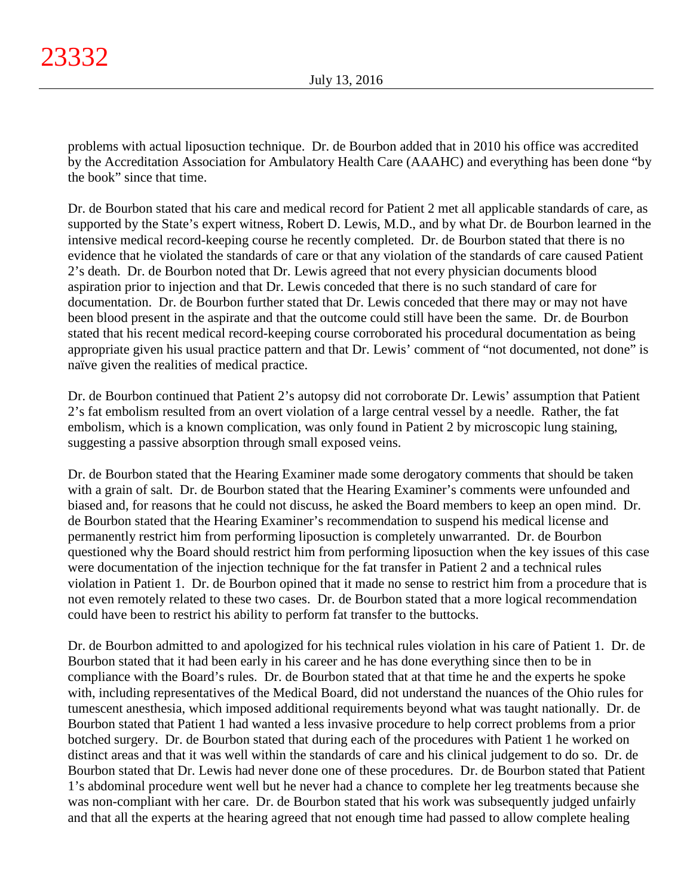problems with actual liposuction technique. Dr. de Bourbon added that in 2010 his office was accredited by the Accreditation Association for Ambulatory Health Care (AAAHC) and everything has been done "by the book" since that time.

Dr. de Bourbon stated that his care and medical record for Patient 2 met all applicable standards of care, as supported by the State's expert witness, Robert D. Lewis, M.D., and by what Dr. de Bourbon learned in the intensive medical record-keeping course he recently completed. Dr. de Bourbon stated that there is no evidence that he violated the standards of care or that any violation of the standards of care caused Patient 2's death. Dr. de Bourbon noted that Dr. Lewis agreed that not every physician documents blood aspiration prior to injection and that Dr. Lewis conceded that there is no such standard of care for documentation. Dr. de Bourbon further stated that Dr. Lewis conceded that there may or may not have been blood present in the aspirate and that the outcome could still have been the same. Dr. de Bourbon stated that his recent medical record-keeping course corroborated his procedural documentation as being appropriate given his usual practice pattern and that Dr. Lewis' comment of "not documented, not done" is naïve given the realities of medical practice.

Dr. de Bourbon continued that Patient 2's autopsy did not corroborate Dr. Lewis' assumption that Patient 2's fat embolism resulted from an overt violation of a large central vessel by a needle. Rather, the fat embolism, which is a known complication, was only found in Patient 2 by microscopic lung staining, suggesting a passive absorption through small exposed veins.

Dr. de Bourbon stated that the Hearing Examiner made some derogatory comments that should be taken with a grain of salt. Dr. de Bourbon stated that the Hearing Examiner's comments were unfounded and biased and, for reasons that he could not discuss, he asked the Board members to keep an open mind. Dr. de Bourbon stated that the Hearing Examiner's recommendation to suspend his medical license and permanently restrict him from performing liposuction is completely unwarranted. Dr. de Bourbon questioned why the Board should restrict him from performing liposuction when the key issues of this case were documentation of the injection technique for the fat transfer in Patient 2 and a technical rules violation in Patient 1. Dr. de Bourbon opined that it made no sense to restrict him from a procedure that is not even remotely related to these two cases. Dr. de Bourbon stated that a more logical recommendation could have been to restrict his ability to perform fat transfer to the buttocks.

Dr. de Bourbon admitted to and apologized for his technical rules violation in his care of Patient 1. Dr. de Bourbon stated that it had been early in his career and he has done everything since then to be in compliance with the Board's rules. Dr. de Bourbon stated that at that time he and the experts he spoke with, including representatives of the Medical Board, did not understand the nuances of the Ohio rules for tumescent anesthesia, which imposed additional requirements beyond what was taught nationally. Dr. de Bourbon stated that Patient 1 had wanted a less invasive procedure to help correct problems from a prior botched surgery. Dr. de Bourbon stated that during each of the procedures with Patient 1 he worked on distinct areas and that it was well within the standards of care and his clinical judgement to do so. Dr. de Bourbon stated that Dr. Lewis had never done one of these procedures. Dr. de Bourbon stated that Patient 1's abdominal procedure went well but he never had a chance to complete her leg treatments because she was non-compliant with her care. Dr. de Bourbon stated that his work was subsequently judged unfairly and that all the experts at the hearing agreed that not enough time had passed to allow complete healing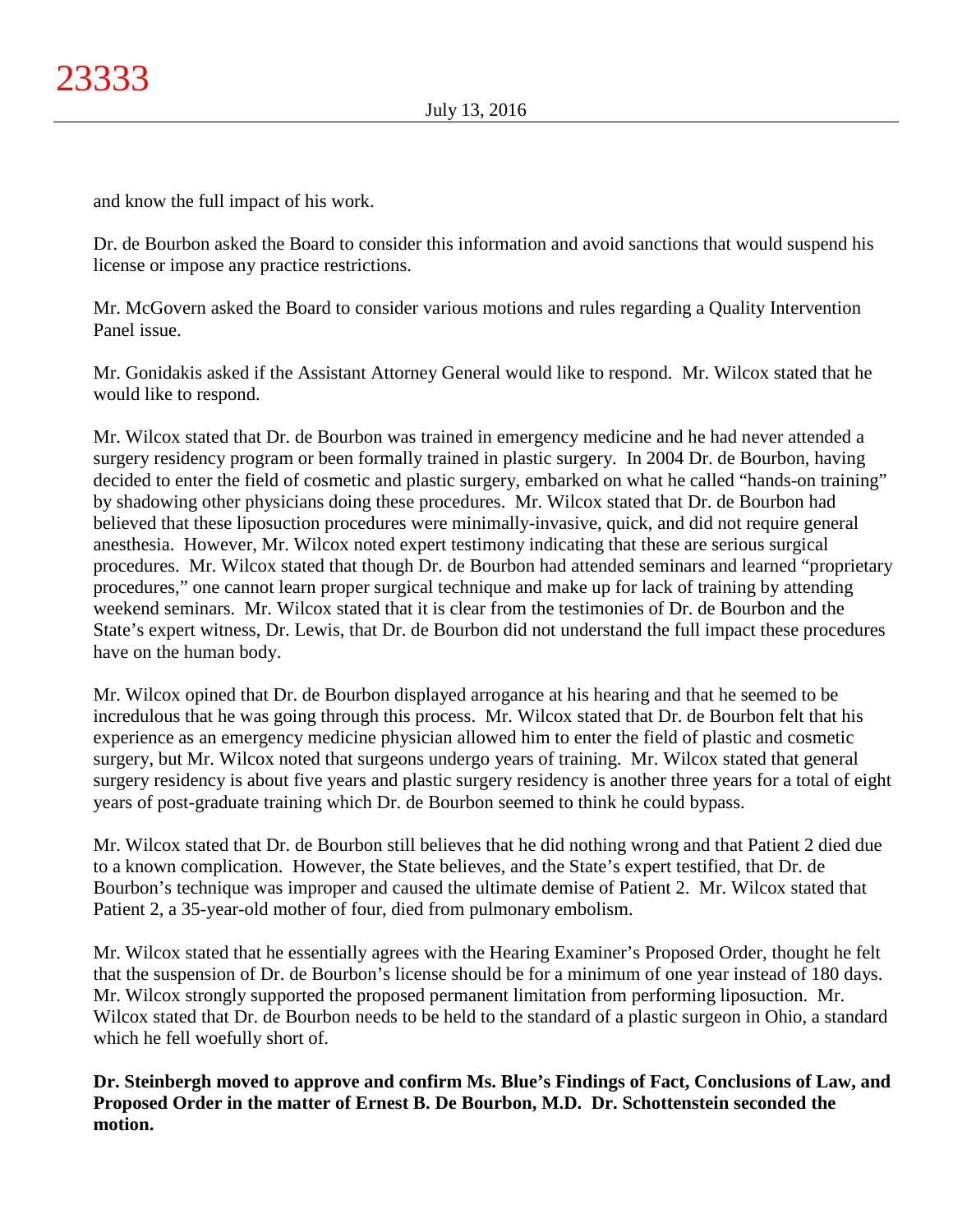and know the full impact of his work.

Dr. de Bourbon asked the Board to consider this information and avoid sanctions that would suspend his license or impose any practice restrictions.

Mr. McGovern asked the Board to consider various motions and rules regarding a Quality Intervention Panel issue.

Mr. Gonidakis asked if the Assistant Attorney General would like to respond. Mr. Wilcox stated that he would like to respond.

Mr. Wilcox stated that Dr. de Bourbon was trained in emergency medicine and he had never attended a surgery residency program or been formally trained in plastic surgery. In 2004 Dr. de Bourbon, having decided to enter the field of cosmetic and plastic surgery, embarked on what he called "hands-on training" by shadowing other physicians doing these procedures. Mr. Wilcox stated that Dr. de Bourbon had believed that these liposuction procedures were minimally-invasive, quick, and did not require general anesthesia. However, Mr. Wilcox noted expert testimony indicating that these are serious surgical procedures. Mr. Wilcox stated that though Dr. de Bourbon had attended seminars and learned "proprietary procedures," one cannot learn proper surgical technique and make up for lack of training by attending weekend seminars. Mr. Wilcox stated that it is clear from the testimonies of Dr. de Bourbon and the State's expert witness, Dr. Lewis, that Dr. de Bourbon did not understand the full impact these procedures have on the human body.

Mr. Wilcox opined that Dr. de Bourbon displayed arrogance at his hearing and that he seemed to be incredulous that he was going through this process. Mr. Wilcox stated that Dr. de Bourbon felt that his experience as an emergency medicine physician allowed him to enter the field of plastic and cosmetic surgery, but Mr. Wilcox noted that surgeons undergo years of training. Mr. Wilcox stated that general surgery residency is about five years and plastic surgery residency is another three years for a total of eight years of post-graduate training which Dr. de Bourbon seemed to think he could bypass.

Mr. Wilcox stated that Dr. de Bourbon still believes that he did nothing wrong and that Patient 2 died due to a known complication. However, the State believes, and the State's expert testified, that Dr. de Bourbon's technique was improper and caused the ultimate demise of Patient 2. Mr. Wilcox stated that Patient 2, a 35-year-old mother of four, died from pulmonary embolism.

Mr. Wilcox stated that he essentially agrees with the Hearing Examiner's Proposed Order, thought he felt that the suspension of Dr. de Bourbon's license should be for a minimum of one year instead of 180 days. Mr. Wilcox strongly supported the proposed permanent limitation from performing liposuction. Mr. Wilcox stated that Dr. de Bourbon needs to be held to the standard of a plastic surgeon in Ohio, a standard which he fell woefully short of.

**Dr. Steinbergh moved to approve and confirm Ms. Blue's Findings of Fact, Conclusions of Law, and Proposed Order in the matter of Ernest B. De Bourbon, M.D. Dr. Schottenstein seconded the motion.**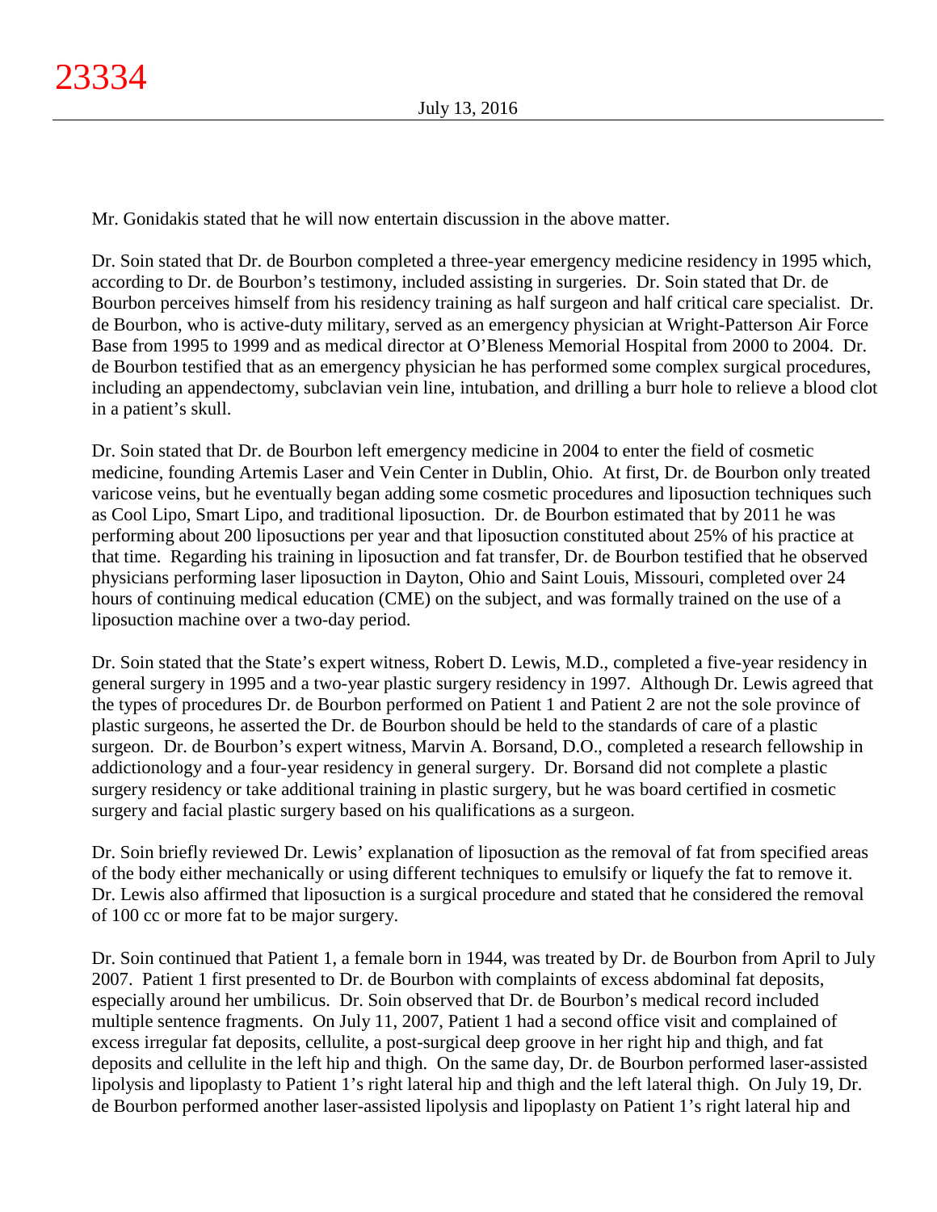Mr. Gonidakis stated that he will now entertain discussion in the above matter.

Dr. Soin stated that Dr. de Bourbon completed a three-year emergency medicine residency in 1995 which, according to Dr. de Bourbon's testimony, included assisting in surgeries. Dr. Soin stated that Dr. de Bourbon perceives himself from his residency training as half surgeon and half critical care specialist. Dr. de Bourbon, who is active-duty military, served as an emergency physician at Wright-Patterson Air Force Base from 1995 to 1999 and as medical director at O'Bleness Memorial Hospital from 2000 to 2004. Dr. de Bourbon testified that as an emergency physician he has performed some complex surgical procedures, including an appendectomy, subclavian vein line, intubation, and drilling a burr hole to relieve a blood clot in a patient's skull.

Dr. Soin stated that Dr. de Bourbon left emergency medicine in 2004 to enter the field of cosmetic medicine, founding Artemis Laser and Vein Center in Dublin, Ohio. At first, Dr. de Bourbon only treated varicose veins, but he eventually began adding some cosmetic procedures and liposuction techniques such as Cool Lipo, Smart Lipo, and traditional liposuction. Dr. de Bourbon estimated that by 2011 he was performing about 200 liposuctions per year and that liposuction constituted about 25% of his practice at that time. Regarding his training in liposuction and fat transfer, Dr. de Bourbon testified that he observed physicians performing laser liposuction in Dayton, Ohio and Saint Louis, Missouri, completed over 24 hours of continuing medical education (CME) on the subject, and was formally trained on the use of a liposuction machine over a two-day period.

Dr. Soin stated that the State's expert witness, Robert D. Lewis, M.D., completed a five-year residency in general surgery in 1995 and a two-year plastic surgery residency in 1997. Although Dr. Lewis agreed that the types of procedures Dr. de Bourbon performed on Patient 1 and Patient 2 are not the sole province of plastic surgeons, he asserted the Dr. de Bourbon should be held to the standards of care of a plastic surgeon. Dr. de Bourbon's expert witness, Marvin A. Borsand, D.O., completed a research fellowship in addictionology and a four-year residency in general surgery. Dr. Borsand did not complete a plastic surgery residency or take additional training in plastic surgery, but he was board certified in cosmetic surgery and facial plastic surgery based on his qualifications as a surgeon.

Dr. Soin briefly reviewed Dr. Lewis' explanation of liposuction as the removal of fat from specified areas of the body either mechanically or using different techniques to emulsify or liquefy the fat to remove it. Dr. Lewis also affirmed that liposuction is a surgical procedure and stated that he considered the removal of 100 cc or more fat to be major surgery.

Dr. Soin continued that Patient 1, a female born in 1944, was treated by Dr. de Bourbon from April to July 2007. Patient 1 first presented to Dr. de Bourbon with complaints of excess abdominal fat deposits, especially around her umbilicus. Dr. Soin observed that Dr. de Bourbon's medical record included multiple sentence fragments. On July 11, 2007, Patient 1 had a second office visit and complained of excess irregular fat deposits, cellulite, a post-surgical deep groove in her right hip and thigh, and fat deposits and cellulite in the left hip and thigh. On the same day, Dr. de Bourbon performed laser-assisted lipolysis and lipoplasty to Patient 1's right lateral hip and thigh and the left lateral thigh. On July 19, Dr. de Bourbon performed another laser-assisted lipolysis and lipoplasty on Patient 1's right lateral hip and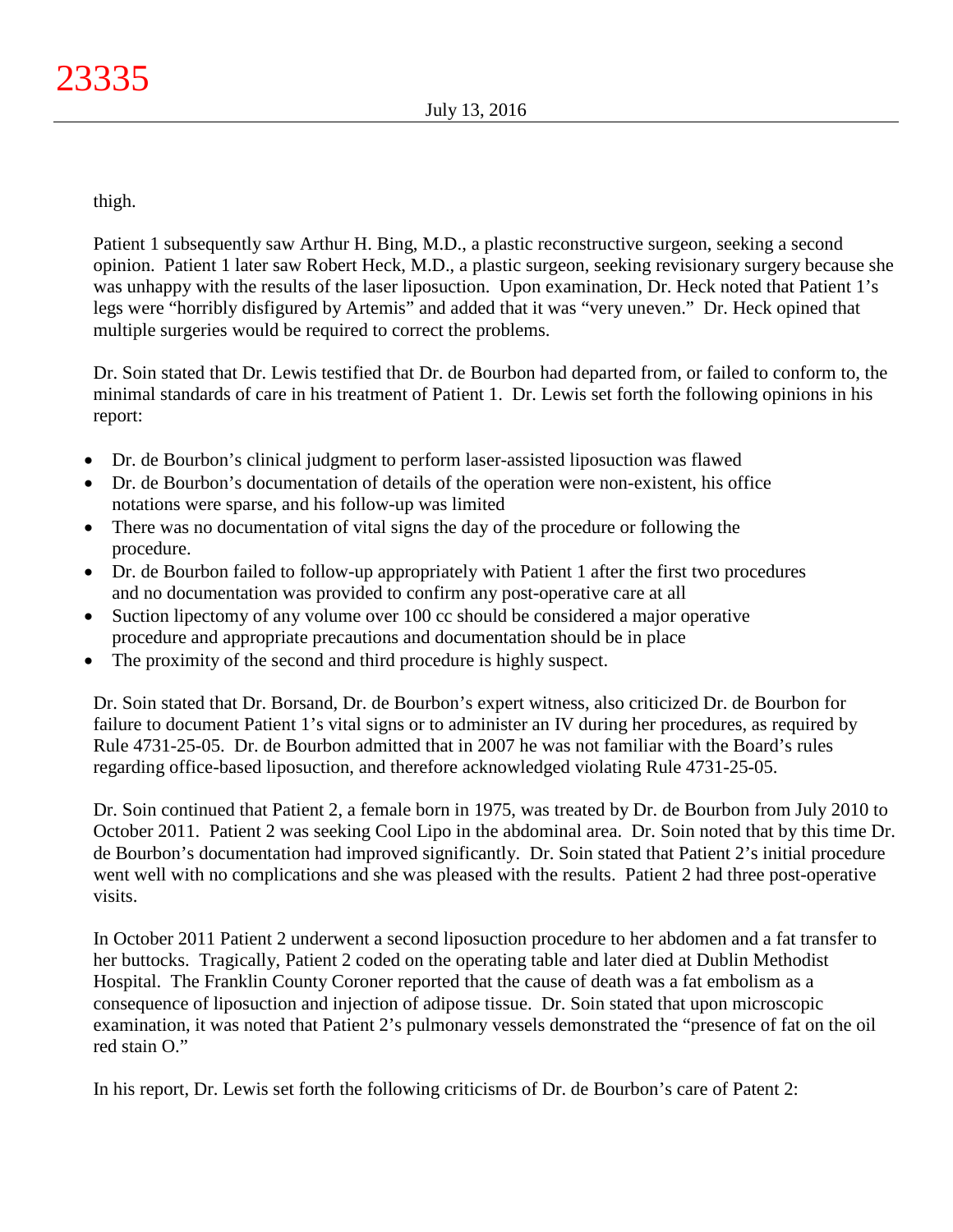thigh.

Patient 1 subsequently saw Arthur H. Bing, M.D., a plastic reconstructive surgeon, seeking a second opinion. Patient 1 later saw Robert Heck, M.D., a plastic surgeon, seeking revisionary surgery because she was unhappy with the results of the laser liposuction. Upon examination, Dr. Heck noted that Patient 1's legs were "horribly disfigured by Artemis" and added that it was "very uneven." Dr. Heck opined that multiple surgeries would be required to correct the problems.

Dr. Soin stated that Dr. Lewis testified that Dr. de Bourbon had departed from, or failed to conform to, the minimal standards of care in his treatment of Patient 1. Dr. Lewis set forth the following opinions in his report:

- Dr. de Bourbon's clinical judgment to perform laser-assisted liposuction was flawed
- Dr. de Bourbon's documentation of details of the operation were non-existent, his office notations were sparse, and his follow-up was limited
- There was no documentation of vital signs the day of the procedure or following the procedure.
- Dr. de Bourbon failed to follow-up appropriately with Patient 1 after the first two procedures and no documentation was provided to confirm any post-operative care at all
- Suction lipectomy of any volume over 100 cc should be considered a major operative procedure and appropriate precautions and documentation should be in place
- The proximity of the second and third procedure is highly suspect.

Dr. Soin stated that Dr. Borsand, Dr. de Bourbon's expert witness, also criticized Dr. de Bourbon for failure to document Patient 1's vital signs or to administer an IV during her procedures, as required by Rule 4731-25-05. Dr. de Bourbon admitted that in 2007 he was not familiar with the Board's rules regarding office-based liposuction, and therefore acknowledged violating Rule 4731-25-05.

Dr. Soin continued that Patient 2, a female born in 1975, was treated by Dr. de Bourbon from July 2010 to October 2011. Patient 2 was seeking Cool Lipo in the abdominal area. Dr. Soin noted that by this time Dr. de Bourbon's documentation had improved significantly. Dr. Soin stated that Patient 2's initial procedure went well with no complications and she was pleased with the results. Patient 2 had three post-operative visits.

In October 2011 Patient 2 underwent a second liposuction procedure to her abdomen and a fat transfer to her buttocks. Tragically, Patient 2 coded on the operating table and later died at Dublin Methodist Hospital. The Franklin County Coroner reported that the cause of death was a fat embolism as a consequence of liposuction and injection of adipose tissue. Dr. Soin stated that upon microscopic examination, it was noted that Patient 2's pulmonary vessels demonstrated the "presence of fat on the oil red stain O."

In his report, Dr. Lewis set forth the following criticisms of Dr. de Bourbon's care of Patent 2: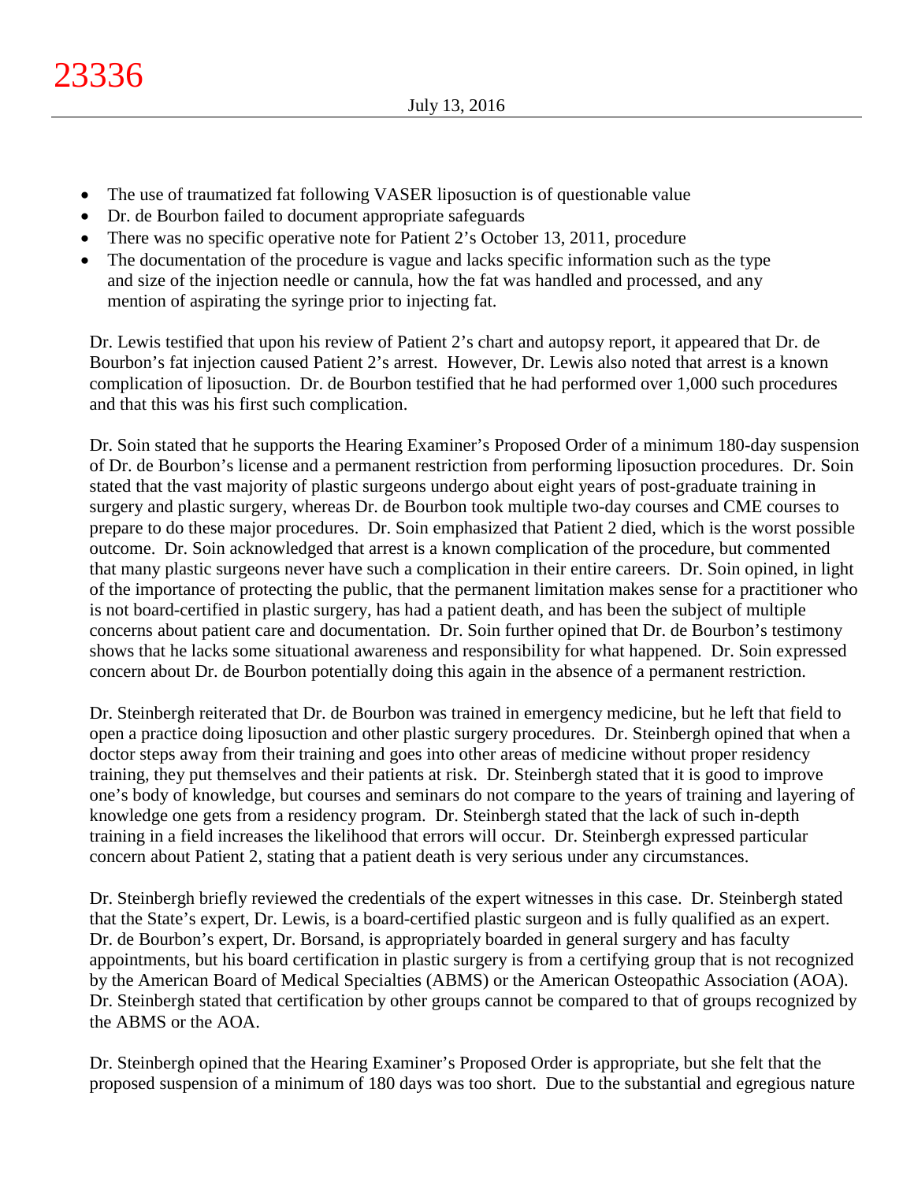- The use of traumatized fat following VASER liposuction is of questionable value
- Dr. de Bourbon failed to document appropriate safeguards
- There was no specific operative note for Patient 2's October 13, 2011, procedure
- The documentation of the procedure is vague and lacks specific information such as the type and size of the injection needle or cannula, how the fat was handled and processed, and any mention of aspirating the syringe prior to injecting fat.

Dr. Lewis testified that upon his review of Patient 2's chart and autopsy report, it appeared that Dr. de Bourbon's fat injection caused Patient 2's arrest. However, Dr. Lewis also noted that arrest is a known complication of liposuction. Dr. de Bourbon testified that he had performed over 1,000 such procedures and that this was his first such complication.

Dr. Soin stated that he supports the Hearing Examiner's Proposed Order of a minimum 180-day suspension of Dr. de Bourbon's license and a permanent restriction from performing liposuction procedures. Dr. Soin stated that the vast majority of plastic surgeons undergo about eight years of post-graduate training in surgery and plastic surgery, whereas Dr. de Bourbon took multiple two-day courses and CME courses to prepare to do these major procedures. Dr. Soin emphasized that Patient 2 died, which is the worst possible outcome. Dr. Soin acknowledged that arrest is a known complication of the procedure, but commented that many plastic surgeons never have such a complication in their entire careers. Dr. Soin opined, in light of the importance of protecting the public, that the permanent limitation makes sense for a practitioner who is not board-certified in plastic surgery, has had a patient death, and has been the subject of multiple concerns about patient care and documentation. Dr. Soin further opined that Dr. de Bourbon's testimony shows that he lacks some situational awareness and responsibility for what happened. Dr. Soin expressed concern about Dr. de Bourbon potentially doing this again in the absence of a permanent restriction.

Dr. Steinbergh reiterated that Dr. de Bourbon was trained in emergency medicine, but he left that field to open a practice doing liposuction and other plastic surgery procedures. Dr. Steinbergh opined that when a doctor steps away from their training and goes into other areas of medicine without proper residency training, they put themselves and their patients at risk. Dr. Steinbergh stated that it is good to improve one's body of knowledge, but courses and seminars do not compare to the years of training and layering of knowledge one gets from a residency program. Dr. Steinbergh stated that the lack of such in-depth training in a field increases the likelihood that errors will occur. Dr. Steinbergh expressed particular concern about Patient 2, stating that a patient death is very serious under any circumstances.

Dr. Steinbergh briefly reviewed the credentials of the expert witnesses in this case. Dr. Steinbergh stated that the State's expert, Dr. Lewis, is a board-certified plastic surgeon and is fully qualified as an expert. Dr. de Bourbon's expert, Dr. Borsand, is appropriately boarded in general surgery and has faculty appointments, but his board certification in plastic surgery is from a certifying group that is not recognized by the American Board of Medical Specialties (ABMS) or the American Osteopathic Association (AOA). Dr. Steinbergh stated that certification by other groups cannot be compared to that of groups recognized by the ABMS or the AOA.

Dr. Steinbergh opined that the Hearing Examiner's Proposed Order is appropriate, but she felt that the proposed suspension of a minimum of 180 days was too short. Due to the substantial and egregious nature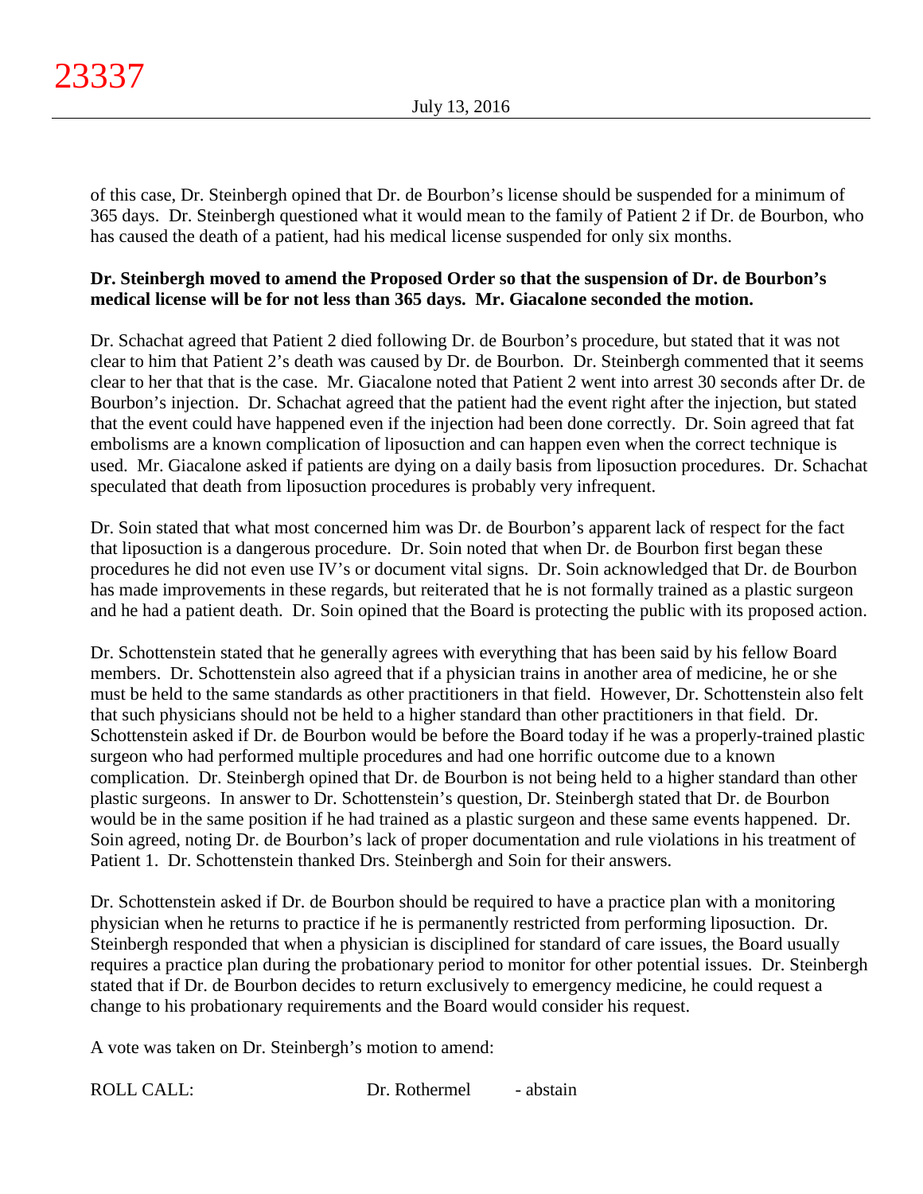of this case, Dr. Steinbergh opined that Dr. de Bourbon's license should be suspended for a minimum of 365 days. Dr. Steinbergh questioned what it would mean to the family of Patient 2 if Dr. de Bourbon, who has caused the death of a patient, had his medical license suspended for only six months.

**Dr. Steinbergh moved to amend the Proposed Order so that the suspension of Dr. de Bourbon's medical license will be for not less than 365 days. Mr. Giacalone seconded the motion.**

Dr. Schachat agreed that Patient 2 died following Dr. de Bourbon's procedure, but stated that it was not clear to him that Patient 2's death was caused by Dr. de Bourbon. Dr. Steinbergh commented that it seems clear to her that that is the case. Mr. Giacalone noted that Patient 2 went into arrest 30 seconds after Dr. de Bourbon's injection. Dr. Schachat agreed that the patient had the event right after the injection, but stated that the event could have happened even if the injection had been done correctly. Dr. Soin agreed that fat embolisms are a known complication of liposuction and can happen even when the correct technique is used. Mr. Giacalone asked if patients are dying on a daily basis from liposuction procedures. Dr. Schachat speculated that death from liposuction procedures is probably very infrequent.

Dr. Soin stated that what most concerned him was Dr. de Bourbon's apparent lack of respect for the fact that liposuction is a dangerous procedure. Dr. Soin noted that when Dr. de Bourbon first began these procedures he did not even use IV's or document vital signs. Dr. Soin acknowledged that Dr. de Bourbon has made improvements in these regards, but reiterated that he is not formally trained as a plastic surgeon and he had a patient death. Dr. Soin opined that the Board is protecting the public with its proposed action.

Dr. Schottenstein stated that he generally agrees with everything that has been said by his fellow Board members. Dr. Schottenstein also agreed that if a physician trains in another area of medicine, he or she must be held to the same standards as other practitioners in that field. However, Dr. Schottenstein also felt that such physicians should not be held to a higher standard than other practitioners in that field. Dr. Schottenstein asked if Dr. de Bourbon would be before the Board today if he was a properly-trained plastic surgeon who had performed multiple procedures and had one horrific outcome due to a known complication. Dr. Steinbergh opined that Dr. de Bourbon is not being held to a higher standard than other plastic surgeons. In answer to Dr. Schottenstein's question, Dr. Steinbergh stated that Dr. de Bourbon would be in the same position if he had trained as a plastic surgeon and these same events happened. Dr. Soin agreed, noting Dr. de Bourbon's lack of proper documentation and rule violations in his treatment of Patient 1. Dr. Schottenstein thanked Drs. Steinbergh and Soin for their answers.

Dr. Schottenstein asked if Dr. de Bourbon should be required to have a practice plan with a monitoring physician when he returns to practice if he is permanently restricted from performing liposuction. Dr. Steinbergh responded that when a physician is disciplined for standard of care issues, the Board usually requires a practice plan during the probationary period to monitor for other potential issues. Dr. Steinbergh stated that if Dr. de Bourbon decides to return exclusively to emergency medicine, he could request a change to his probationary requirements and the Board would consider his request.

A vote was taken on Dr. Steinbergh's motion to amend:

| | | |
|---|---|---|
| ROLL CALL: | Dr. Rothermel | - abstain |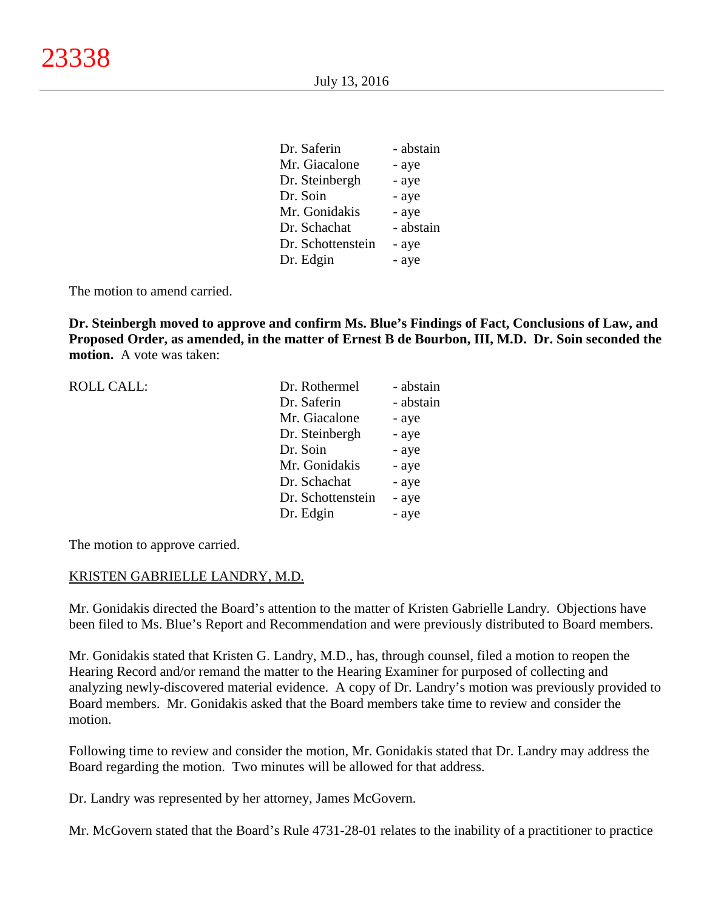| | |
|---|---|
| Dr. Saferin | - abstain |
| Mr. Giacalone | - aye |
| Dr. Steinbergh | - aye |
| Dr. Soin | - aye |
| Mr. Gonidakis | - aye |
| Dr. Schachat | - abstain |
| Dr. Schottenstein | - aye |
| Dr. Edgin | - aye |

The motion to amend carried.

**Dr. Steinbergh moved to approve and confirm Ms. Blue's Findings of Fact, Conclusions of Law, and Proposed Order, as amended, in the matter of Ernest B de Bourbon, III, M.D. Dr. Soin seconded the motion.** A vote was taken:

| ROLL CALL: | | |
|---|---|---|
| | Dr. Rothermel | - abstain |
| | Dr. Saferin | - abstain |
| | Mr. Giacalone | - aye |
| | Dr. Steinbergh | - aye |
| | Dr. Soin | - aye |
| | Mr. Gonidakis | - aye |
| | Dr. Schachat | - aye |
| | Dr. Schottenstein | - aye |
| | Dr. Edgin | - aye |

The motion to approve carried.

KRISTEN GABRIELLE LANDRY, M.D.

Mr. Gonidakis directed the Board's attention to the matter of Kristen Gabrielle Landry. Objections have been filed to Ms. Blue's Report and Recommendation and were previously distributed to Board members.

Mr. Gonidakis stated that Kristen G. Landry, M.D., has, through counsel, filed a motion to reopen the Hearing Record and/or remand the matter to the Hearing Examiner for purposed of collecting and analyzing newly-discovered material evidence. A copy of Dr. Landry's motion was previously provided to Board members. Mr. Gonidakis asked that the Board members take time to review and consider the motion.

Following time to review and consider the motion, Mr. Gonidakis stated that Dr. Landry may address the Board regarding the motion. Two minutes will be allowed for that address.

Dr. Landry was represented by her attorney, James McGovern.

Mr. McGovern stated that the Board's Rule 4731-28-01 relates to the inability of a practitioner to practice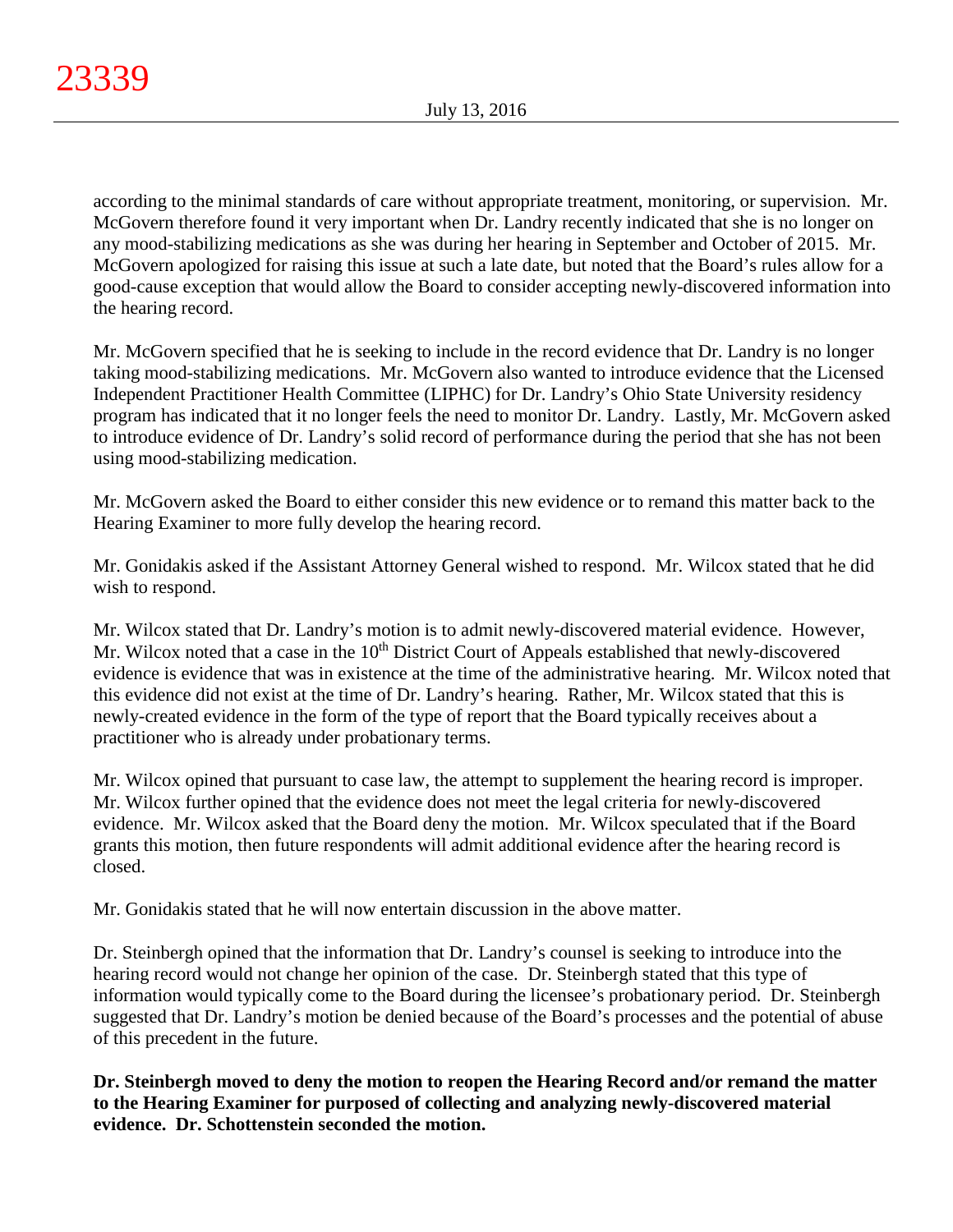according to the minimal standards of care without appropriate treatment, monitoring, or supervision. Mr. McGovern therefore found it very important when Dr. Landry recently indicated that she is no longer on any mood-stabilizing medications as she was during her hearing in September and October of 2015. Mr. McGovern apologized for raising this issue at such a late date, but noted that the Board's rules allow for a good-cause exception that would allow the Board to consider accepting newly-discovered information into the hearing record.

Mr. McGovern specified that he is seeking to include in the record evidence that Dr. Landry is no longer taking mood-stabilizing medications. Mr. McGovern also wanted to introduce evidence that the Licensed Independent Practitioner Health Committee (LIPHC) for Dr. Landry's Ohio State University residency program has indicated that it no longer feels the need to monitor Dr. Landry. Lastly, Mr. McGovern asked to introduce evidence of Dr. Landry's solid record of performance during the period that she has not been using mood-stabilizing medication.

Mr. McGovern asked the Board to either consider this new evidence or to remand this matter back to the Hearing Examiner to more fully develop the hearing record.

Mr. Gonidakis asked if the Assistant Attorney General wished to respond. Mr. Wilcox stated that he did wish to respond.

Mr. Wilcox stated that Dr. Landry's motion is to admit newly-discovered material evidence. However, Mr. Wilcox noted that a case in the 10th District Court of Appeals established that newly-discovered evidence is evidence that was in existence at the time of the administrative hearing. Mr. Wilcox noted that this evidence did not exist at the time of Dr. Landry's hearing. Rather, Mr. Wilcox stated that this is newly-created evidence in the form of the type of report that the Board typically receives about a practitioner who is already under probationary terms.

Mr. Wilcox opined that pursuant to case law, the attempt to supplement the hearing record is improper. Mr. Wilcox further opined that the evidence does not meet the legal criteria for newly-discovered evidence. Mr. Wilcox asked that the Board deny the motion. Mr. Wilcox speculated that if the Board grants this motion, then future respondents will admit additional evidence after the hearing record is closed.

Mr. Gonidakis stated that he will now entertain discussion in the above matter.

Dr. Steinbergh opined that the information that Dr. Landry's counsel is seeking to introduce into the hearing record would not change her opinion of the case. Dr. Steinbergh stated that this type of information would typically come to the Board during the licensee's probationary period. Dr. Steinbergh suggested that Dr. Landry's motion be denied because of the Board's processes and the potential of abuse of this precedent in the future.

**Dr. Steinbergh moved to deny the motion to reopen the Hearing Record and/or remand the matter to the Hearing Examiner for purposed of collecting and analyzing newly-discovered material evidence. Dr. Schottenstein seconded the motion.**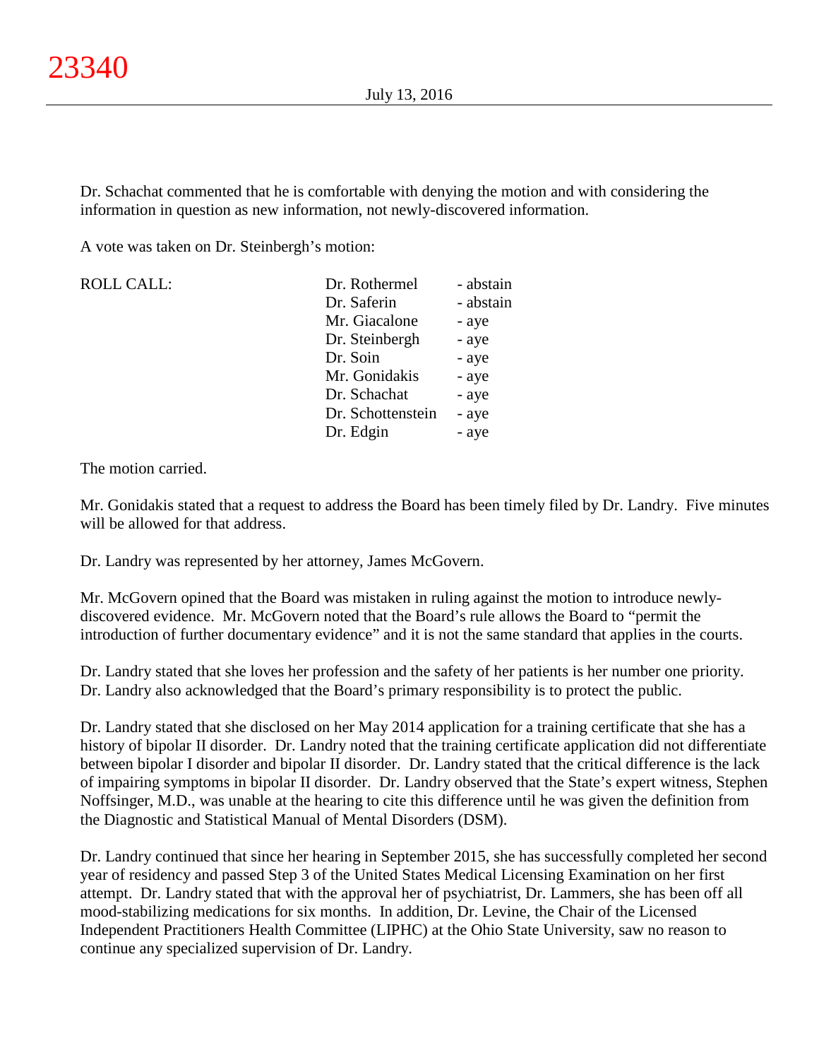Dr. Schachat commented that he is comfortable with denying the motion and with considering the information in question as new information, not newly-discovered information.

A vote was taken on Dr. Steinbergh's motion:

| ROLL CALL: | Dr. Rothermel | - abstain |
|---|---|---|
| | Dr. Saferin | - abstain |
| | Mr. Giacalone | - aye |
| | Dr. Steinbergh | - aye |
| | Dr. Soin | - aye |
| | Mr. Gonidakis | - aye |
| | Dr. Schachat | - aye |
| | Dr. Schottenstein | - aye |
| | Dr. Edgin | - aye |

The motion carried.

Mr. Gonidakis stated that a request to address the Board has been timely filed by Dr. Landry. Five minutes will be allowed for that address.

Dr. Landry was represented by her attorney, James McGovern.

Mr. McGovern opined that the Board was mistaken in ruling against the motion to introduce newly-discovered evidence. Mr. McGovern noted that the Board's rule allows the Board to "permit the introduction of further documentary evidence" and it is not the same standard that applies in the courts.

Dr. Landry stated that she loves her profession and the safety of her patients is her number one priority. Dr. Landry also acknowledged that the Board's primary responsibility is to protect the public.

Dr. Landry stated that she disclosed on her May 2014 application for a training certificate that she has a history of bipolar II disorder. Dr. Landry noted that the training certificate application did not differentiate between bipolar I disorder and bipolar II disorder. Dr. Landry stated that the critical difference is the lack of impairing symptoms in bipolar II disorder. Dr. Landry observed that the State's expert witness, Stephen Noffsinger, M.D., was unable at the hearing to cite this difference until he was given the definition from the Diagnostic and Statistical Manual of Mental Disorders (DSM).

Dr. Landry continued that since her hearing in September 2015, she has successfully completed her second year of residency and passed Step 3 of the United States Medical Licensing Examination on her first attempt. Dr. Landry stated that with the approval her of psychiatrist, Dr. Lammers, she has been off all mood-stabilizing medications for six months. In addition, Dr. Levine, the Chair of the Licensed Independent Practitioners Health Committee (LIPHC) at the Ohio State University, saw no reason to continue any specialized supervision of Dr. Landry.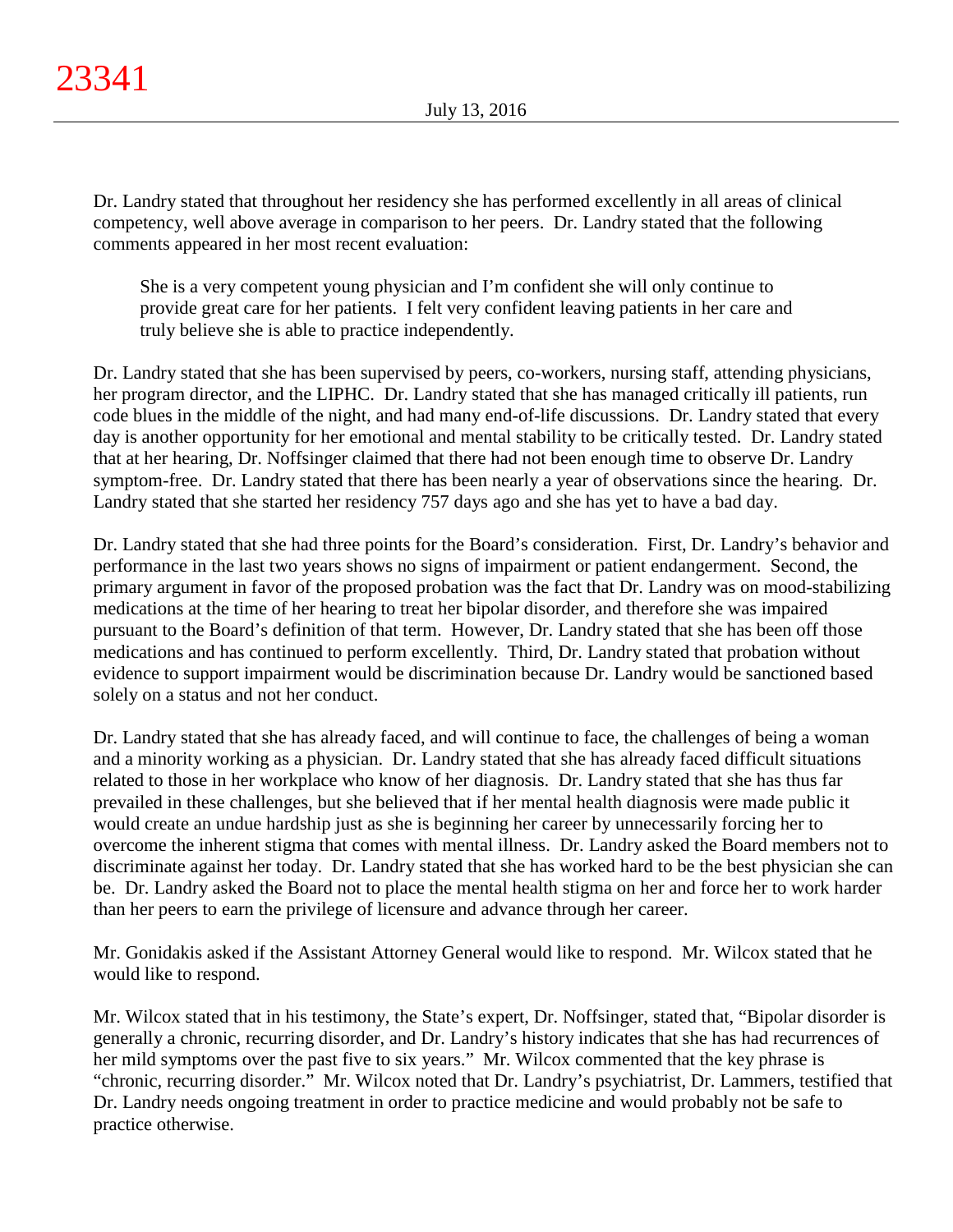Dr. Landry stated that throughout her residency she has performed excellently in all areas of clinical competency, well above average in comparison to her peers. Dr. Landry stated that the following comments appeared in her most recent evaluation:

> She is a very competent young physician and I'm confident she will only continue to provide great care for her patients. I felt very confident leaving patients in her care and truly believe she is able to practice independently.

Dr. Landry stated that she has been supervised by peers, co-workers, nursing staff, attending physicians, her program director, and the LIPHC. Dr. Landry stated that she has managed critically ill patients, run code blues in the middle of the night, and had many end-of-life discussions. Dr. Landry stated that every day is another opportunity for her emotional and mental stability to be critically tested. Dr. Landry stated that at her hearing, Dr. Noffsinger claimed that there had not been enough time to observe Dr. Landry symptom-free. Dr. Landry stated that there has been nearly a year of observations since the hearing. Dr. Landry stated that she started her residency 757 days ago and she has yet to have a bad day.

Dr. Landry stated that she had three points for the Board's consideration. First, Dr. Landry's behavior and performance in the last two years shows no signs of impairment or patient endangerment. Second, the primary argument in favor of the proposed probation was the fact that Dr. Landry was on mood-stabilizing medications at the time of her hearing to treat her bipolar disorder, and therefore she was impaired pursuant to the Board's definition of that term. However, Dr. Landry stated that she has been off those medications and has continued to perform excellently. Third, Dr. Landry stated that probation without evidence to support impairment would be discrimination because Dr. Landry would be sanctioned based solely on a status and not her conduct.

Dr. Landry stated that she has already faced, and will continue to face, the challenges of being a woman and a minority working as a physician. Dr. Landry stated that she has already faced difficult situations related to those in her workplace who know of her diagnosis. Dr. Landry stated that she has thus far prevailed in these challenges, but she believed that if her mental health diagnosis were made public it would create an undue hardship just as she is beginning her career by unnecessarily forcing her to overcome the inherent stigma that comes with mental illness. Dr. Landry asked the Board members not to discriminate against her today. Dr. Landry stated that she has worked hard to be the best physician she can be. Dr. Landry asked the Board not to place the mental health stigma on her and force her to work harder than her peers to earn the privilege of licensure and advance through her career.

Mr. Gonidakis asked if the Assistant Attorney General would like to respond. Mr. Wilcox stated that he would like to respond.

Mr. Wilcox stated that in his testimony, the State's expert, Dr. Noffsinger, stated that, "Bipolar disorder is generally a chronic, recurring disorder, and Dr. Landry's history indicates that she has had recurrences of her mild symptoms over the past five to six years." Mr. Wilcox commented that the key phrase is "chronic, recurring disorder." Mr. Wilcox noted that Dr. Landry's psychiatrist, Dr. Lammers, testified that Dr. Landry needs ongoing treatment in order to practice medicine and would probably not be safe to practice otherwise.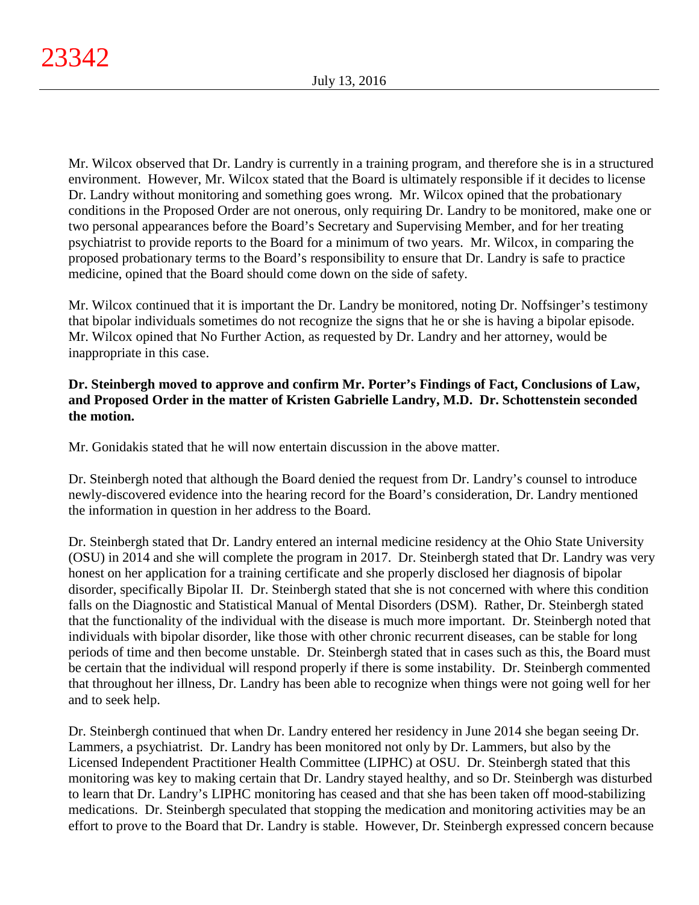Mr. Wilcox observed that Dr. Landry is currently in a training program, and therefore she is in a structured environment. However, Mr. Wilcox stated that the Board is ultimately responsible if it decides to license Dr. Landry without monitoring and something goes wrong. Mr. Wilcox opined that the probationary conditions in the Proposed Order are not onerous, only requiring Dr. Landry to be monitored, make one or two personal appearances before the Board's Secretary and Supervising Member, and for her treating psychiatrist to provide reports to the Board for a minimum of two years. Mr. Wilcox, in comparing the proposed probationary terms to the Board's responsibility to ensure that Dr. Landry is safe to practice medicine, opined that the Board should come down on the side of safety.

Mr. Wilcox continued that it is important the Dr. Landry be monitored, noting Dr. Noffsinger's testimony that bipolar individuals sometimes do not recognize the signs that he or she is having a bipolar episode. Mr. Wilcox opined that No Further Action, as requested by Dr. Landry and her attorney, would be inappropriate in this case.

**Dr. Steinbergh moved to approve and confirm Mr. Porter's Findings of Fact, Conclusions of Law, and Proposed Order in the matter of Kristen Gabrielle Landry, M.D. Dr. Schottenstein seconded the motion.**

Mr. Gonidakis stated that he will now entertain discussion in the above matter.

Dr. Steinbergh noted that although the Board denied the request from Dr. Landry's counsel to introduce newly-discovered evidence into the hearing record for the Board's consideration, Dr. Landry mentioned the information in question in her address to the Board.

Dr. Steinbergh stated that Dr. Landry entered an internal medicine residency at the Ohio State University (OSU) in 2014 and she will complete the program in 2017. Dr. Steinbergh stated that Dr. Landry was very honest on her application for a training certificate and she properly disclosed her diagnosis of bipolar disorder, specifically Bipolar II. Dr. Steinbergh stated that she is not concerned with where this condition falls on the Diagnostic and Statistical Manual of Mental Disorders (DSM). Rather, Dr. Steinbergh stated that the functionality of the individual with the disease is much more important. Dr. Steinbergh noted that individuals with bipolar disorder, like those with other chronic recurrent diseases, can be stable for long periods of time and then become unstable. Dr. Steinbergh stated that in cases such as this, the Board must be certain that the individual will respond properly if there is some instability. Dr. Steinbergh commented that throughout her illness, Dr. Landry has been able to recognize when things were not going well for her and to seek help.

Dr. Steinbergh continued that when Dr. Landry entered her residency in June 2014 she began seeing Dr. Lammers, a psychiatrist. Dr. Landry has been monitored not only by Dr. Lammers, but also by the Licensed Independent Practitioner Health Committee (LIPHC) at OSU. Dr. Steinbergh stated that this monitoring was key to making certain that Dr. Landry stayed healthy, and so Dr. Steinbergh was disturbed to learn that Dr. Landry's LIPHC monitoring has ceased and that she has been taken off mood-stabilizing medications. Dr. Steinbergh speculated that stopping the medication and monitoring activities may be an effort to prove to the Board that Dr. Landry is stable. However, Dr. Steinbergh expressed concern because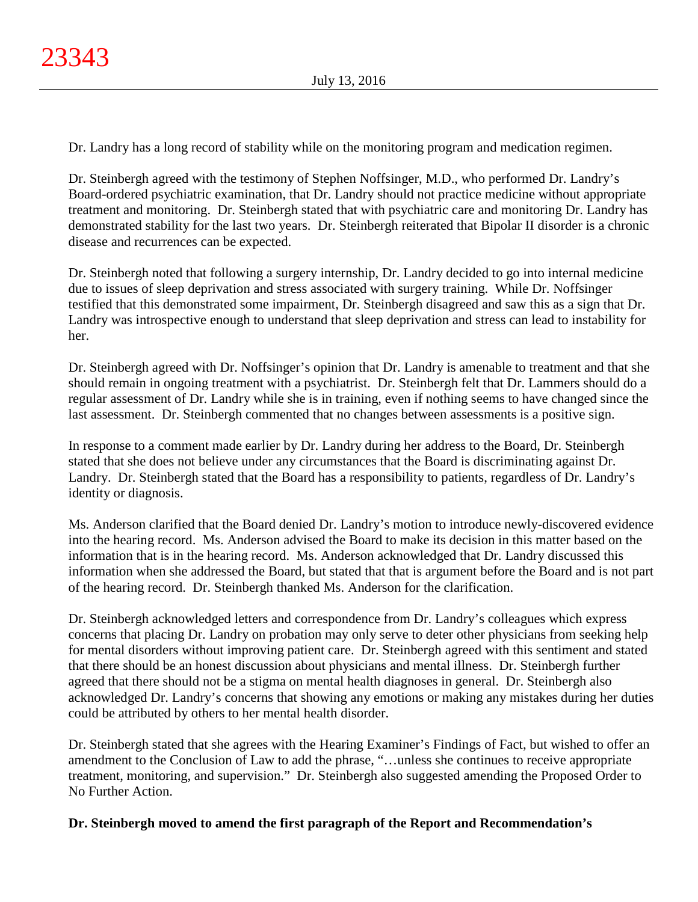Dr. Landry has a long record of stability while on the monitoring program and medication regimen.

Dr. Steinbergh agreed with the testimony of Stephen Noffsinger, M.D., who performed Dr. Landry's Board-ordered psychiatric examination, that Dr. Landry should not practice medicine without appropriate treatment and monitoring. Dr. Steinbergh stated that with psychiatric care and monitoring Dr. Landry has demonstrated stability for the last two years. Dr. Steinbergh reiterated that Bipolar II disorder is a chronic disease and recurrences can be expected.

Dr. Steinbergh noted that following a surgery internship, Dr. Landry decided to go into internal medicine due to issues of sleep deprivation and stress associated with surgery training. While Dr. Noffsinger testified that this demonstrated some impairment, Dr. Steinbergh disagreed and saw this as a sign that Dr. Landry was introspective enough to understand that sleep deprivation and stress can lead to instability for her.

Dr. Steinbergh agreed with Dr. Noffsinger's opinion that Dr. Landry is amenable to treatment and that she should remain in ongoing treatment with a psychiatrist. Dr. Steinbergh felt that Dr. Lammers should do a regular assessment of Dr. Landry while she is in training, even if nothing seems to have changed since the last assessment. Dr. Steinbergh commented that no changes between assessments is a positive sign.

In response to a comment made earlier by Dr. Landry during her address to the Board, Dr. Steinbergh stated that she does not believe under any circumstances that the Board is discriminating against Dr. Landry. Dr. Steinbergh stated that the Board has a responsibility to patients, regardless of Dr. Landry's identity or diagnosis.

Ms. Anderson clarified that the Board denied Dr. Landry's motion to introduce newly-discovered evidence into the hearing record. Ms. Anderson advised the Board to make its decision in this matter based on the information that is in the hearing record. Ms. Anderson acknowledged that Dr. Landry discussed this information when she addressed the Board, but stated that that is argument before the Board and is not part of the hearing record. Dr. Steinbergh thanked Ms. Anderson for the clarification.

Dr. Steinbergh acknowledged letters and correspondence from Dr. Landry's colleagues which express concerns that placing Dr. Landry on probation may only serve to deter other physicians from seeking help for mental disorders without improving patient care. Dr. Steinbergh agreed with this sentiment and stated that there should be an honest discussion about physicians and mental illness. Dr. Steinbergh further agreed that there should not be a stigma on mental health diagnoses in general. Dr. Steinbergh also acknowledged Dr. Landry's concerns that showing any emotions or making any mistakes during her duties could be attributed by others to her mental health disorder.

Dr. Steinbergh stated that she agrees with the Hearing Examiner's Findings of Fact, but wished to offer an amendment to the Conclusion of Law to add the phrase, "…unless she continues to receive appropriate treatment, monitoring, and supervision." Dr. Steinbergh also suggested amending the Proposed Order to No Further Action.

**Dr. Steinbergh moved to amend the first paragraph of the Report and Recommendation's**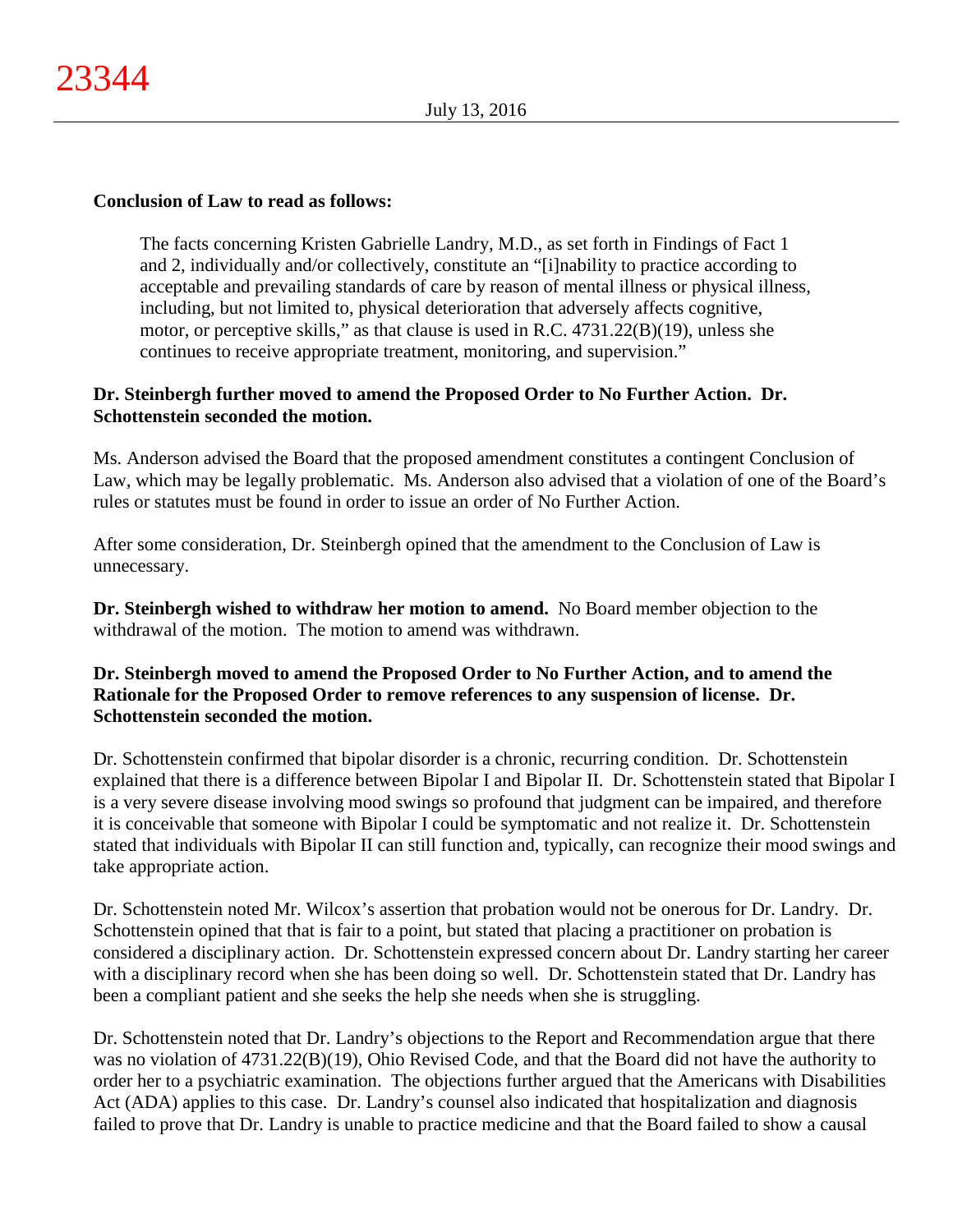**Conclusion of Law to read as follows:**

> The facts concerning Kristen Gabrielle Landry, M.D., as set forth in Findings of Fact 1 and 2, individually and/or collectively, constitute an "[i]nability to practice according to acceptable and prevailing standards of care by reason of mental illness or physical illness, including, but not limited to, physical deterioration that adversely affects cognitive, motor, or perceptive skills," as that clause is used in R.C. 4731.22(B)(19), unless she continues to receive appropriate treatment, monitoring, and supervision."

**Dr. Steinbergh further moved to amend the Proposed Order to No Further Action. Dr. Schottenstein seconded the motion.**

Ms. Anderson advised the Board that the proposed amendment constitutes a contingent Conclusion of Law, which may be legally problematic. Ms. Anderson also advised that a violation of one of the Board's rules or statutes must be found in order to issue an order of No Further Action.

After some consideration, Dr. Steinbergh opined that the amendment to the Conclusion of Law is unnecessary.

**Dr. Steinbergh wished to withdraw her motion to amend.** No Board member objection to the withdrawal of the motion. The motion to amend was withdrawn.

**Dr. Steinbergh moved to amend the Proposed Order to No Further Action, and to amend the Rationale for the Proposed Order to remove references to any suspension of license. Dr. Schottenstein seconded the motion.**

Dr. Schottenstein confirmed that bipolar disorder is a chronic, recurring condition. Dr. Schottenstein explained that there is a difference between Bipolar I and Bipolar II. Dr. Schottenstein stated that Bipolar I is a very severe disease involving mood swings so profound that judgment can be impaired, and therefore it is conceivable that someone with Bipolar I could be symptomatic and not realize it. Dr. Schottenstein stated that individuals with Bipolar II can still function and, typically, can recognize their mood swings and take appropriate action.

Dr. Schottenstein noted Mr. Wilcox's assertion that probation would not be onerous for Dr. Landry. Dr. Schottenstein opined that that is fair to a point, but stated that placing a practitioner on probation is considered a disciplinary action. Dr. Schottenstein expressed concern about Dr. Landry starting her career with a disciplinary record when she has been doing so well. Dr. Schottenstein stated that Dr. Landry has been a compliant patient and she seeks the help she needs when she is struggling.

Dr. Schottenstein noted that Dr. Landry's objections to the Report and Recommendation argue that there was no violation of 4731.22(B)(19), Ohio Revised Code, and that the Board did not have the authority to order her to a psychiatric examination. The objections further argued that the Americans with Disabilities Act (ADA) applies to this case. Dr. Landry's counsel also indicated that hospitalization and diagnosis failed to prove that Dr. Landry is unable to practice medicine and that the Board failed to show a causal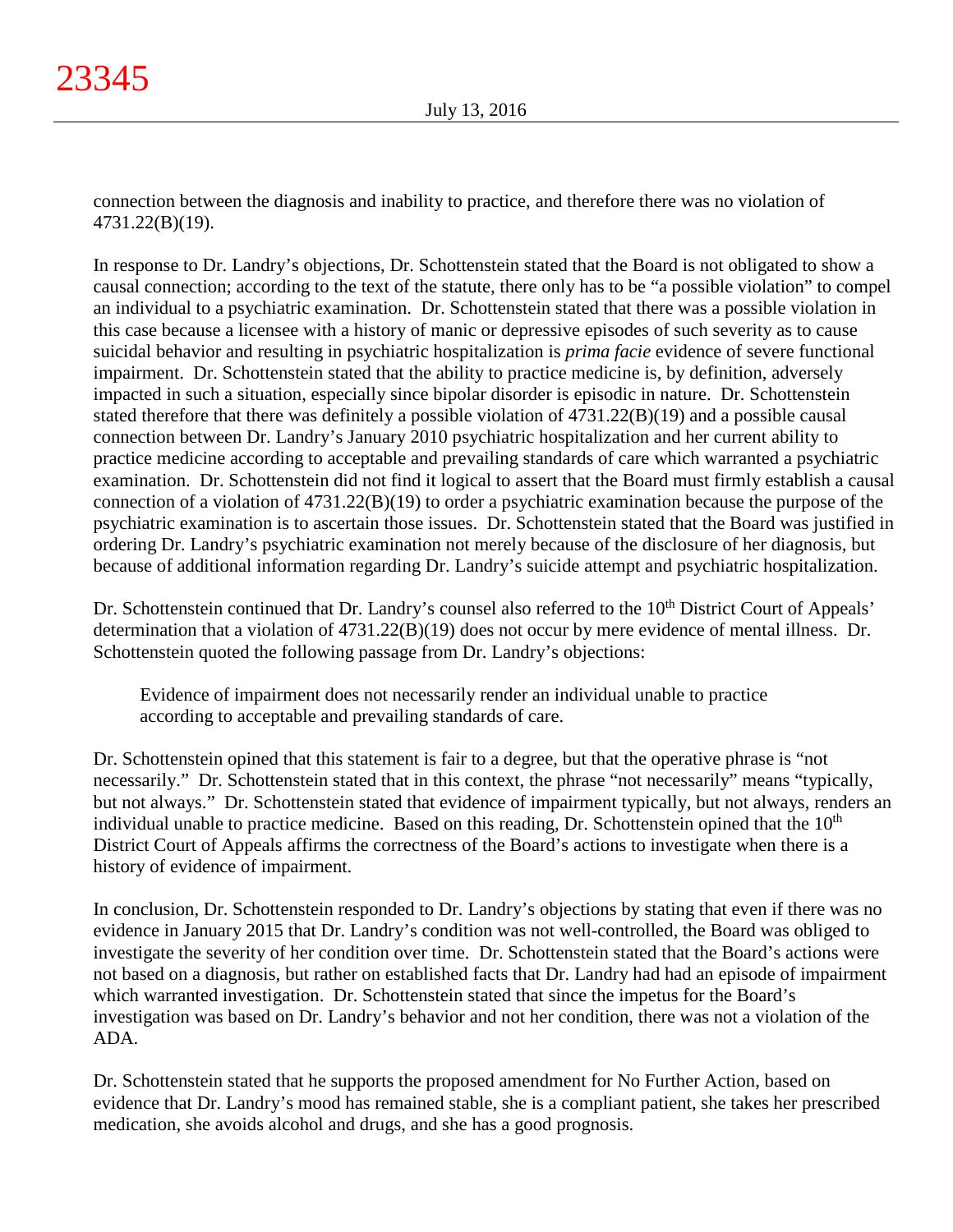connection between the diagnosis and inability to practice, and therefore there was no violation of 4731.22(B)(19).

In response to Dr. Landry's objections, Dr. Schottenstein stated that the Board is not obligated to show a causal connection; according to the text of the statute, there only has to be "a possible violation" to compel an individual to a psychiatric examination. Dr. Schottenstein stated that there was a possible violation in this case because a licensee with a history of manic or depressive episodes of such severity as to cause suicidal behavior and resulting in psychiatric hospitalization is *prima facie* evidence of severe functional impairment. Dr. Schottenstein stated that the ability to practice medicine is, by definition, adversely impacted in such a situation, especially since bipolar disorder is episodic in nature. Dr. Schottenstein stated therefore that there was definitely a possible violation of 4731.22(B)(19) and a possible causal connection between Dr. Landry's January 2010 psychiatric hospitalization and her current ability to practice medicine according to acceptable and prevailing standards of care which warranted a psychiatric examination. Dr. Schottenstein did not find it logical to assert that the Board must firmly establish a causal connection of a violation of 4731.22(B)(19) to order a psychiatric examination because the purpose of the psychiatric examination is to ascertain those issues. Dr. Schottenstein stated that the Board was justified in ordering Dr. Landry's psychiatric examination not merely because of the disclosure of her diagnosis, but because of additional information regarding Dr. Landry's suicide attempt and psychiatric hospitalization.

Dr. Schottenstein continued that Dr. Landry's counsel also referred to the 10th District Court of Appeals' determination that a violation of 4731.22(B)(19) does not occur by mere evidence of mental illness. Dr. Schottenstein quoted the following passage from Dr. Landry's objections:

> Evidence of impairment does not necessarily render an individual unable to practice according to acceptable and prevailing standards of care.

Dr. Schottenstein opined that this statement is fair to a degree, but that the operative phrase is "not necessarily." Dr. Schottenstein stated that in this context, the phrase "not necessarily" means "typically, but not always." Dr. Schottenstein stated that evidence of impairment typically, but not always, renders an individual unable to practice medicine. Based on this reading, Dr. Schottenstein opined that the 10th District Court of Appeals affirms the correctness of the Board's actions to investigate when there is a history of evidence of impairment.

In conclusion, Dr. Schottenstein responded to Dr. Landry's objections by stating that even if there was no evidence in January 2015 that Dr. Landry's condition was not well-controlled, the Board was obliged to investigate the severity of her condition over time. Dr. Schottenstein stated that the Board's actions were not based on a diagnosis, but rather on established facts that Dr. Landry had had an episode of impairment which warranted investigation. Dr. Schottenstein stated that since the impetus for the Board's investigation was based on Dr. Landry's behavior and not her condition, there was not a violation of the ADA.

Dr. Schottenstein stated that he supports the proposed amendment for No Further Action, based on evidence that Dr. Landry's mood has remained stable, she is a compliant patient, she takes her prescribed medication, she avoids alcohol and drugs, and she has a good prognosis.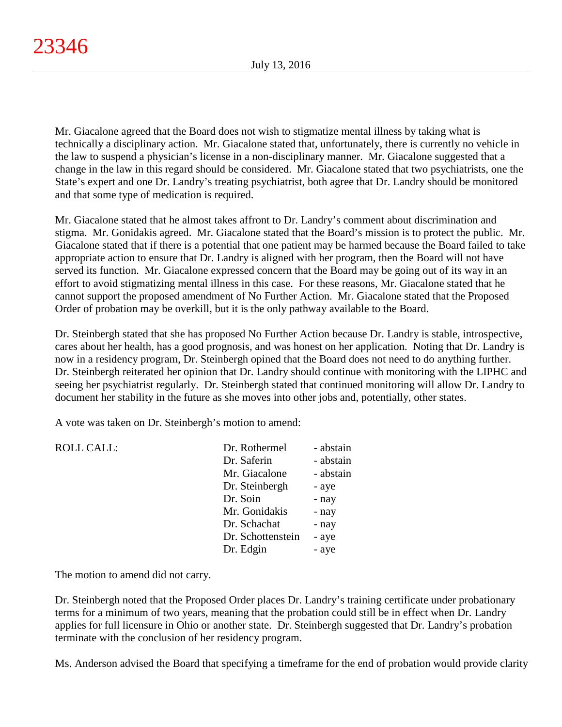Mr. Giacalone agreed that the Board does not wish to stigmatize mental illness by taking what is technically a disciplinary action. Mr. Giacalone stated that, unfortunately, there is currently no vehicle in the law to suspend a physician's license in a non-disciplinary manner. Mr. Giacalone suggested that a change in the law in this regard should be considered. Mr. Giacalone stated that two psychiatrists, one the State's expert and one Dr. Landry's treating psychiatrist, both agree that Dr. Landry should be monitored and that some type of medication is required.

Mr. Giacalone stated that he almost takes affront to Dr. Landry's comment about discrimination and stigma. Mr. Gonidakis agreed. Mr. Giacalone stated that the Board's mission is to protect the public. Mr. Giacalone stated that if there is a potential that one patient may be harmed because the Board failed to take appropriate action to ensure that Dr. Landry is aligned with her program, then the Board will not have served its function. Mr. Giacalone expressed concern that the Board may be going out of its way in an effort to avoid stigmatizing mental illness in this case. For these reasons, Mr. Giacalone stated that he cannot support the proposed amendment of No Further Action. Mr. Giacalone stated that the Proposed Order of probation may be overkill, but it is the only pathway available to the Board.

Dr. Steinbergh stated that she has proposed No Further Action because Dr. Landry is stable, introspective, cares about her health, has a good prognosis, and was honest on her application. Noting that Dr. Landry is now in a residency program, Dr. Steinbergh opined that the Board does not need to do anything further. Dr. Steinbergh reiterated her opinion that Dr. Landry should continue with monitoring with the LIPHC and seeing her psychiatrist regularly. Dr. Steinbergh stated that continued monitoring will allow Dr. Landry to document her stability in the future as she moves into other jobs and, potentially, other states.

A vote was taken on Dr. Steinbergh's motion to amend:

| ROLL CALL: | Dr. Rothermel | - abstain |
|---|---|---|
| | Dr. Saferin | - abstain |
| | Mr. Giacalone | - abstain |
| | Dr. Steinbergh | - aye |
| | Dr. Soin | - nay |
| | Mr. Gonidakis | - nay |
| | Dr. Schachat | - nay |
| | Dr. Schottenstein | - aye |
| | Dr. Edgin | - aye |

The motion to amend did not carry.

Dr. Steinbergh noted that the Proposed Order places Dr. Landry's training certificate under probationary terms for a minimum of two years, meaning that the probation could still be in effect when Dr. Landry applies for full licensure in Ohio or another state. Dr. Steinbergh suggested that Dr. Landry's probation terminate with the conclusion of her residency program.

Ms. Anderson advised the Board that specifying a timeframe for the end of probation would provide clarity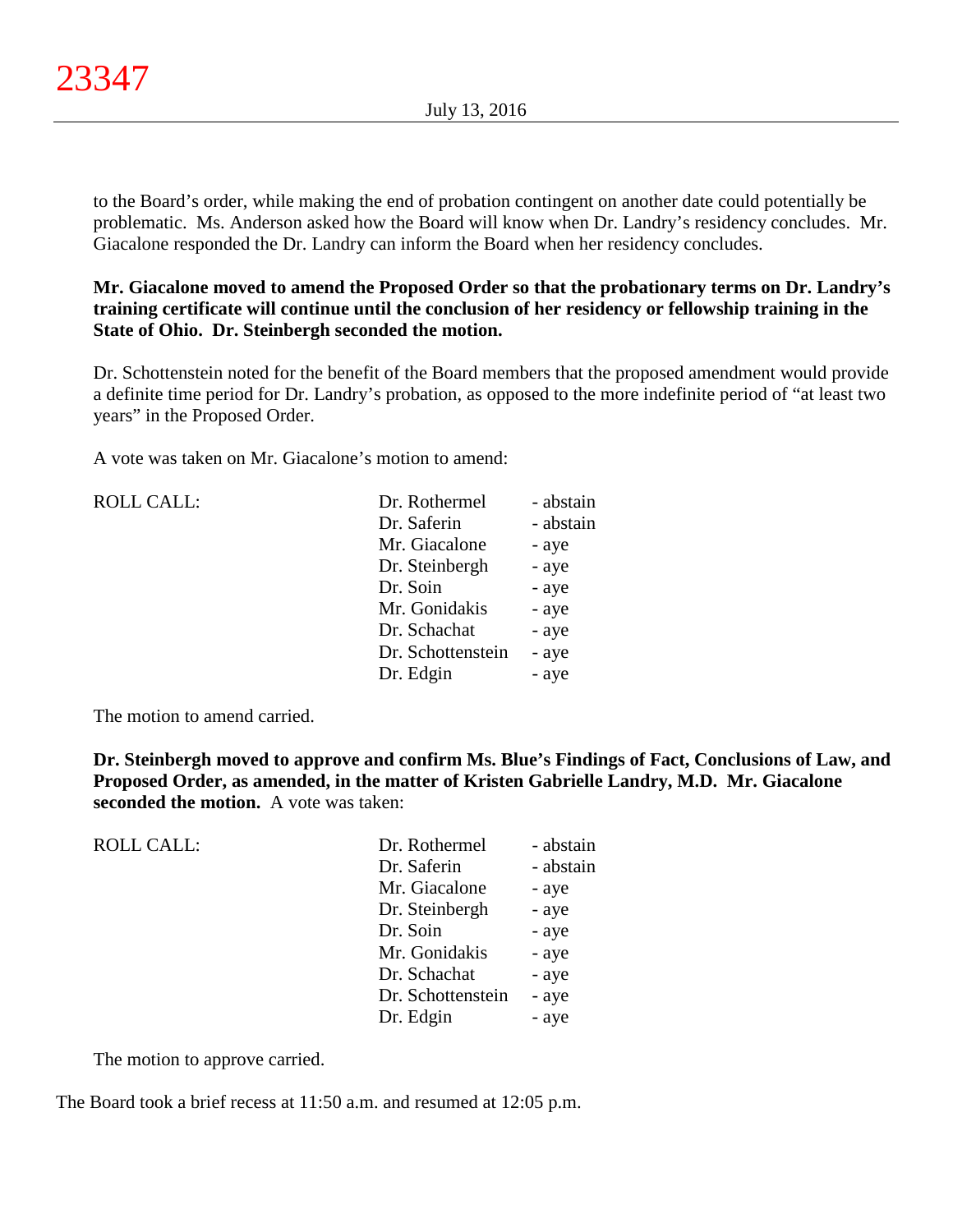to the Board's order, while making the end of probation contingent on another date could potentially be problematic. Ms. Anderson asked how the Board will know when Dr. Landry's residency concludes. Mr. Giacalone responded the Dr. Landry can inform the Board when her residency concludes.

**Mr. Giacalone moved to amend the Proposed Order so that the probationary terms on Dr. Landry's training certificate will continue until the conclusion of her residency or fellowship training in the State of Ohio. Dr. Steinbergh seconded the motion.**

Dr. Schottenstein noted for the benefit of the Board members that the proposed amendment would provide a definite time period for Dr. Landry's probation, as opposed to the more indefinite period of "at least two years" in the Proposed Order.

A vote was taken on Mr. Giacalone's motion to amend:

| | | |
|---|---|---|
| ROLL CALL: | Dr. Rothermel | - abstain |
| | Dr. Saferin | - abstain |
| | Mr. Giacalone | - aye |
| | Dr. Steinbergh | - aye |
| | Dr. Soin | - aye |
| | Mr. Gonidakis | - aye |
| | Dr. Schachat | - aye |
| | Dr. Schottenstein | - aye |
| | Dr. Edgin | - aye |

The motion to amend carried.

**Dr. Steinbergh moved to approve and confirm Ms. Blue's Findings of Fact, Conclusions of Law, and Proposed Order, as amended, in the matter of Kristen Gabrielle Landry, M.D. Mr. Giacalone seconded the motion.** A vote was taken:

| | | |
|---|---|---|
| ROLL CALL: | Dr. Rothermel | - abstain |
| | Dr. Saferin | - abstain |
| | Mr. Giacalone | - aye |
| | Dr. Steinbergh | - aye |
| | Dr. Soin | - aye |
| | Mr. Gonidakis | - aye |
| | Dr. Schachat | - aye |
| | Dr. Schottenstein | - aye |
| | Dr. Edgin | - aye |

The motion to approve carried.

The Board took a brief recess at 11:50 a.m. and resumed at 12:05 p.m.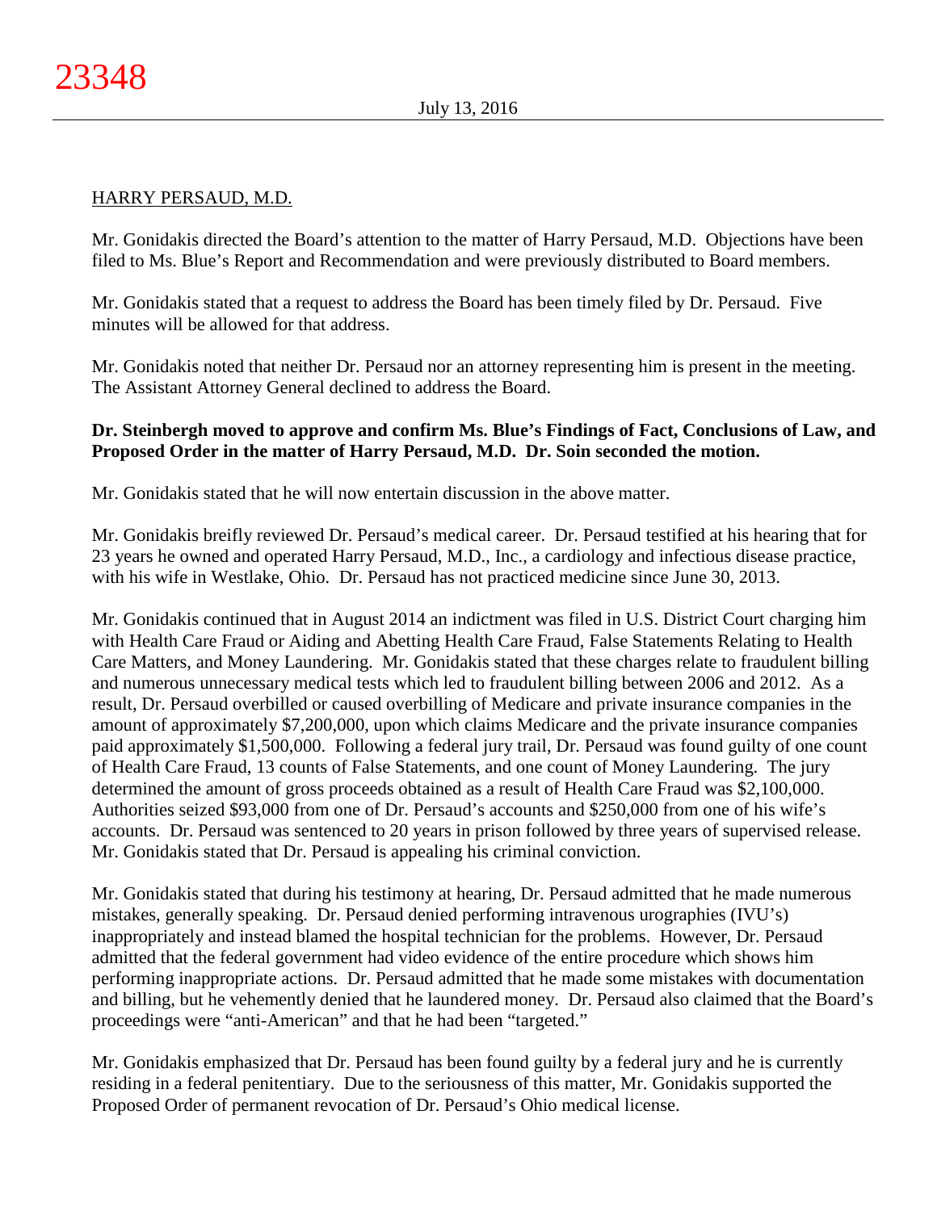HARRY PERSAUD, M.D.

Mr. Gonidakis directed the Board's attention to the matter of Harry Persaud, M.D. Objections have been filed to Ms. Blue's Report and Recommendation and were previously distributed to Board members.

Mr. Gonidakis stated that a request to address the Board has been timely filed by Dr. Persaud. Five minutes will be allowed for that address.

Mr. Gonidakis noted that neither Dr. Persaud nor an attorney representing him is present in the meeting. The Assistant Attorney General declined to address the Board.

**Dr. Steinbergh moved to approve and confirm Ms. Blue's Findings of Fact, Conclusions of Law, and Proposed Order in the matter of Harry Persaud, M.D. Dr. Soin seconded the motion.**

Mr. Gonidakis stated that he will now entertain discussion in the above matter.

Mr. Gonidakis breifly reviewed Dr. Persaud's medical career. Dr. Persaud testified at his hearing that for 23 years he owned and operated Harry Persaud, M.D., Inc., a cardiology and infectious disease practice, with his wife in Westlake, Ohio. Dr. Persaud has not practiced medicine since June 30, 2013.

Mr. Gonidakis continued that in August 2014 an indictment was filed in U.S. District Court charging him with Health Care Fraud or Aiding and Abetting Health Care Fraud, False Statements Relating to Health Care Matters, and Money Laundering. Mr. Gonidakis stated that these charges relate to fraudulent billing and numerous unnecessary medical tests which led to fraudulent billing between 2006 and 2012. As a result, Dr. Persaud overbilled or caused overbilling of Medicare and private insurance companies in the amount of approximately $7,200,000, upon which claims Medicare and the private insurance companies paid approximately $1,500,000. Following a federal jury trail, Dr. Persaud was found guilty of one count of Health Care Fraud, 13 counts of False Statements, and one count of Money Laundering. The jury determined the amount of gross proceeds obtained as a result of Health Care Fraud was $2,100,000. Authorities seized $93,000 from one of Dr. Persaud's accounts and $250,000 from one of his wife's accounts. Dr. Persaud was sentenced to 20 years in prison followed by three years of supervised release. Mr. Gonidakis stated that Dr. Persaud is appealing his criminal conviction.

Mr. Gonidakis stated that during his testimony at hearing, Dr. Persaud admitted that he made numerous mistakes, generally speaking. Dr. Persaud denied performing intravenous urographies (IVU's) inappropriately and instead blamed the hospital technician for the problems. However, Dr. Persaud admitted that the federal government had video evidence of the entire procedure which shows him performing inappropriate actions. Dr. Persaud admitted that he made some mistakes with documentation and billing, but he vehemently denied that he laundered money. Dr. Persaud also claimed that the Board's proceedings were "anti-American" and that he had been "targeted."

Mr. Gonidakis emphasized that Dr. Persaud has been found guilty by a federal jury and he is currently residing in a federal penitentiary. Due to the seriousness of this matter, Mr. Gonidakis supported the Proposed Order of permanent revocation of Dr. Persaud's Ohio medical license.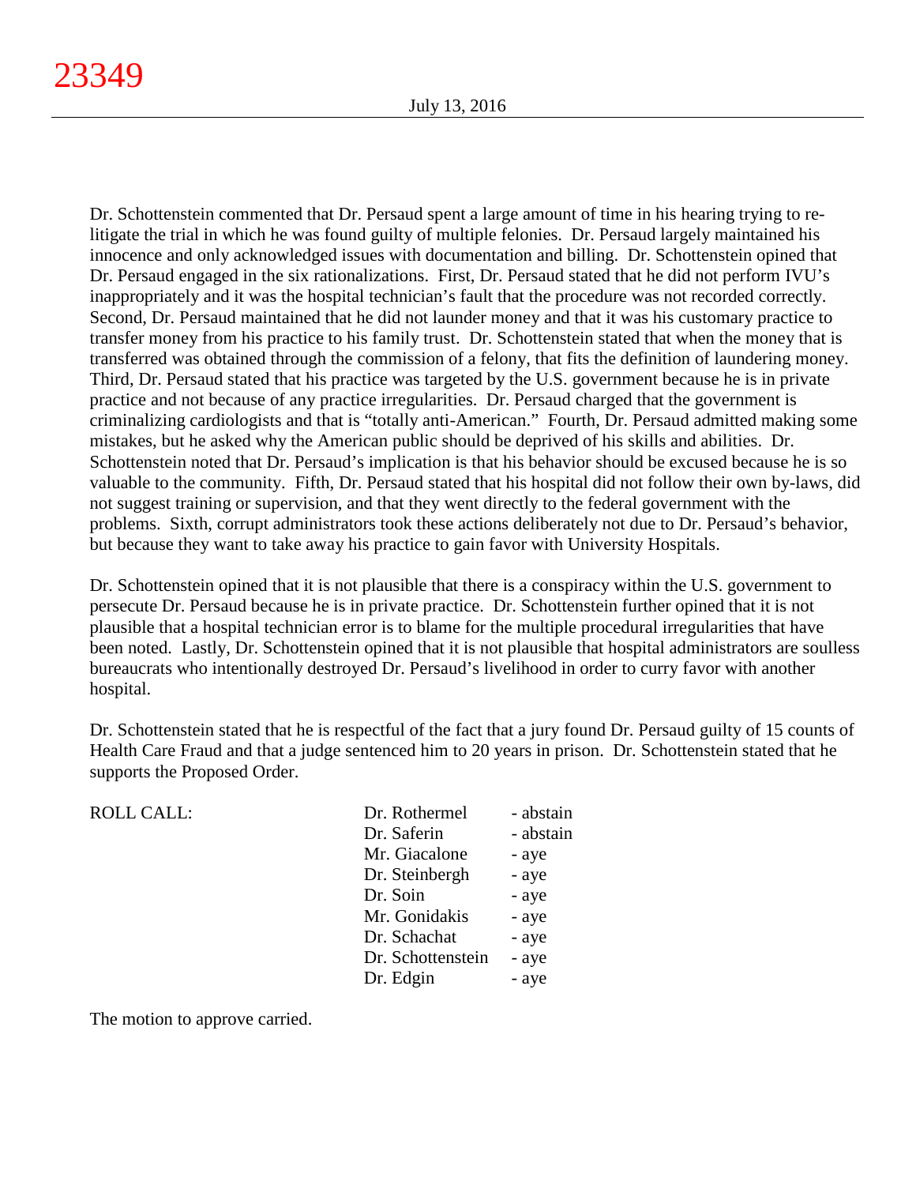Dr. Schottenstein commented that Dr. Persaud spent a large amount of time in his hearing trying to re-litigate the trial in which he was found guilty of multiple felonies. Dr. Persaud largely maintained his innocence and only acknowledged issues with documentation and billing. Dr. Schottenstein opined that Dr. Persaud engaged in the six rationalizations. First, Dr. Persaud stated that he did not perform IVU's inappropriately and it was the hospital technician's fault that the procedure was not recorded correctly. Second, Dr. Persaud maintained that he did not launder money and that it was his customary practice to transfer money from his practice to his family trust. Dr. Schottenstein stated that when the money that is transferred was obtained through the commission of a felony, that fits the definition of laundering money. Third, Dr. Persaud stated that his practice was targeted by the U.S. government because he is in private practice and not because of any practice irregularities. Dr. Persaud charged that the government is criminalizing cardiologists and that is "totally anti-American." Fourth, Dr. Persaud admitted making some mistakes, but he asked why the American public should be deprived of his skills and abilities. Dr. Schottenstein noted that Dr. Persaud's implication is that his behavior should be excused because he is so valuable to the community. Fifth, Dr. Persaud stated that his hospital did not follow their own by-laws, did not suggest training or supervision, and that they went directly to the federal government with the problems. Sixth, corrupt administrators took these actions deliberately not due to Dr. Persaud's behavior, but because they want to take away his practice to gain favor with University Hospitals.

Dr. Schottenstein opined that it is not plausible that there is a conspiracy within the U.S. government to persecute Dr. Persaud because he is in private practice. Dr. Schottenstein further opined that it is not plausible that a hospital technician error is to blame for the multiple procedural irregularities that have been noted. Lastly, Dr. Schottenstein opined that it is not plausible that hospital administrators are soulless bureaucrats who intentionally destroyed Dr. Persaud's livelihood in order to curry favor with another hospital.

Dr. Schottenstein stated that he is respectful of the fact that a jury found Dr. Persaud guilty of 15 counts of Health Care Fraud and that a judge sentenced him to 20 years in prison. Dr. Schottenstein stated that he supports the Proposed Order.

| ROLL CALL: | | |
|---|---|---|
| | Dr. Rothermel | - abstain |
| | Dr. Saferin | - abstain |
| | Mr. Giacalone | - aye |
| | Dr. Steinbergh | - aye |
| | Dr. Soin | - aye |
| | Mr. Gonidakis | - aye |
| | Dr. Schachat | - aye |
| | Dr. Schottenstein | - aye |
| | Dr. Edgin | - aye |

The motion to approve carried.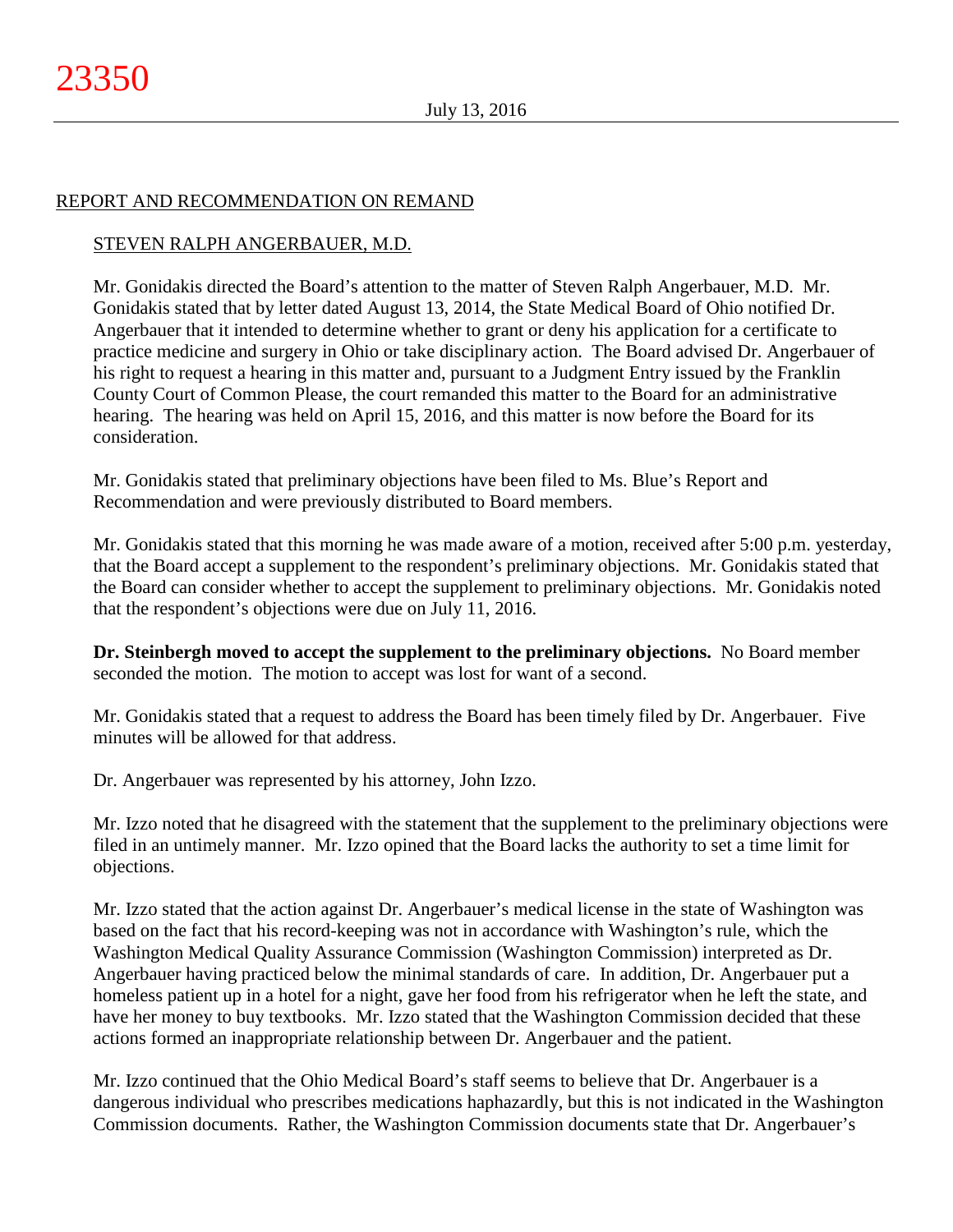## REPORT AND RECOMMENDATION ON REMAND

### STEVEN RALPH ANGERBAUER, M.D.

Mr. Gonidakis directed the Board's attention to the matter of Steven Ralph Angerbauer, M.D. Mr. Gonidakis stated that by letter dated August 13, 2014, the State Medical Board of Ohio notified Dr. Angerbauer that it intended to determine whether to grant or deny his application for a certificate to practice medicine and surgery in Ohio or take disciplinary action. The Board advised Dr. Angerbauer of his right to request a hearing in this matter and, pursuant to a Judgment Entry issued by the Franklin County Court of Common Please, the court remanded this matter to the Board for an administrative hearing. The hearing was held on April 15, 2016, and this matter is now before the Board for its consideration.

Mr. Gonidakis stated that preliminary objections have been filed to Ms. Blue's Report and Recommendation and were previously distributed to Board members.

Mr. Gonidakis stated that this morning he was made aware of a motion, received after 5:00 p.m. yesterday, that the Board accept a supplement to the respondent's preliminary objections. Mr. Gonidakis stated that the Board can consider whether to accept the supplement to preliminary objections. Mr. Gonidakis noted that the respondent's objections were due on July 11, 2016.

**Dr. Steinbergh moved to accept the supplement to the preliminary objections.** No Board member seconded the motion. The motion to accept was lost for want of a second.

Mr. Gonidakis stated that a request to address the Board has been timely filed by Dr. Angerbauer. Five minutes will be allowed for that address.

Dr. Angerbauer was represented by his attorney, John Izzo.

Mr. Izzo noted that he disagreed with the statement that the supplement to the preliminary objections were filed in an untimely manner. Mr. Izzo opined that the Board lacks the authority to set a time limit for objections.

Mr. Izzo stated that the action against Dr. Angerbauer's medical license in the state of Washington was based on the fact that his record-keeping was not in accordance with Washington's rule, which the Washington Medical Quality Assurance Commission (Washington Commission) interpreted as Dr. Angerbauer having practiced below the minimal standards of care. In addition, Dr. Angerbauer put a homeless patient up in a hotel for a night, gave her food from his refrigerator when he left the state, and have her money to buy textbooks. Mr. Izzo stated that the Washington Commission decided that these actions formed an inappropriate relationship between Dr. Angerbauer and the patient.

Mr. Izzo continued that the Ohio Medical Board's staff seems to believe that Dr. Angerbauer is a dangerous individual who prescribes medications haphazardly, but this is not indicated in the Washington Commission documents. Rather, the Washington Commission documents state that Dr. Angerbauer's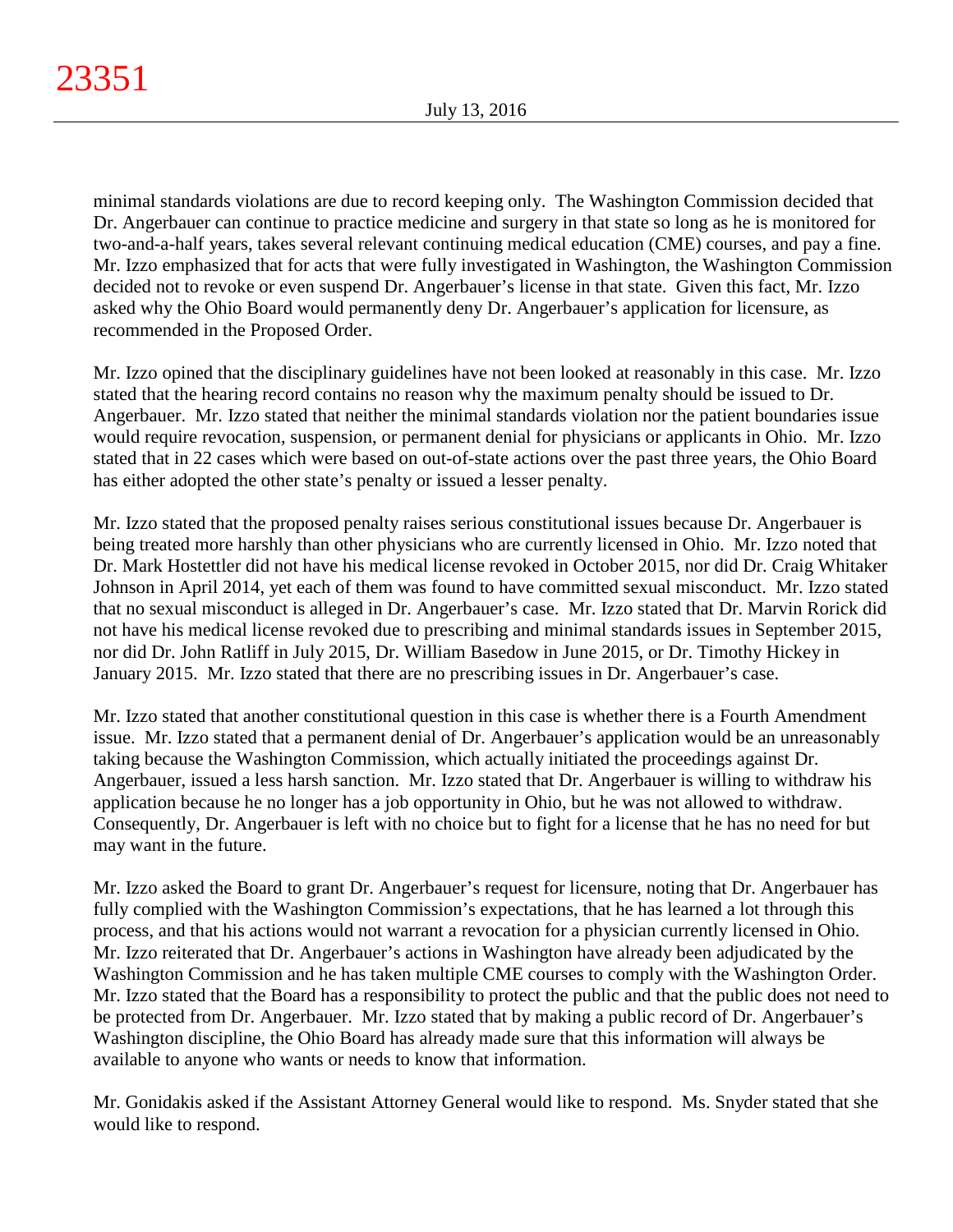minimal standards violations are due to record keeping only. The Washington Commission decided that Dr. Angerbauer can continue to practice medicine and surgery in that state so long as he is monitored for two-and-a-half years, takes several relevant continuing medical education (CME) courses, and pay a fine. Mr. Izzo emphasized that for acts that were fully investigated in Washington, the Washington Commission decided not to revoke or even suspend Dr. Angerbauer's license in that state. Given this fact, Mr. Izzo asked why the Ohio Board would permanently deny Dr. Angerbauer's application for licensure, as recommended in the Proposed Order.

Mr. Izzo opined that the disciplinary guidelines have not been looked at reasonably in this case. Mr. Izzo stated that the hearing record contains no reason why the maximum penalty should be issued to Dr. Angerbauer. Mr. Izzo stated that neither the minimal standards violation nor the patient boundaries issue would require revocation, suspension, or permanent denial for physicians or applicants in Ohio. Mr. Izzo stated that in 22 cases which were based on out-of-state actions over the past three years, the Ohio Board has either adopted the other state's penalty or issued a lesser penalty.

Mr. Izzo stated that the proposed penalty raises serious constitutional issues because Dr. Angerbauer is being treated more harshly than other physicians who are currently licensed in Ohio. Mr. Izzo noted that Dr. Mark Hostettler did not have his medical license revoked in October 2015, nor did Dr. Craig Whitaker Johnson in April 2014, yet each of them was found to have committed sexual misconduct. Mr. Izzo stated that no sexual misconduct is alleged in Dr. Angerbauer's case. Mr. Izzo stated that Dr. Marvin Rorick did not have his medical license revoked due to prescribing and minimal standards issues in September 2015, nor did Dr. John Ratliff in July 2015, Dr. William Basedow in June 2015, or Dr. Timothy Hickey in January 2015. Mr. Izzo stated that there are no prescribing issues in Dr. Angerbauer's case.

Mr. Izzo stated that another constitutional question in this case is whether there is a Fourth Amendment issue. Mr. Izzo stated that a permanent denial of Dr. Angerbauer's application would be an unreasonably taking because the Washington Commission, which actually initiated the proceedings against Dr. Angerbauer, issued a less harsh sanction. Mr. Izzo stated that Dr. Angerbauer is willing to withdraw his application because he no longer has a job opportunity in Ohio, but he was not allowed to withdraw. Consequently, Dr. Angerbauer is left with no choice but to fight for a license that he has no need for but may want in the future.

Mr. Izzo asked the Board to grant Dr. Angerbauer's request for licensure, noting that Dr. Angerbauer has fully complied with the Washington Commission's expectations, that he has learned a lot through this process, and that his actions would not warrant a revocation for a physician currently licensed in Ohio. Mr. Izzo reiterated that Dr. Angerbauer's actions in Washington have already been adjudicated by the Washington Commission and he has taken multiple CME courses to comply with the Washington Order. Mr. Izzo stated that the Board has a responsibility to protect the public and that the public does not need to be protected from Dr. Angerbauer. Mr. Izzo stated that by making a public record of Dr. Angerbauer's Washington discipline, the Ohio Board has already made sure that this information will always be available to anyone who wants or needs to know that information.

Mr. Gonidakis asked if the Assistant Attorney General would like to respond. Ms. Snyder stated that she would like to respond.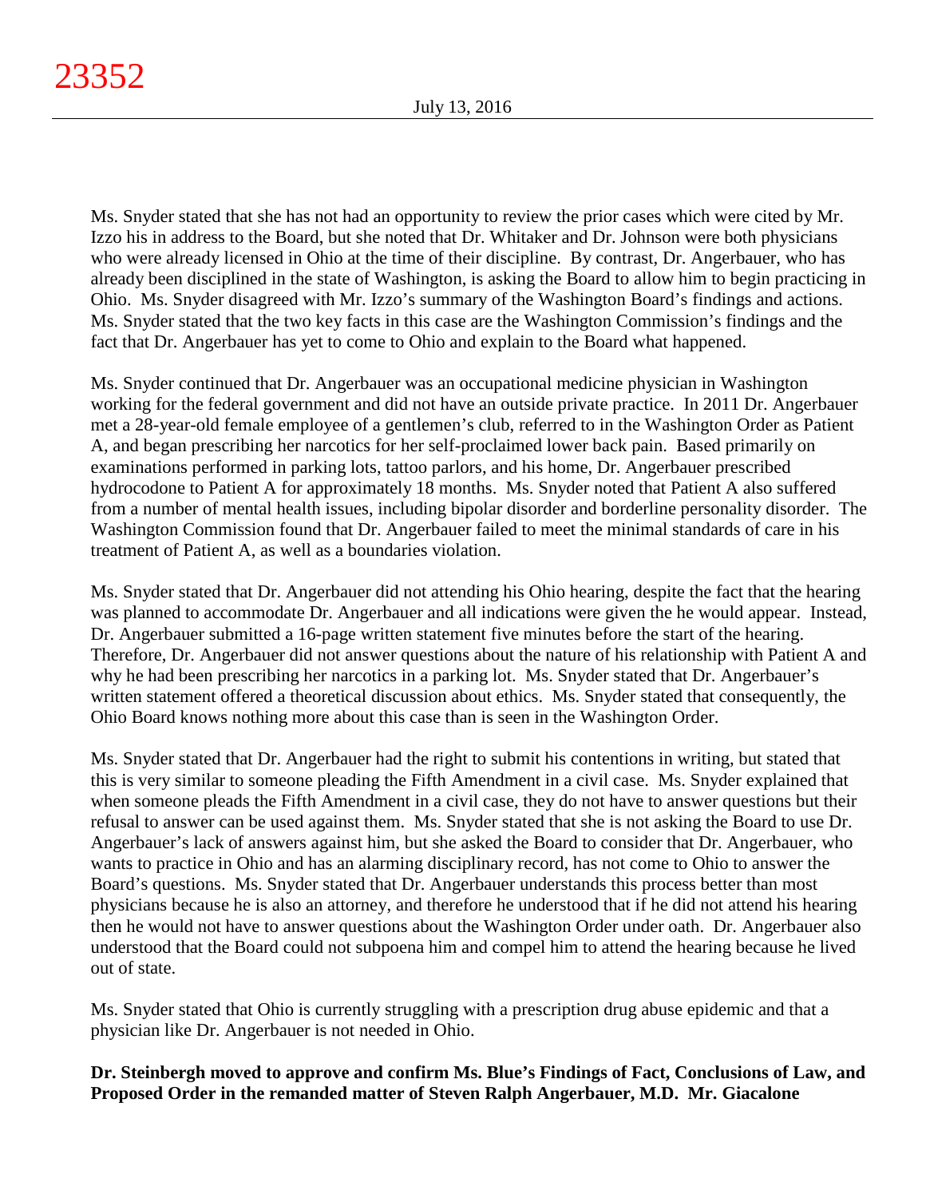Ms. Snyder stated that she has not had an opportunity to review the prior cases which were cited by Mr. Izzo his in address to the Board, but she noted that Dr. Whitaker and Dr. Johnson were both physicians who were already licensed in Ohio at the time of their discipline. By contrast, Dr. Angerbauer, who has already been disciplined in the state of Washington, is asking the Board to allow him to begin practicing in Ohio. Ms. Snyder disagreed with Mr. Izzo's summary of the Washington Board's findings and actions. Ms. Snyder stated that the two key facts in this case are the Washington Commission's findings and the fact that Dr. Angerbauer has yet to come to Ohio and explain to the Board what happened.

Ms. Snyder continued that Dr. Angerbauer was an occupational medicine physician in Washington working for the federal government and did not have an outside private practice. In 2011 Dr. Angerbauer met a 28-year-old female employee of a gentlemen's club, referred to in the Washington Order as Patient A, and began prescribing her narcotics for her self-proclaimed lower back pain. Based primarily on examinations performed in parking lots, tattoo parlors, and his home, Dr. Angerbauer prescribed hydrocodone to Patient A for approximately 18 months. Ms. Snyder noted that Patient A also suffered from a number of mental health issues, including bipolar disorder and borderline personality disorder. The Washington Commission found that Dr. Angerbauer failed to meet the minimal standards of care in his treatment of Patient A, as well as a boundaries violation.

Ms. Snyder stated that Dr. Angerbauer did not attending his Ohio hearing, despite the fact that the hearing was planned to accommodate Dr. Angerbauer and all indications were given the he would appear. Instead, Dr. Angerbauer submitted a 16-page written statement five minutes before the start of the hearing. Therefore, Dr. Angerbauer did not answer questions about the nature of his relationship with Patient A and why he had been prescribing her narcotics in a parking lot. Ms. Snyder stated that Dr. Angerbauer's written statement offered a theoretical discussion about ethics. Ms. Snyder stated that consequently, the Ohio Board knows nothing more about this case than is seen in the Washington Order.

Ms. Snyder stated that Dr. Angerbauer had the right to submit his contentions in writing, but stated that this is very similar to someone pleading the Fifth Amendment in a civil case. Ms. Snyder explained that when someone pleads the Fifth Amendment in a civil case, they do not have to answer questions but their refusal to answer can be used against them. Ms. Snyder stated that she is not asking the Board to use Dr. Angerbauer's lack of answers against him, but she asked the Board to consider that Dr. Angerbauer, who wants to practice in Ohio and has an alarming disciplinary record, has not come to Ohio to answer the Board's questions. Ms. Snyder stated that Dr. Angerbauer understands this process better than most physicians because he is also an attorney, and therefore he understood that if he did not attend his hearing then he would not have to answer questions about the Washington Order under oath. Dr. Angerbauer also understood that the Board could not subpoena him and compel him to attend the hearing because he lived out of state.

Ms. Snyder stated that Ohio is currently struggling with a prescription drug abuse epidemic and that a physician like Dr. Angerbauer is not needed in Ohio.

**Dr. Steinbergh moved to approve and confirm Ms. Blue's Findings of Fact, Conclusions of Law, and Proposed Order in the remanded matter of Steven Ralph Angerbauer, M.D. Mr. Giacalone**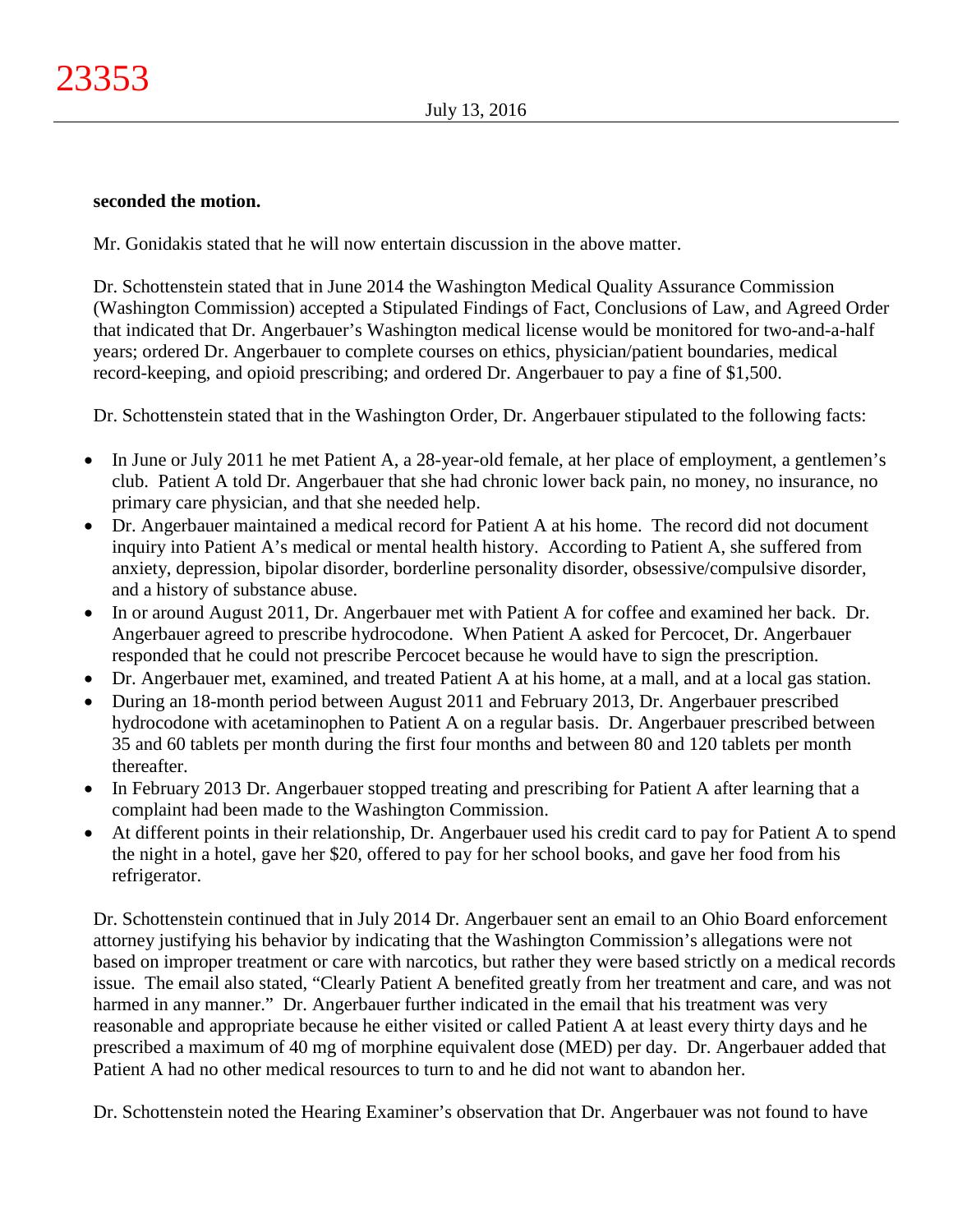**seconded the motion.**

Mr. Gonidakis stated that he will now entertain discussion in the above matter.

Dr. Schottenstein stated that in June 2014 the Washington Medical Quality Assurance Commission (Washington Commission) accepted a Stipulated Findings of Fact, Conclusions of Law, and Agreed Order that indicated that Dr. Angerbauer's Washington medical license would be monitored for two-and-a-half years; ordered Dr. Angerbauer to complete courses on ethics, physician/patient boundaries, medical record-keeping, and opioid prescribing; and ordered Dr. Angerbauer to pay a fine of $1,500.

Dr. Schottenstein stated that in the Washington Order, Dr. Angerbauer stipulated to the following facts:

- In June or July 2011 he met Patient A, a 28-year-old female, at her place of employment, a gentlemen's club. Patient A told Dr. Angerbauer that she had chronic lower back pain, no money, no insurance, no primary care physician, and that she needed help.
- Dr. Angerbauer maintained a medical record for Patient A at his home. The record did not document inquiry into Patient A's medical or mental health history. According to Patient A, she suffered from anxiety, depression, bipolar disorder, borderline personality disorder, obsessive/compulsive disorder, and a history of substance abuse.
- In or around August 2011, Dr. Angerbauer met with Patient A for coffee and examined her back. Dr. Angerbauer agreed to prescribe hydrocodone. When Patient A asked for Percocet, Dr. Angerbauer responded that he could not prescribe Percocet because he would have to sign the prescription.
- Dr. Angerbauer met, examined, and treated Patient A at his home, at a mall, and at a local gas station.
- During an 18-month period between August 2011 and February 2013, Dr. Angerbauer prescribed hydrocodone with acetaminophen to Patient A on a regular basis. Dr. Angerbauer prescribed between 35 and 60 tablets per month during the first four months and between 80 and 120 tablets per month thereafter.
- In February 2013 Dr. Angerbauer stopped treating and prescribing for Patient A after learning that a complaint had been made to the Washington Commission.
- At different points in their relationship, Dr. Angerbauer used his credit card to pay for Patient A to spend the night in a hotel, gave her $20, offered to pay for her school books, and gave her food from his refrigerator.

Dr. Schottenstein continued that in July 2014 Dr. Angerbauer sent an email to an Ohio Board enforcement attorney justifying his behavior by indicating that the Washington Commission's allegations were not based on improper treatment or care with narcotics, but rather they were based strictly on a medical records issue. The email also stated, "Clearly Patient A benefited greatly from her treatment and care, and was not harmed in any manner." Dr. Angerbauer further indicated in the email that his treatment was very reasonable and appropriate because he either visited or called Patient A at least every thirty days and he prescribed a maximum of 40 mg of morphine equivalent dose (MED) per day. Dr. Angerbauer added that Patient A had no other medical resources to turn to and he did not want to abandon her.

Dr. Schottenstein noted the Hearing Examiner's observation that Dr. Angerbauer was not found to have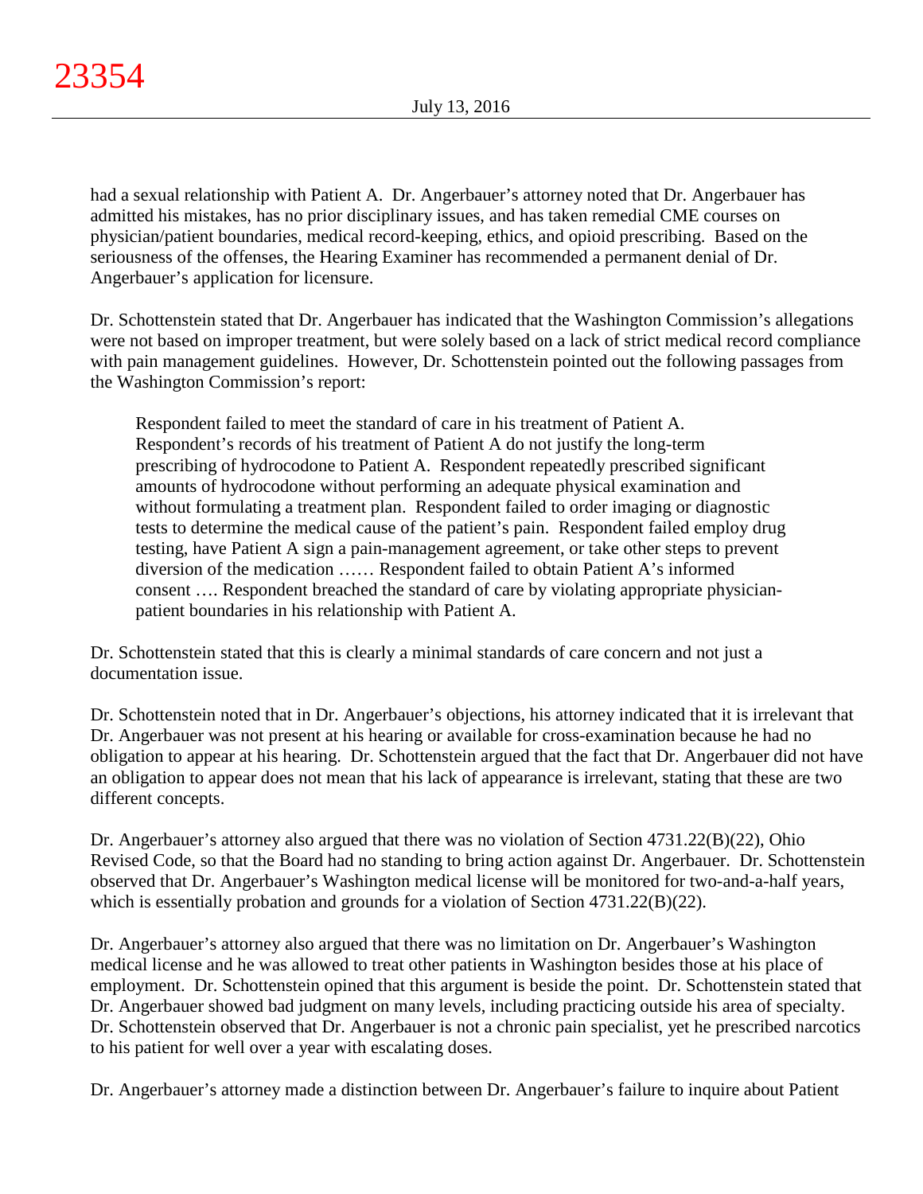had a sexual relationship with Patient A. Dr. Angerbauer's attorney noted that Dr. Angerbauer has admitted his mistakes, has no prior disciplinary issues, and has taken remedial CME courses on physician/patient boundaries, medical record-keeping, ethics, and opioid prescribing. Based on the seriousness of the offenses, the Hearing Examiner has recommended a permanent denial of Dr. Angerbauer's application for licensure.

Dr. Schottenstein stated that Dr. Angerbauer has indicated that the Washington Commission's allegations were not based on improper treatment, but were solely based on a lack of strict medical record compliance with pain management guidelines. However, Dr. Schottenstein pointed out the following passages from the Washington Commission's report:

> Respondent failed to meet the standard of care in his treatment of Patient A. Respondent's records of his treatment of Patient A do not justify the long-term prescribing of hydrocodone to Patient A. Respondent repeatedly prescribed significant amounts of hydrocodone without performing an adequate physical examination and without formulating a treatment plan. Respondent failed to order imaging or diagnostic tests to determine the medical cause of the patient's pain. Respondent failed employ drug testing, have Patient A sign a pain-management agreement, or take other steps to prevent diversion of the medication …… Respondent failed to obtain Patient A's informed consent …. Respondent breached the standard of care by violating appropriate physician-patient boundaries in his relationship with Patient A.

Dr. Schottenstein stated that this is clearly a minimal standards of care concern and not just a documentation issue.

Dr. Schottenstein noted that in Dr. Angerbauer's objections, his attorney indicated that it is irrelevant that Dr. Angerbauer was not present at his hearing or available for cross-examination because he had no obligation to appear at his hearing. Dr. Schottenstein argued that the fact that Dr. Angerbauer did not have an obligation to appear does not mean that his lack of appearance is irrelevant, stating that these are two different concepts.

Dr. Angerbauer's attorney also argued that there was no violation of Section 4731.22(B)(22), Ohio Revised Code, so that the Board had no standing to bring action against Dr. Angerbauer. Dr. Schottenstein observed that Dr. Angerbauer's Washington medical license will be monitored for two-and-a-half years, which is essentially probation and grounds for a violation of Section 4731.22(B)(22).

Dr. Angerbauer's attorney also argued that there was no limitation on Dr. Angerbauer's Washington medical license and he was allowed to treat other patients in Washington besides those at his place of employment. Dr. Schottenstein opined that this argument is beside the point. Dr. Schottenstein stated that Dr. Angerbauer showed bad judgment on many levels, including practicing outside his area of specialty. Dr. Schottenstein observed that Dr. Angerbauer is not a chronic pain specialist, yet he prescribed narcotics to his patient for well over a year with escalating doses.

Dr. Angerbauer's attorney made a distinction between Dr. Angerbauer's failure to inquire about Patient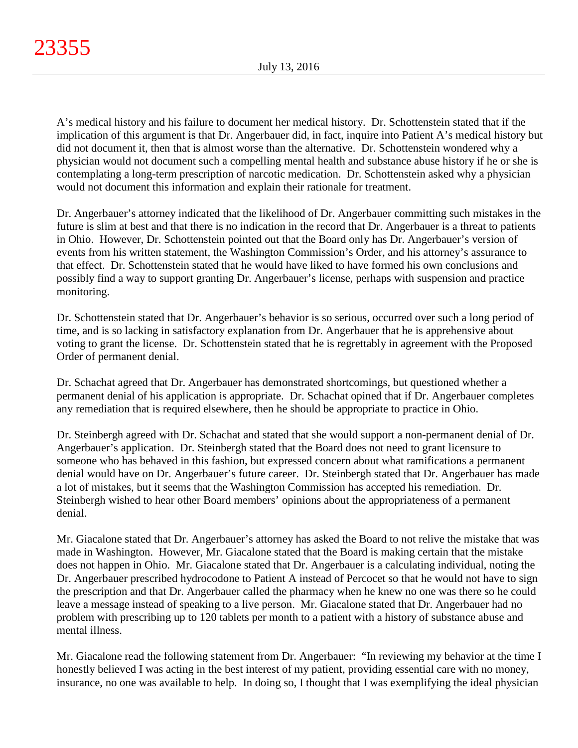A's medical history and his failure to document her medical history. Dr. Schottenstein stated that if the implication of this argument is that Dr. Angerbauer did, in fact, inquire into Patient A's medical history but did not document it, then that is almost worse than the alternative. Dr. Schottenstein wondered why a physician would not document such a compelling mental health and substance abuse history if he or she is contemplating a long-term prescription of narcotic medication. Dr. Schottenstein asked why a physician would not document this information and explain their rationale for treatment.

Dr. Angerbauer's attorney indicated that the likelihood of Dr. Angerbauer committing such mistakes in the future is slim at best and that there is no indication in the record that Dr. Angerbauer is a threat to patients in Ohio. However, Dr. Schottenstein pointed out that the Board only has Dr. Angerbauer's version of events from his written statement, the Washington Commission's Order, and his attorney's assurance to that effect. Dr. Schottenstein stated that he would have liked to have formed his own conclusions and possibly find a way to support granting Dr. Angerbauer's license, perhaps with suspension and practice monitoring.

Dr. Schottenstein stated that Dr. Angerbauer's behavior is so serious, occurred over such a long period of time, and is so lacking in satisfactory explanation from Dr. Angerbauer that he is apprehensive about voting to grant the license. Dr. Schottenstein stated that he is regrettably in agreement with the Proposed Order of permanent denial.

Dr. Schachat agreed that Dr. Angerbauer has demonstrated shortcomings, but questioned whether a permanent denial of his application is appropriate. Dr. Schachat opined that if Dr. Angerbauer completes any remediation that is required elsewhere, then he should be appropriate to practice in Ohio.

Dr. Steinbergh agreed with Dr. Schachat and stated that she would support a non-permanent denial of Dr. Angerbauer's application. Dr. Steinbergh stated that the Board does not need to grant licensure to someone who has behaved in this fashion, but expressed concern about what ramifications a permanent denial would have on Dr. Angerbauer's future career. Dr. Steinbergh stated that Dr. Angerbauer has made a lot of mistakes, but it seems that the Washington Commission has accepted his remediation. Dr. Steinbergh wished to hear other Board members' opinions about the appropriateness of a permanent denial.

Mr. Giacalone stated that Dr. Angerbauer's attorney has asked the Board to not relive the mistake that was made in Washington. However, Mr. Giacalone stated that the Board is making certain that the mistake does not happen in Ohio. Mr. Giacalone stated that Dr. Angerbauer is a calculating individual, noting the Dr. Angerbauer prescribed hydrocodone to Patient A instead of Percocet so that he would not have to sign the prescription and that Dr. Angerbauer called the pharmacy when he knew no one was there so he could leave a message instead of speaking to a live person. Mr. Giacalone stated that Dr. Angerbauer had no problem with prescribing up to 120 tablets per month to a patient with a history of substance abuse and mental illness.

Mr. Giacalone read the following statement from Dr. Angerbauer: "In reviewing my behavior at the time I honestly believed I was acting in the best interest of my patient, providing essential care with no money, insurance, no one was available to help. In doing so, I thought that I was exemplifying the ideal physician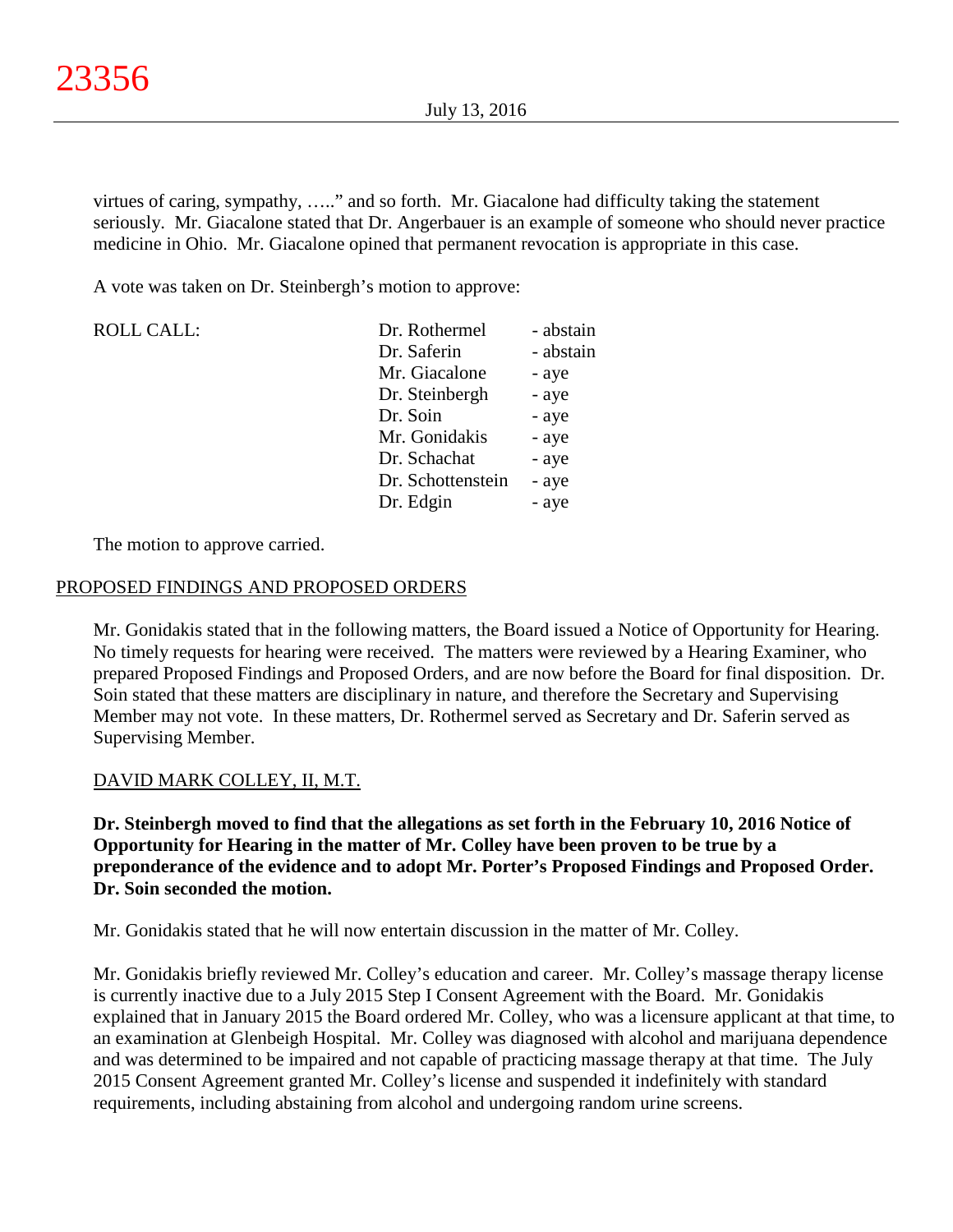virtues of caring, sympathy, ….." and so forth. Mr. Giacalone had difficulty taking the statement seriously. Mr. Giacalone stated that Dr. Angerbauer is an example of someone who should never practice medicine in Ohio. Mr. Giacalone opined that permanent revocation is appropriate in this case.

A vote was taken on Dr. Steinbergh's motion to approve:

| | | |
|---|---|---|
| ROLL CALL: | Dr. Rothermel | - abstain |
| | Dr. Saferin | - abstain |
| | Mr. Giacalone | - aye |
| | Dr. Steinbergh | - aye |
| | Dr. Soin | - aye |
| | Mr. Gonidakis | - aye |
| | Dr. Schachat | - aye |
| | Dr. Schottenstein | - aye |
| | Dr. Edgin | - aye |

The motion to approve carried.

## PROPOSED FINDINGS AND PROPOSED ORDERS

Mr. Gonidakis stated that in the following matters, the Board issued a Notice of Opportunity for Hearing. No timely requests for hearing were received. The matters were reviewed by a Hearing Examiner, who prepared Proposed Findings and Proposed Orders, and are now before the Board for final disposition. Dr. Soin stated that these matters are disciplinary in nature, and therefore the Secretary and Supervising Member may not vote. In these matters, Dr. Rothermel served as Secretary and Dr. Saferin served as Supervising Member.

### DAVID MARK COLLEY, II, M.T.

**Dr. Steinbergh moved to find that the allegations as set forth in the February 10, 2016 Notice of Opportunity for Hearing in the matter of Mr. Colley have been proven to be true by a preponderance of the evidence and to adopt Mr. Porter's Proposed Findings and Proposed Order. Dr. Soin seconded the motion.**

Mr. Gonidakis stated that he will now entertain discussion in the matter of Mr. Colley.

Mr. Gonidakis briefly reviewed Mr. Colley's education and career. Mr. Colley's massage therapy license is currently inactive due to a July 2015 Step I Consent Agreement with the Board. Mr. Gonidakis explained that in January 2015 the Board ordered Mr. Colley, who was a licensure applicant at that time, to an examination at Glenbeigh Hospital. Mr. Colley was diagnosed with alcohol and marijuana dependence and was determined to be impaired and not capable of practicing massage therapy at that time. The July 2015 Consent Agreement granted Mr. Colley's license and suspended it indefinitely with standard requirements, including abstaining from alcohol and undergoing random urine screens.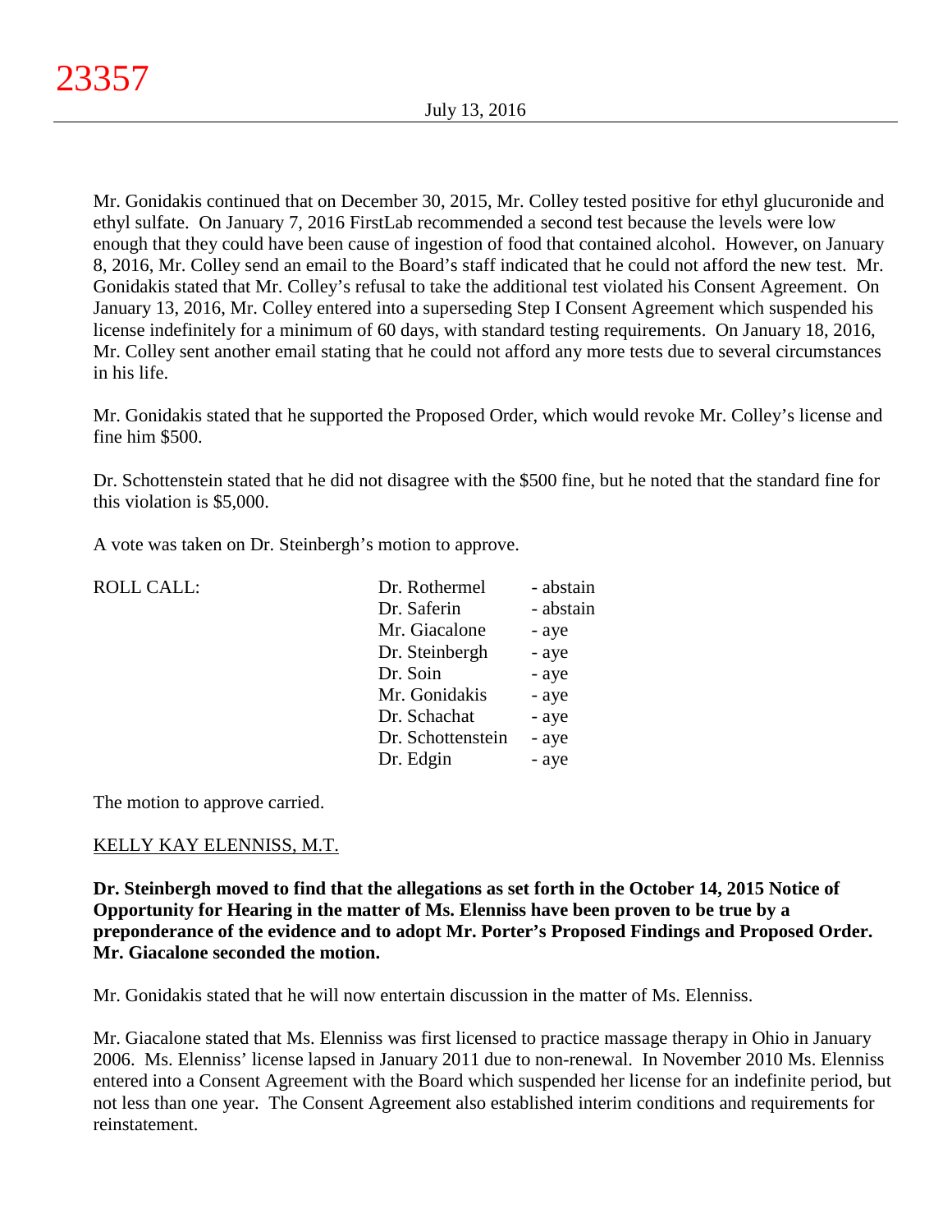Mr. Gonidakis continued that on December 30, 2015, Mr. Colley tested positive for ethyl glucuronide and ethyl sulfate. On January 7, 2016 FirstLab recommended a second test because the levels were low enough that they could have been cause of ingestion of food that contained alcohol. However, on January 8, 2016, Mr. Colley send an email to the Board's staff indicated that he could not afford the new test. Mr. Gonidakis stated that Mr. Colley's refusal to take the additional test violated his Consent Agreement. On January 13, 2016, Mr. Colley entered into a superseding Step I Consent Agreement which suspended his license indefinitely for a minimum of 60 days, with standard testing requirements. On January 18, 2016, Mr. Colley sent another email stating that he could not afford any more tests due to several circumstances in his life.

Mr. Gonidakis stated that he supported the Proposed Order, which would revoke Mr. Colley's license and fine him $500.

Dr. Schottenstein stated that he did not disagree with the $500 fine, but he noted that the standard fine for this violation is $5,000.

A vote was taken on Dr. Steinbergh's motion to approve.

| | | |
|---|---|---|
| ROLL CALL: | Dr. Rothermel | - abstain |
| | Dr. Saferin | - abstain |
| | Mr. Giacalone | - aye |
| | Dr. Steinbergh | - aye |
| | Dr. Soin | - aye |
| | Mr. Gonidakis | - aye |
| | Dr. Schachat | - aye |
| | Dr. Schottenstein | - aye |
| | Dr. Edgin | - aye |

The motion to approve carried.

KELLY KAY ELENNISS, M.T.

**Dr. Steinbergh moved to find that the allegations as set forth in the October 14, 2015 Notice of Opportunity for Hearing in the matter of Ms. Elenniss have been proven to be true by a preponderance of the evidence and to adopt Mr. Porter's Proposed Findings and Proposed Order. Mr. Giacalone seconded the motion.**

Mr. Gonidakis stated that he will now entertain discussion in the matter of Ms. Elenniss.

Mr. Giacalone stated that Ms. Elenniss was first licensed to practice massage therapy in Ohio in January 2006. Ms. Elenniss' license lapsed in January 2011 due to non-renewal. In November 2010 Ms. Elenniss entered into a Consent Agreement with the Board which suspended her license for an indefinite period, but not less than one year. The Consent Agreement also established interim conditions and requirements for reinstatement.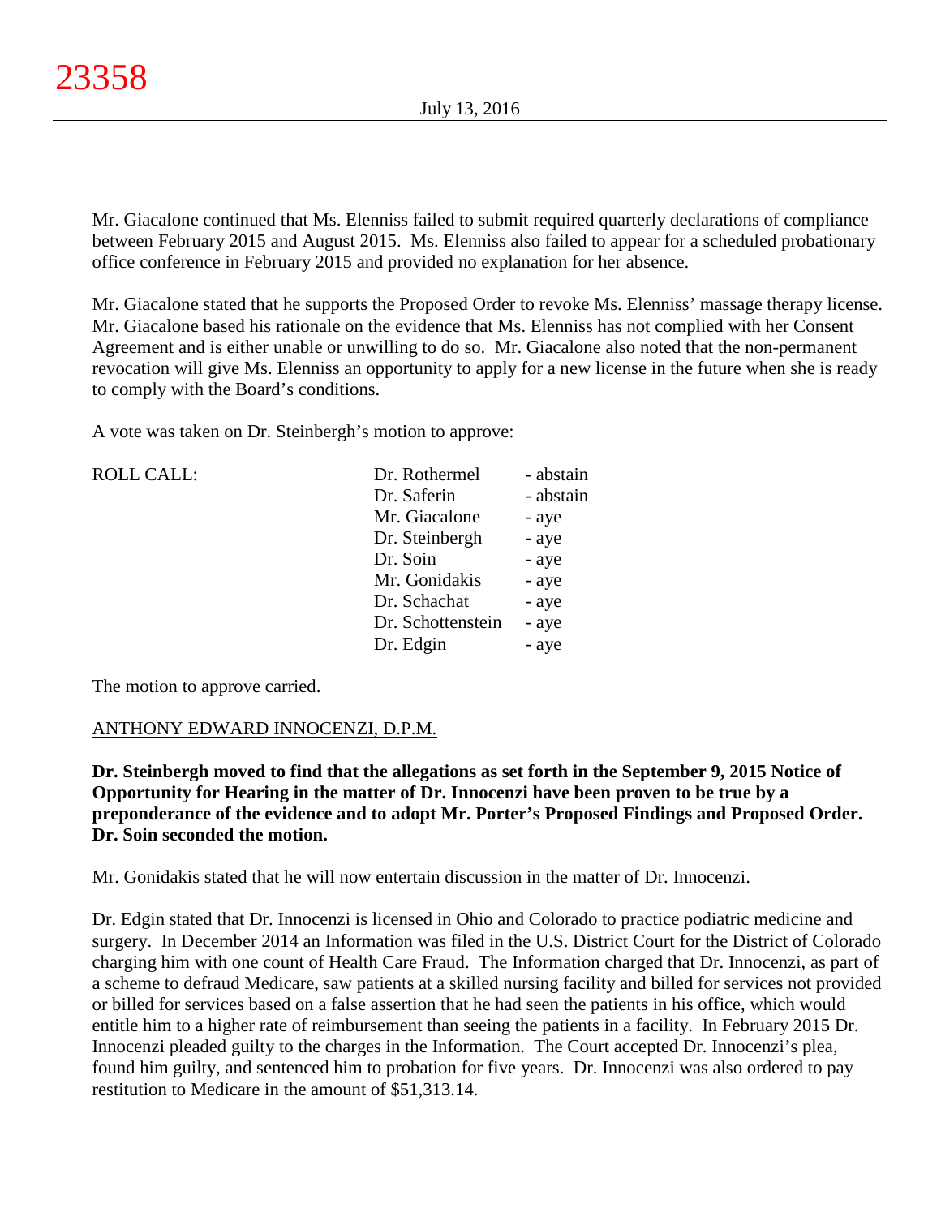Mr. Giacalone continued that Ms. Elenniss failed to submit required quarterly declarations of compliance between February 2015 and August 2015. Ms. Elenniss also failed to appear for a scheduled probationary office conference in February 2015 and provided no explanation for her absence.

Mr. Giacalone stated that he supports the Proposed Order to revoke Ms. Elenniss' massage therapy license. Mr. Giacalone based his rationale on the evidence that Ms. Elenniss has not complied with her Consent Agreement and is either unable or unwilling to do so. Mr. Giacalone also noted that the non-permanent revocation will give Ms. Elenniss an opportunity to apply for a new license in the future when she is ready to comply with the Board's conditions.

A vote was taken on Dr. Steinbergh's motion to approve:

| | | |
|---|---|---|
| ROLL CALL: | Dr. Rothermel | - abstain |
| | Dr. Saferin | - abstain |
| | Mr. Giacalone | - aye |
| | Dr. Steinbergh | - aye |
| | Dr. Soin | - aye |
| | Mr. Gonidakis | - aye |
| | Dr. Schachat | - aye |
| | Dr. Schottenstein | - aye |
| | Dr. Edgin | - aye |

The motion to approve carried.

ANTHONY EDWARD INNOCENZI, D.P.M.

**Dr. Steinbergh moved to find that the allegations as set forth in the September 9, 2015 Notice of Opportunity for Hearing in the matter of Dr. Innocenzi have been proven to be true by a preponderance of the evidence and to adopt Mr. Porter's Proposed Findings and Proposed Order. Dr. Soin seconded the motion.**

Mr. Gonidakis stated that he will now entertain discussion in the matter of Dr. Innocenzi.

Dr. Edgin stated that Dr. Innocenzi is licensed in Ohio and Colorado to practice podiatric medicine and surgery. In December 2014 an Information was filed in the U.S. District Court for the District of Colorado charging him with one count of Health Care Fraud. The Information charged that Dr. Innocenzi, as part of a scheme to defraud Medicare, saw patients at a skilled nursing facility and billed for services not provided or billed for services based on a false assertion that he had seen the patients in his office, which would entitle him to a higher rate of reimbursement than seeing the patients in a facility. In February 2015 Dr. Innocenzi pleaded guilty to the charges in the Information. The Court accepted Dr. Innocenzi's plea, found him guilty, and sentenced him to probation for five years. Dr. Innocenzi was also ordered to pay restitution to Medicare in the amount of $51,313.14.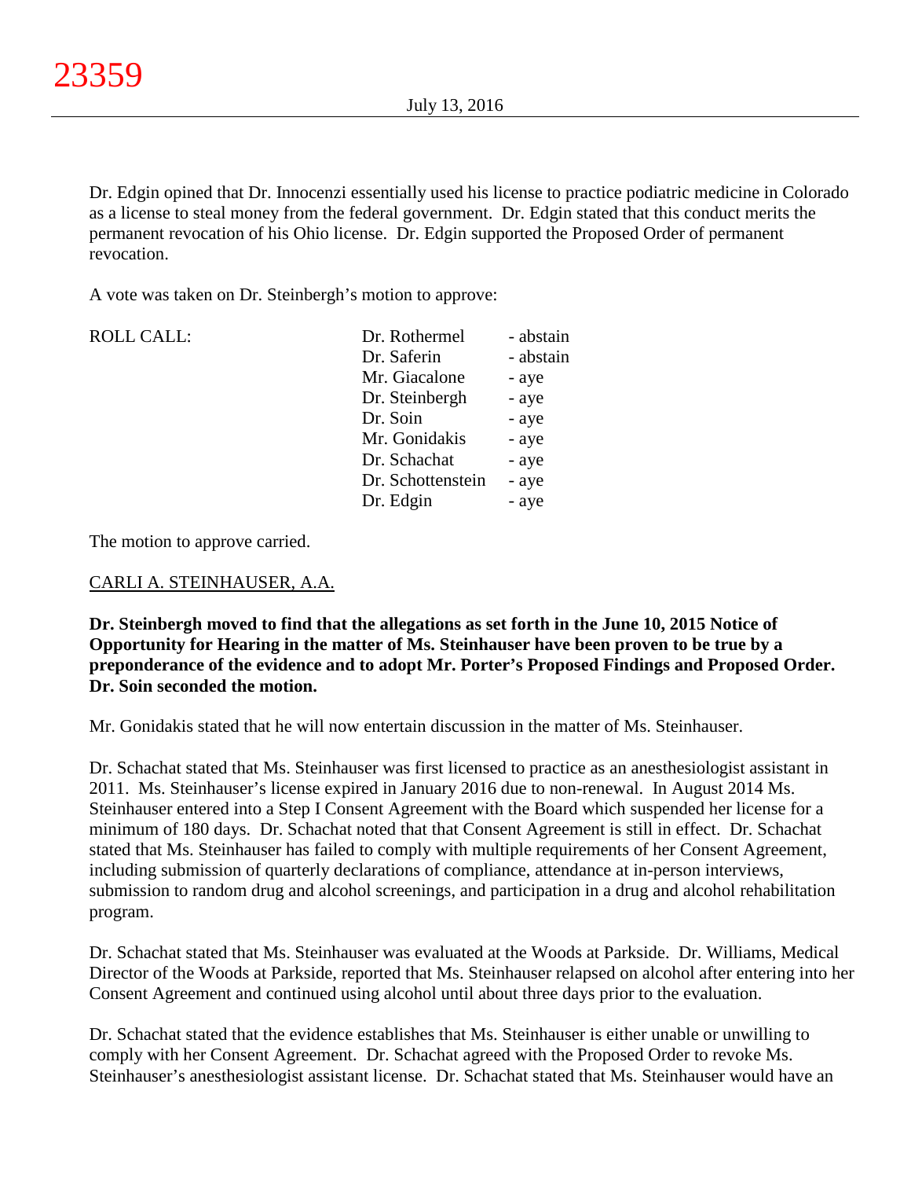Dr. Edgin opined that Dr. Innocenzi essentially used his license to practice podiatric medicine in Colorado as a license to steal money from the federal government. Dr. Edgin stated that this conduct merits the permanent revocation of his Ohio license. Dr. Edgin supported the Proposed Order of permanent revocation.

A vote was taken on Dr. Steinbergh's motion to approve:

| | | |
|---|---|---|
| ROLL CALL: | Dr. Rothermel | - abstain |
| | Dr. Saferin | - abstain |
| | Mr. Giacalone | - aye |
| | Dr. Steinbergh | - aye |
| | Dr. Soin | - aye |
| | Mr. Gonidakis | - aye |
| | Dr. Schachat | - aye |
| | Dr. Schottenstein | - aye |
| | Dr. Edgin | - aye |

The motion to approve carried.

CARLI A. STEINHAUSER, A.A.

**Dr. Steinbergh moved to find that the allegations as set forth in the June 10, 2015 Notice of Opportunity for Hearing in the matter of Ms. Steinhauser have been proven to be true by a preponderance of the evidence and to adopt Mr. Porter's Proposed Findings and Proposed Order. Dr. Soin seconded the motion.**

Mr. Gonidakis stated that he will now entertain discussion in the matter of Ms. Steinhauser.

Dr. Schachat stated that Ms. Steinhauser was first licensed to practice as an anesthesiologist assistant in 2011. Ms. Steinhauser's license expired in January 2016 due to non-renewal. In August 2014 Ms. Steinhauser entered into a Step I Consent Agreement with the Board which suspended her license for a minimum of 180 days. Dr. Schachat noted that that Consent Agreement is still in effect. Dr. Schachat stated that Ms. Steinhauser has failed to comply with multiple requirements of her Consent Agreement, including submission of quarterly declarations of compliance, attendance at in-person interviews, submission to random drug and alcohol screenings, and participation in a drug and alcohol rehabilitation program.

Dr. Schachat stated that Ms. Steinhauser was evaluated at the Woods at Parkside. Dr. Williams, Medical Director of the Woods at Parkside, reported that Ms. Steinhauser relapsed on alcohol after entering into her Consent Agreement and continued using alcohol until about three days prior to the evaluation.

Dr. Schachat stated that the evidence establishes that Ms. Steinhauser is either unable or unwilling to comply with her Consent Agreement. Dr. Schachat agreed with the Proposed Order to revoke Ms. Steinhauser's anesthesiologist assistant license. Dr. Schachat stated that Ms. Steinhauser would have an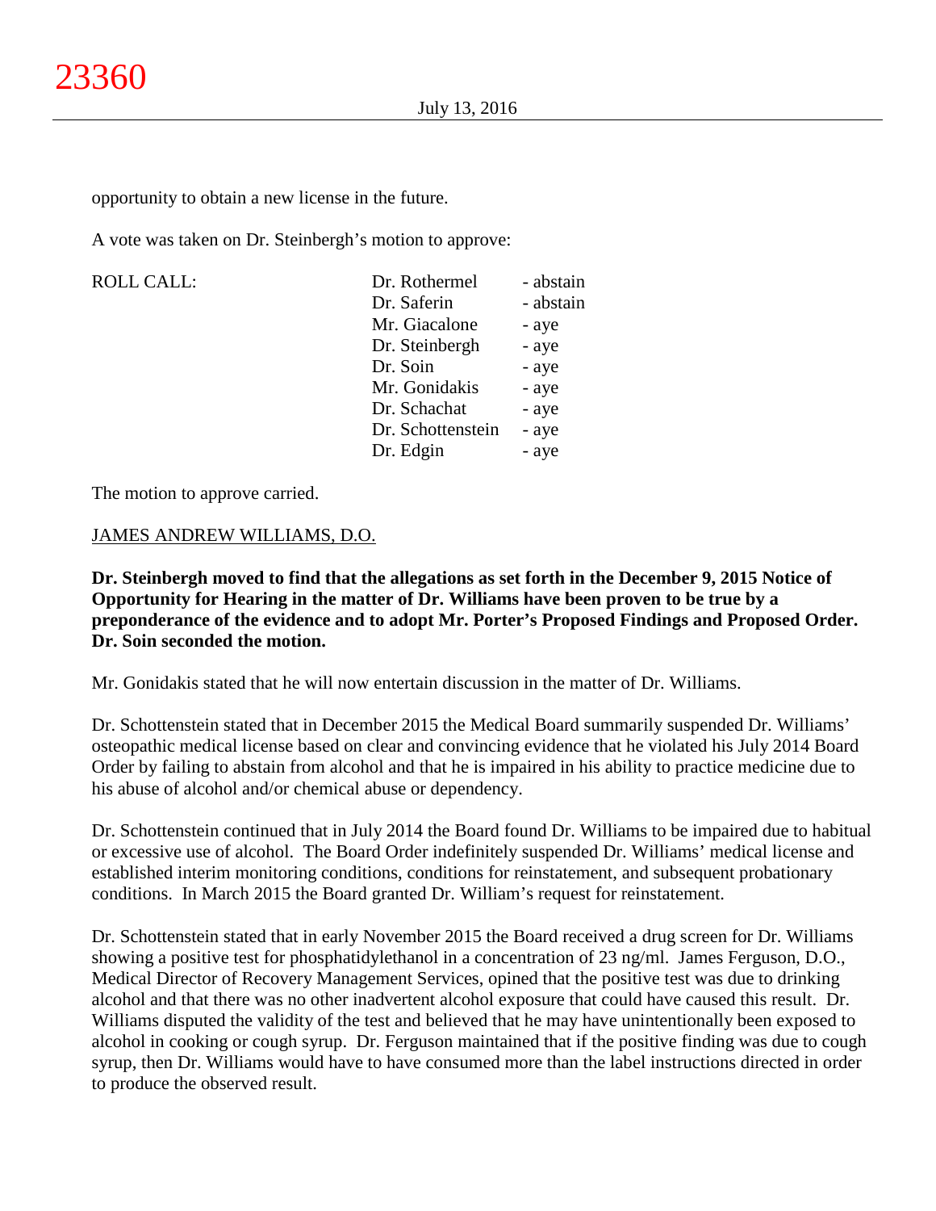opportunity to obtain a new license in the future.

A vote was taken on Dr. Steinbergh's motion to approve:

| | | |
|---|---|---|
| ROLL CALL: | Dr. Rothermel | - abstain |
| | Dr. Saferin | - abstain |
| | Mr. Giacalone | - aye |
| | Dr. Steinbergh | - aye |
| | Dr. Soin | - aye |
| | Mr. Gonidakis | - aye |
| | Dr. Schachat | - aye |
| | Dr. Schottenstein | - aye |
| | Dr. Edgin | - aye |

The motion to approve carried.

JAMES ANDREW WILLIAMS, D.O.

**Dr. Steinbergh moved to find that the allegations as set forth in the December 9, 2015 Notice of Opportunity for Hearing in the matter of Dr. Williams have been proven to be true by a preponderance of the evidence and to adopt Mr. Porter's Proposed Findings and Proposed Order. Dr. Soin seconded the motion.**

Mr. Gonidakis stated that he will now entertain discussion in the matter of Dr. Williams.

Dr. Schottenstein stated that in December 2015 the Medical Board summarily suspended Dr. Williams' osteopathic medical license based on clear and convincing evidence that he violated his July 2014 Board Order by failing to abstain from alcohol and that he is impaired in his ability to practice medicine due to his abuse of alcohol and/or chemical abuse or dependency.

Dr. Schottenstein continued that in July 2014 the Board found Dr. Williams to be impaired due to habitual or excessive use of alcohol. The Board Order indefinitely suspended Dr. Williams' medical license and established interim monitoring conditions, conditions for reinstatement, and subsequent probationary conditions. In March 2015 the Board granted Dr. William's request for reinstatement.

Dr. Schottenstein stated that in early November 2015 the Board received a drug screen for Dr. Williams showing a positive test for phosphatidylethanol in a concentration of 23 ng/ml. James Ferguson, D.O., Medical Director of Recovery Management Services, opined that the positive test was due to drinking alcohol and that there was no other inadvertent alcohol exposure that could have caused this result. Dr. Williams disputed the validity of the test and believed that he may have unintentionally been exposed to alcohol in cooking or cough syrup. Dr. Ferguson maintained that if the positive finding was due to cough syrup, then Dr. Williams would have to have consumed more than the label instructions directed in order to produce the observed result.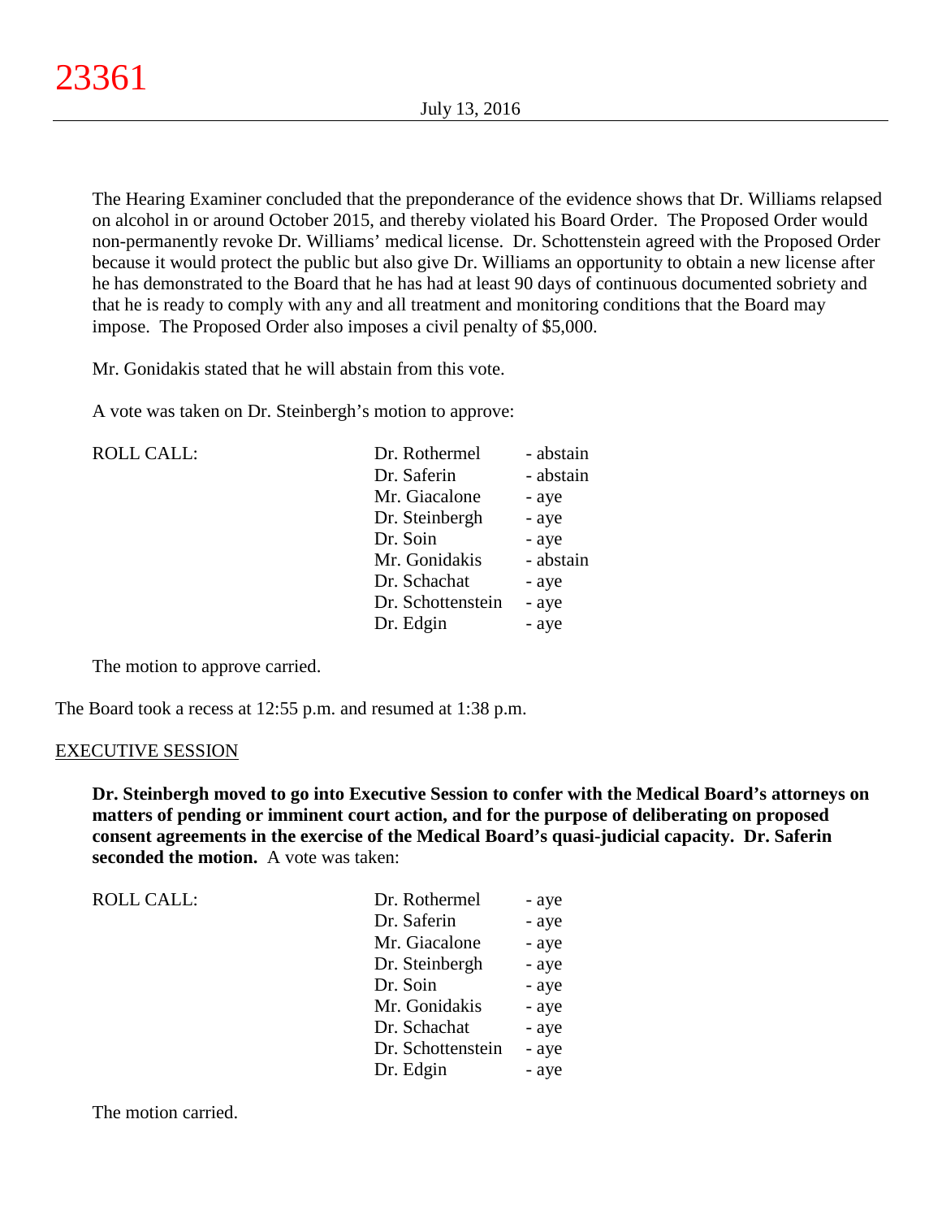The Hearing Examiner concluded that the preponderance of the evidence shows that Dr. Williams relapsed on alcohol in or around October 2015, and thereby violated his Board Order. The Proposed Order would non-permanently revoke Dr. Williams' medical license. Dr. Schottenstein agreed with the Proposed Order because it would protect the public but also give Dr. Williams an opportunity to obtain a new license after he has demonstrated to the Board that he has had at least 90 days of continuous documented sobriety and that he is ready to comply with any and all treatment and monitoring conditions that the Board may impose. The Proposed Order also imposes a civil penalty of $5,000.

Mr. Gonidakis stated that he will abstain from this vote.

A vote was taken on Dr. Steinbergh's motion to approve:

| | | |
|---|---|---|
| ROLL CALL: | Dr. Rothermel | - abstain |
| | Dr. Saferin | - abstain |
| | Mr. Giacalone | - aye |
| | Dr. Steinbergh | - aye |
| | Dr. Soin | - aye |
| | Mr. Gonidakis | - abstain |
| | Dr. Schachat | - aye |
| | Dr. Schottenstein | - aye |
| | Dr. Edgin | - aye |

The motion to approve carried.

The Board took a recess at 12:55 p.m. and resumed at 1:38 p.m.

EXECUTIVE SESSION

**Dr. Steinbergh moved to go into Executive Session to confer with the Medical Board's attorneys on matters of pending or imminent court action, and for the purpose of deliberating on proposed consent agreements in the exercise of the Medical Board's quasi-judicial capacity. Dr. Saferin seconded the motion.** A vote was taken:

| | | |
|---|---|---|
| ROLL CALL: | Dr. Rothermel | - aye |
| | Dr. Saferin | - aye |
| | Mr. Giacalone | - aye |
| | Dr. Steinbergh | - aye |
| | Dr. Soin | - aye |
| | Mr. Gonidakis | - aye |
| | Dr. Schachat | - aye |
| | Dr. Schottenstein | - aye |
| | Dr. Edgin | - aye |

The motion carried.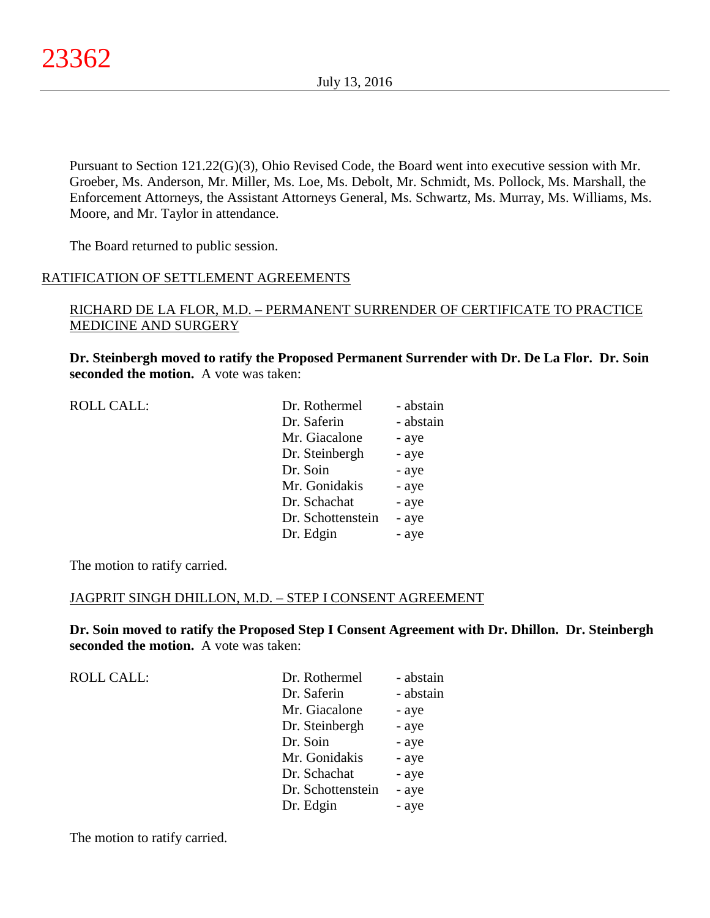Pursuant to Section 121.22(G)(3), Ohio Revised Code, the Board went into executive session with Mr. Groeber, Ms. Anderson, Mr. Miller, Ms. Loe, Ms. Debolt, Mr. Schmidt, Ms. Pollock, Ms. Marshall, the Enforcement Attorneys, the Assistant Attorneys General, Ms. Schwartz, Ms. Murray, Ms. Williams, Ms. Moore, and Mr. Taylor in attendance.

The Board returned to public session.

## RATIFICATION OF SETTLEMENT AGREEMENTS

### RICHARD DE LA FLOR, M.D. – PERMANENT SURRENDER OF CERTIFICATE TO PRACTICE MEDICINE AND SURGERY

**Dr. Steinbergh moved to ratify the Proposed Permanent Surrender with Dr. De La Flor. Dr. Soin seconded the motion.** A vote was taken:

| | | |
|---|---|---|
| ROLL CALL: | Dr. Rothermel | - abstain |
| | Dr. Saferin | - abstain |
| | Mr. Giacalone | - aye |
| | Dr. Steinbergh | - aye |
| | Dr. Soin | - aye |
| | Mr. Gonidakis | - aye |
| | Dr. Schachat | - aye |
| | Dr. Schottenstein | - aye |
| | Dr. Edgin | - aye |

The motion to ratify carried.

### JAGPRIT SINGH DHILLON, M.D. – STEP I CONSENT AGREEMENT

**Dr. Soin moved to ratify the Proposed Step I Consent Agreement with Dr. Dhillon. Dr. Steinbergh seconded the motion.** A vote was taken:

| | | |
|---|---|---|
| ROLL CALL: | Dr. Rothermel | - abstain |
| | Dr. Saferin | - abstain |
| | Mr. Giacalone | - aye |
| | Dr. Steinbergh | - aye |
| | Dr. Soin | - aye |
| | Mr. Gonidakis | - aye |
| | Dr. Schachat | - aye |
| | Dr. Schottenstein | - aye |
| | Dr. Edgin | - aye |

The motion to ratify carried.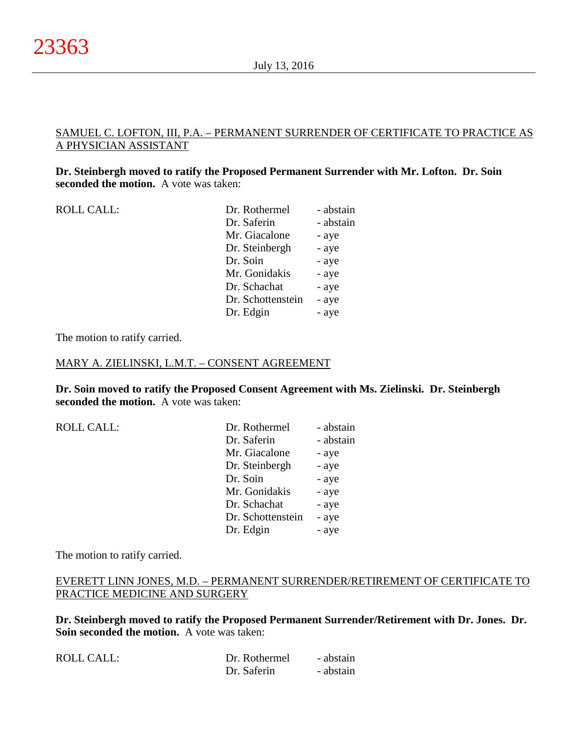SAMUEL C. LOFTON, III, P.A. – PERMANENT SURRENDER OF CERTIFICATE TO PRACTICE AS A PHYSICIAN ASSISTANT

**Dr. Steinbergh moved to ratify the Proposed Permanent Surrender with Mr. Lofton. Dr. Soin seconded the motion.** A vote was taken:

| | | |
|---|---|---|
| ROLL CALL: | Dr. Rothermel | - abstain |
| | Dr. Saferin | - abstain |
| | Mr. Giacalone | - aye |
| | Dr. Steinbergh | - aye |
| | Dr. Soin | - aye |
| | Mr. Gonidakis | - aye |
| | Dr. Schachat | - aye |
| | Dr. Schottenstein | - aye |
| | Dr. Edgin | - aye |

The motion to ratify carried.

MARY A. ZIELINSKI, L.M.T. – CONSENT AGREEMENT

**Dr. Soin moved to ratify the Proposed Consent Agreement with Ms. Zielinski. Dr. Steinbergh seconded the motion.** A vote was taken:

| | | |
|---|---|---|
| ROLL CALL: | Dr. Rothermel | - abstain |
| | Dr. Saferin | - abstain |
| | Mr. Giacalone | - aye |
| | Dr. Steinbergh | - aye |
| | Dr. Soin | - aye |
| | Mr. Gonidakis | - aye |
| | Dr. Schachat | - aye |
| | Dr. Schottenstein | - aye |
| | Dr. Edgin | - aye |

The motion to ratify carried.

EVERETT LINN JONES, M.D. – PERMANENT SURRENDER/RETIREMENT OF CERTIFICATE TO PRACTICE MEDICINE AND SURGERY

**Dr. Steinbergh moved to ratify the Proposed Permanent Surrender/Retirement with Dr. Jones. Dr. Soin seconded the motion.** A vote was taken:

| | | |
|---|---|---|
| ROLL CALL: | Dr. Rothermel | - abstain |
| | Dr. Saferin | - abstain |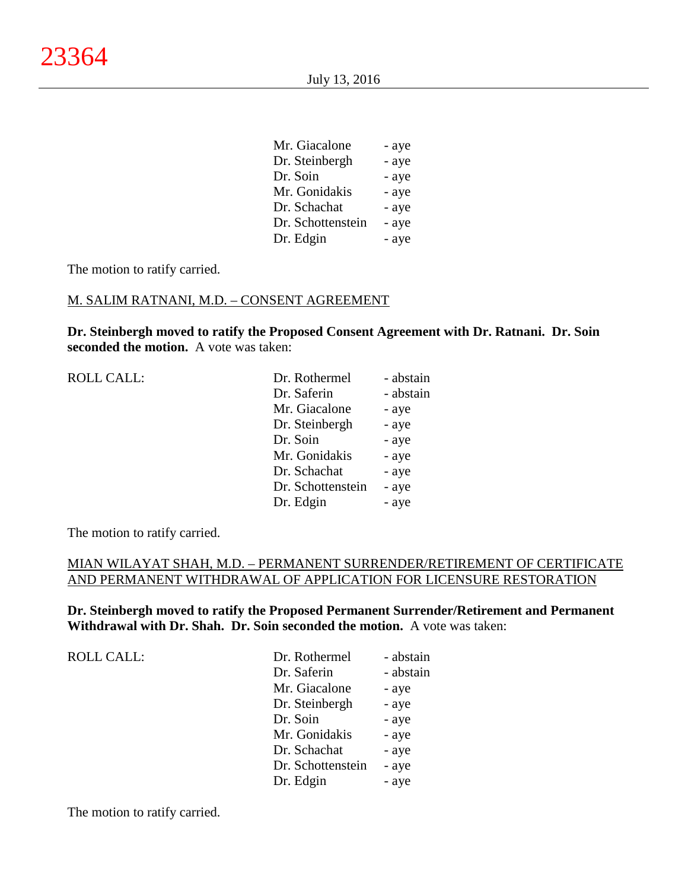| | |
|---|---|
| Mr. Giacalone | - aye |
| Dr. Steinbergh | - aye |
| Dr. Soin | - aye |
| Mr. Gonidakis | - aye |
| Dr. Schachat | - aye |
| Dr. Schottenstein | - aye |
| Dr. Edgin | - aye |

The motion to ratify carried.

M. SALIM RATNANI, M.D. – CONSENT AGREEMENT

**Dr. Steinbergh moved to ratify the Proposed Consent Agreement with Dr. Ratnani. Dr. Soin seconded the motion.** A vote was taken:

| | | |
|---|---|---|
| ROLL CALL: | Dr. Rothermel | - abstain |
| | Dr. Saferin | - abstain |
| | Mr. Giacalone | - aye |
| | Dr. Steinbergh | - aye |
| | Dr. Soin | - aye |
| | Mr. Gonidakis | - aye |
| | Dr. Schachat | - aye |
| | Dr. Schottenstein | - aye |
| | Dr. Edgin | - aye |

The motion to ratify carried.

MIAN WILAYAT SHAH, M.D. – PERMANENT SURRENDER/RETIREMENT OF CERTIFICATE AND PERMANENT WITHDRAWAL OF APPLICATION FOR LICENSURE RESTORATION

**Dr. Steinbergh moved to ratify the Proposed Permanent Surrender/Retirement and Permanent Withdrawal with Dr. Shah. Dr. Soin seconded the motion.** A vote was taken:

| | | |
|---|---|---|
| ROLL CALL: | Dr. Rothermel | - abstain |
| | Dr. Saferin | - abstain |
| | Mr. Giacalone | - aye |
| | Dr. Steinbergh | - aye |
| | Dr. Soin | - aye |
| | Mr. Gonidakis | - aye |
| | Dr. Schachat | - aye |
| | Dr. Schottenstein | - aye |
| | Dr. Edgin | - aye |

The motion to ratify carried.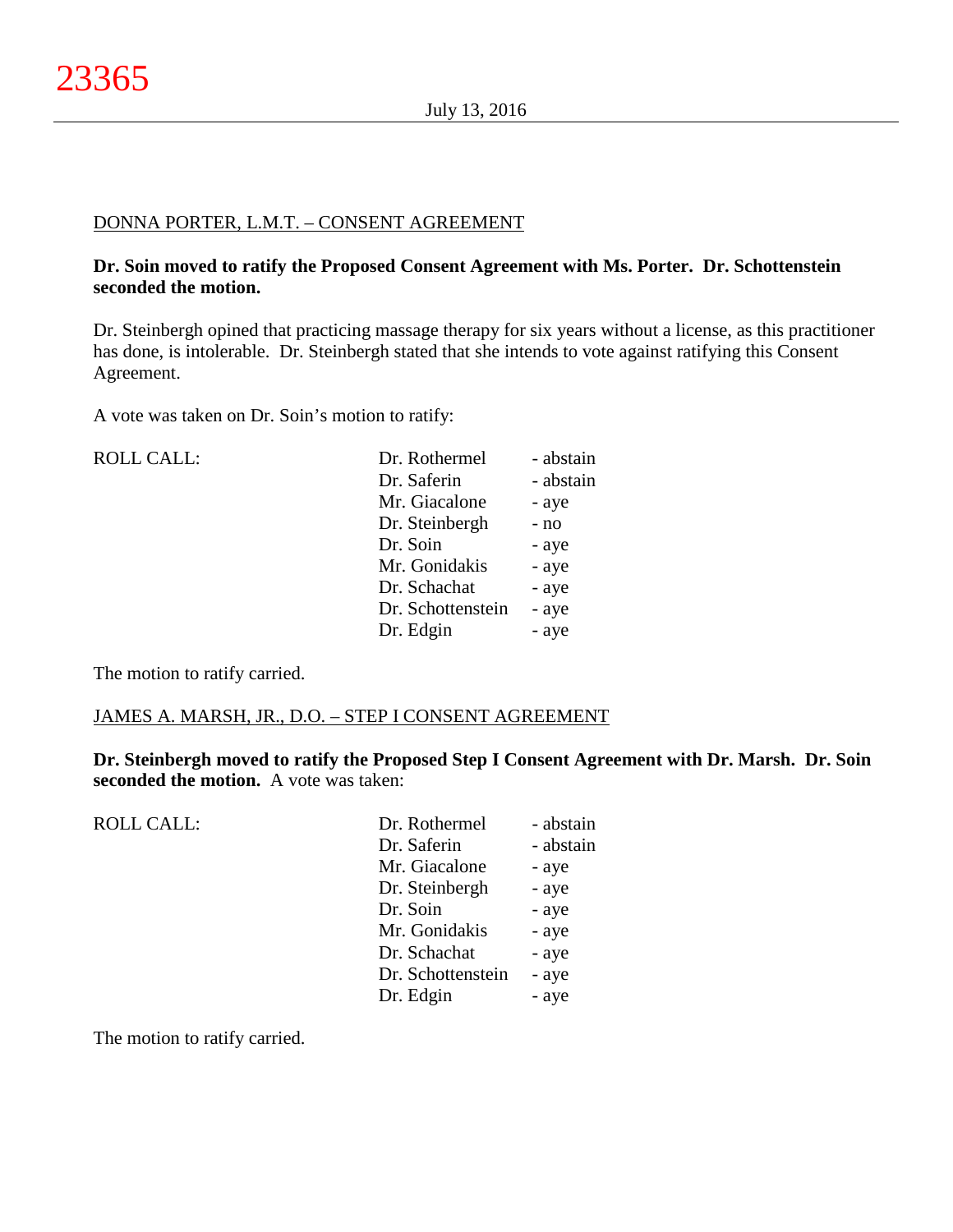DONNA PORTER, L.M.T. – CONSENT AGREEMENT

**Dr. Soin moved to ratify the Proposed Consent Agreement with Ms. Porter. Dr. Schottenstein seconded the motion.**

Dr. Steinbergh opined that practicing massage therapy for six years without a license, as this practitioner has done, is intolerable. Dr. Steinbergh stated that she intends to vote against ratifying this Consent Agreement.

A vote was taken on Dr. Soin's motion to ratify:

| | | |
|---|---|---|
| ROLL CALL: | Dr. Rothermel | - abstain |
| | Dr. Saferin | - abstain |
| | Mr. Giacalone | - aye |
| | Dr. Steinbergh | - no |
| | Dr. Soin | - aye |
| | Mr. Gonidakis | - aye |
| | Dr. Schachat | - aye |
| | Dr. Schottenstein | - aye |
| | Dr. Edgin | - aye |

The motion to ratify carried.

JAMES A. MARSH, JR., D.O. – STEP I CONSENT AGREEMENT

**Dr. Steinbergh moved to ratify the Proposed Step I Consent Agreement with Dr. Marsh. Dr. Soin seconded the motion.** A vote was taken:

| | | |
|---|---|---|
| ROLL CALL: | Dr. Rothermel | - abstain |
| | Dr. Saferin | - abstain |
| | Mr. Giacalone | - aye |
| | Dr. Steinbergh | - aye |
| | Dr. Soin | - aye |
| | Mr. Gonidakis | - aye |
| | Dr. Schachat | - aye |
| | Dr. Schottenstein | - aye |
| | Dr. Edgin | - aye |

The motion to ratify carried.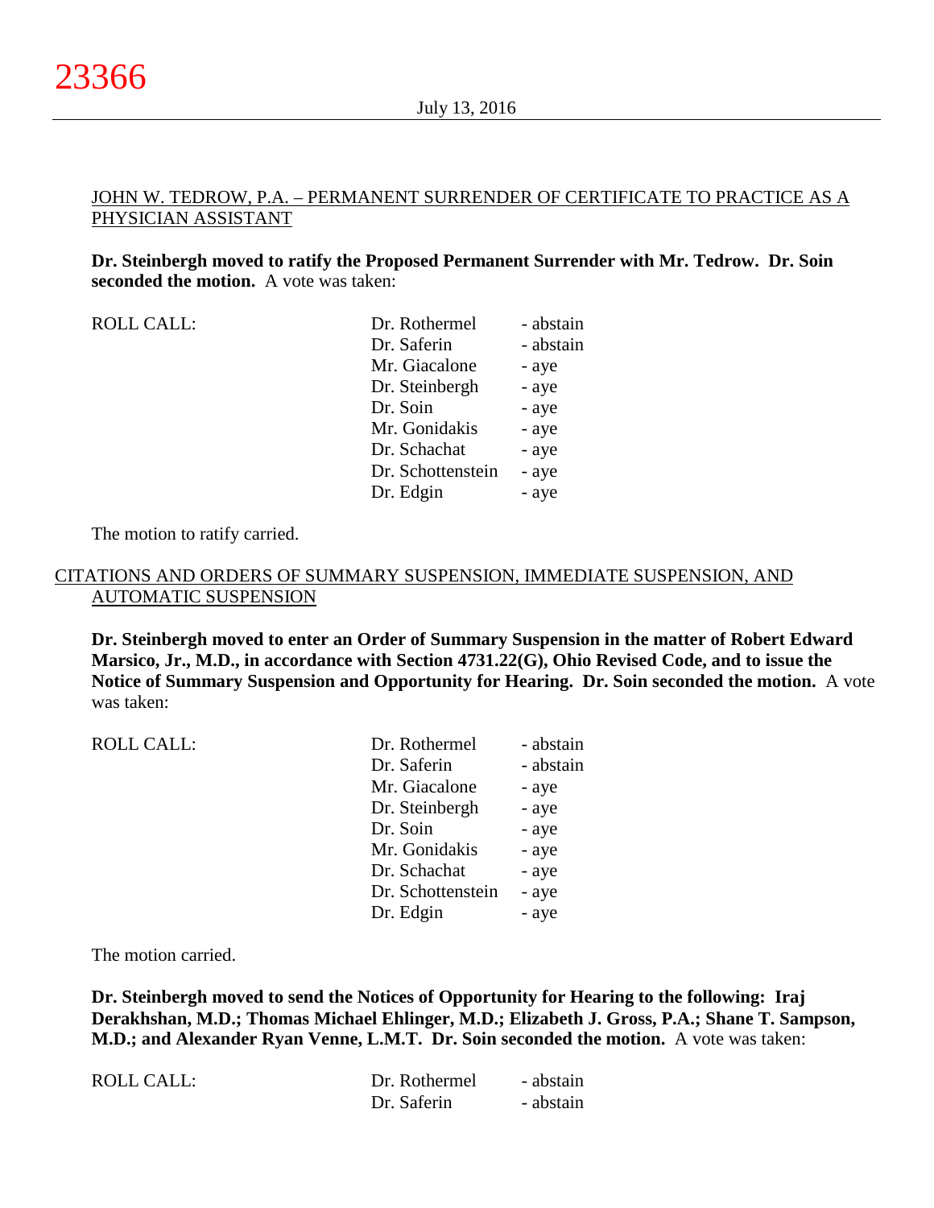JOHN W. TEDROW, P.A. – PERMANENT SURRENDER OF CERTIFICATE TO PRACTICE AS A PHYSICIAN ASSISTANT

**Dr. Steinbergh moved to ratify the Proposed Permanent Surrender with Mr. Tedrow. Dr. Soin seconded the motion.** A vote was taken:

| | | |
|---|---|---|
| ROLL CALL: | Dr. Rothermel | - abstain |
| | Dr. Saferin | - abstain |
| | Mr. Giacalone | - aye |
| | Dr. Steinbergh | - aye |
| | Dr. Soin | - aye |
| | Mr. Gonidakis | - aye |
| | Dr. Schachat | - aye |
| | Dr. Schottenstein | - aye |
| | Dr. Edgin | - aye |

The motion to ratify carried.

CITATIONS AND ORDERS OF SUMMARY SUSPENSION, IMMEDIATE SUSPENSION, AND AUTOMATIC SUSPENSION

**Dr. Steinbergh moved to enter an Order of Summary Suspension in the matter of Robert Edward Marsico, Jr., M.D., in accordance with Section 4731.22(G), Ohio Revised Code, and to issue the Notice of Summary Suspension and Opportunity for Hearing. Dr. Soin seconded the motion.** A vote was taken:

| | | |
|---|---|---|
| ROLL CALL: | Dr. Rothermel | - abstain |
| | Dr. Saferin | - abstain |
| | Mr. Giacalone | - aye |
| | Dr. Steinbergh | - aye |
| | Dr. Soin | - aye |
| | Mr. Gonidakis | - aye |
| | Dr. Schachat | - aye |
| | Dr. Schottenstein | - aye |
| | Dr. Edgin | - aye |

The motion carried.

**Dr. Steinbergh moved to send the Notices of Opportunity for Hearing to the following: Iraj Derakhshan, M.D.; Thomas Michael Ehlinger, M.D.; Elizabeth J. Gross, P.A.; Shane T. Sampson, M.D.; and Alexander Ryan Venne, L.M.T. Dr. Soin seconded the motion.** A vote was taken:

| | | |
|---|---|---|
| ROLL CALL: | Dr. Rothermel | - abstain |
| | Dr. Saferin | - abstain |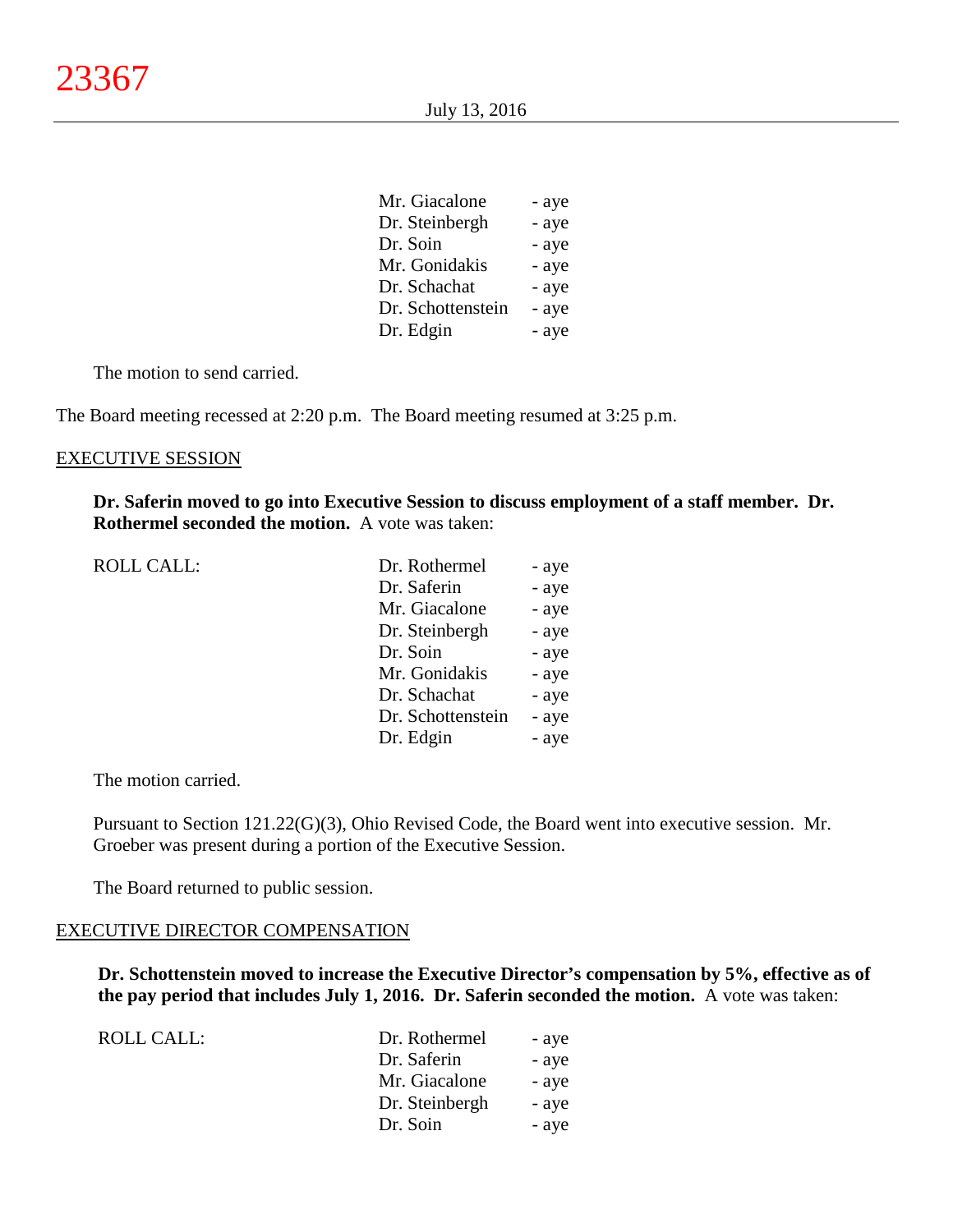| | |
|---|---|
| Mr. Giacalone | - aye |
| Dr. Steinbergh | - aye |
| Dr. Soin | - aye |
| Mr. Gonidakis | - aye |
| Dr. Schachat | - aye |
| Dr. Schottenstein | - aye |
| Dr. Edgin | - aye |

The motion to send carried.

The Board meeting recessed at 2:20 p.m. The Board meeting resumed at 3:25 p.m.

## EXECUTIVE SESSION

**Dr. Saferin moved to go into Executive Session to discuss employment of a staff member. Dr. Rothermel seconded the motion.** A vote was taken:

| | | |
|---|---|---|
| ROLL CALL: | Dr. Rothermel | - aye |
| | Dr. Saferin | - aye |
| | Mr. Giacalone | - aye |
| | Dr. Steinbergh | - aye |
| | Dr. Soin | - aye |
| | Mr. Gonidakis | - aye |
| | Dr. Schachat | - aye |
| | Dr. Schottenstein | - aye |
| | Dr. Edgin | - aye |

The motion carried.

Pursuant to Section 121.22(G)(3), Ohio Revised Code, the Board went into executive session. Mr. Groeber was present during a portion of the Executive Session.

The Board returned to public session.

## EXECUTIVE DIRECTOR COMPENSATION

**Dr. Schottenstein moved to increase the Executive Director's compensation by 5%, effective as of the pay period that includes July 1, 2016. Dr. Saferin seconded the motion.** A vote was taken:

| | | |
|---|---|---|
| ROLL CALL: | Dr. Rothermel | - aye |
| | Dr. Saferin | - aye |
| | Mr. Giacalone | - aye |
| | Dr. Steinbergh | - aye |
| | Dr. Soin | - aye |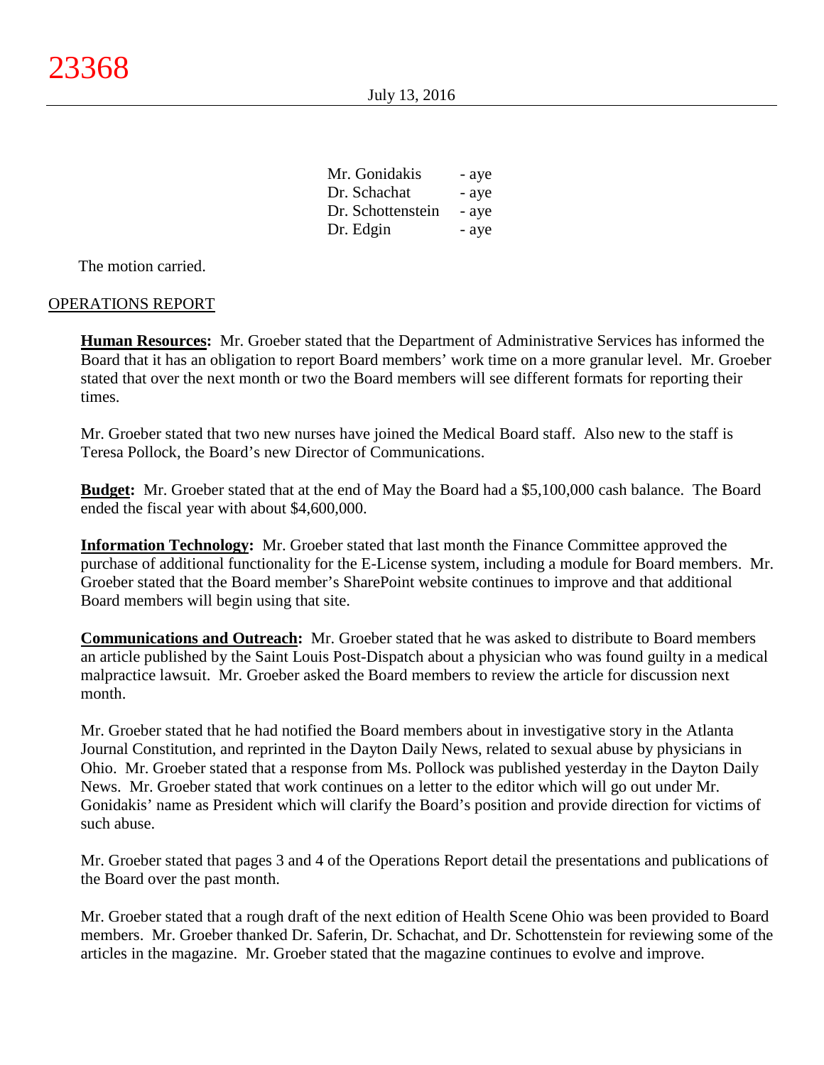| | |
|---|---|
| Mr. Gonidakis | - aye |
| Dr. Schachat | - aye |
| Dr. Schottenstein | - aye |
| Dr. Edgin | - aye |

The motion carried.

OPERATIONS REPORT

**Human Resources:** Mr. Groeber stated that the Department of Administrative Services has informed the Board that it has an obligation to report Board members' work time on a more granular level. Mr. Groeber stated that over the next month or two the Board members will see different formats for reporting their times.

Mr. Groeber stated that two new nurses have joined the Medical Board staff. Also new to the staff is Teresa Pollock, the Board's new Director of Communications.

**Budget:** Mr. Groeber stated that at the end of May the Board had a $5,100,000 cash balance. The Board ended the fiscal year with about $4,600,000.

**Information Technology:** Mr. Groeber stated that last month the Finance Committee approved the purchase of additional functionality for the E-License system, including a module for Board members. Mr. Groeber stated that the Board member's SharePoint website continues to improve and that additional Board members will begin using that site.

**Communications and Outreach:** Mr. Groeber stated that he was asked to distribute to Board members an article published by the Saint Louis Post-Dispatch about a physician who was found guilty in a medical malpractice lawsuit. Mr. Groeber asked the Board members to review the article for discussion next month.

Mr. Groeber stated that he had notified the Board members about in investigative story in the Atlanta Journal Constitution, and reprinted in the Dayton Daily News, related to sexual abuse by physicians in Ohio. Mr. Groeber stated that a response from Ms. Pollock was published yesterday in the Dayton Daily News. Mr. Groeber stated that work continues on a letter to the editor which will go out under Mr. Gonidakis' name as President which will clarify the Board's position and provide direction for victims of such abuse.

Mr. Groeber stated that pages 3 and 4 of the Operations Report detail the presentations and publications of the Board over the past month.

Mr. Groeber stated that a rough draft of the next edition of Health Scene Ohio was been provided to Board members. Mr. Groeber thanked Dr. Saferin, Dr. Schachat, and Dr. Schottenstein for reviewing some of the articles in the magazine. Mr. Groeber stated that the magazine continues to evolve and improve.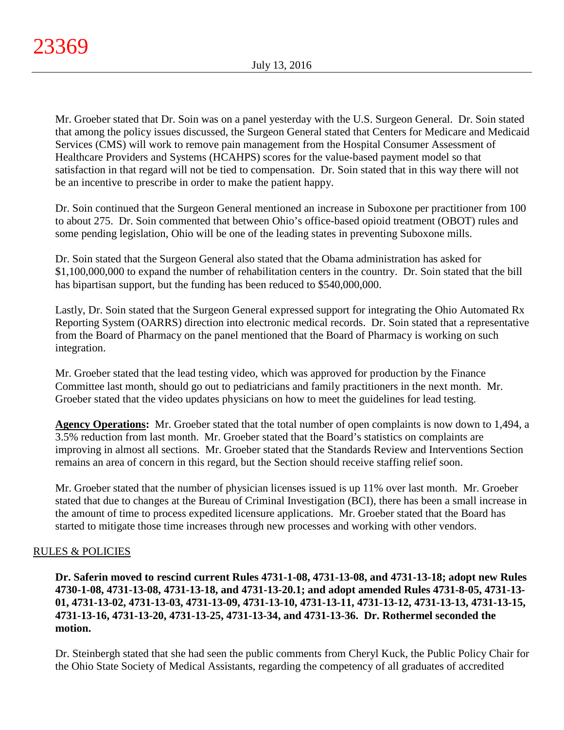Mr. Groeber stated that Dr. Soin was on a panel yesterday with the U.S. Surgeon General. Dr. Soin stated that among the policy issues discussed, the Surgeon General stated that Centers for Medicare and Medicaid Services (CMS) will work to remove pain management from the Hospital Consumer Assessment of Healthcare Providers and Systems (HCAHPS) scores for the value-based payment model so that satisfaction in that regard will not be tied to compensation. Dr. Soin stated that in this way there will not be an incentive to prescribe in order to make the patient happy.

Dr. Soin continued that the Surgeon General mentioned an increase in Suboxone per practitioner from 100 to about 275. Dr. Soin commented that between Ohio's office-based opioid treatment (OBOT) rules and some pending legislation, Ohio will be one of the leading states in preventing Suboxone mills.

Dr. Soin stated that the Surgeon General also stated that the Obama administration has asked for $1,100,000,000 to expand the number of rehabilitation centers in the country. Dr. Soin stated that the bill has bipartisan support, but the funding has been reduced to $540,000,000.

Lastly, Dr. Soin stated that the Surgeon General expressed support for integrating the Ohio Automated Rx Reporting System (OARRS) direction into electronic medical records. Dr. Soin stated that a representative from the Board of Pharmacy on the panel mentioned that the Board of Pharmacy is working on such integration.

Mr. Groeber stated that the lead testing video, which was approved for production by the Finance Committee last month, should go out to pediatricians and family practitioners in the next month. Mr. Groeber stated that the video updates physicians on how to meet the guidelines for lead testing.

**Agency Operations:** Mr. Groeber stated that the total number of open complaints is now down to 1,494, a 3.5% reduction from last month. Mr. Groeber stated that the Board's statistics on complaints are improving in almost all sections. Mr. Groeber stated that the Standards Review and Interventions Section remains an area of concern in this regard, but the Section should receive staffing relief soon.

Mr. Groeber stated that the number of physician licenses issued is up 11% over last month. Mr. Groeber stated that due to changes at the Bureau of Criminal Investigation (BCI), there has been a small increase in the amount of time to process expedited licensure applications. Mr. Groeber stated that the Board has started to mitigate those time increases through new processes and working with other vendors.

## RULES & POLICIES

**Dr. Saferin moved to rescind current Rules 4731-1-08, 4731-13-08, and 4731-13-18; adopt new Rules 4730-1-08, 4731-13-08, 4731-13-18, and 4731-13-20.1; and adopt amended Rules 4731-8-05, 4731-13-01, 4731-13-02, 4731-13-03, 4731-13-09, 4731-13-10, 4731-13-11, 4731-13-12, 4731-13-13, 4731-13-15, 4731-13-16, 4731-13-20, 4731-13-25, 4731-13-34, and 4731-13-36. Dr. Rothermel seconded the motion.**

Dr. Steinbergh stated that she had seen the public comments from Cheryl Kuck, the Public Policy Chair for the Ohio State Society of Medical Assistants, regarding the competency of all graduates of accredited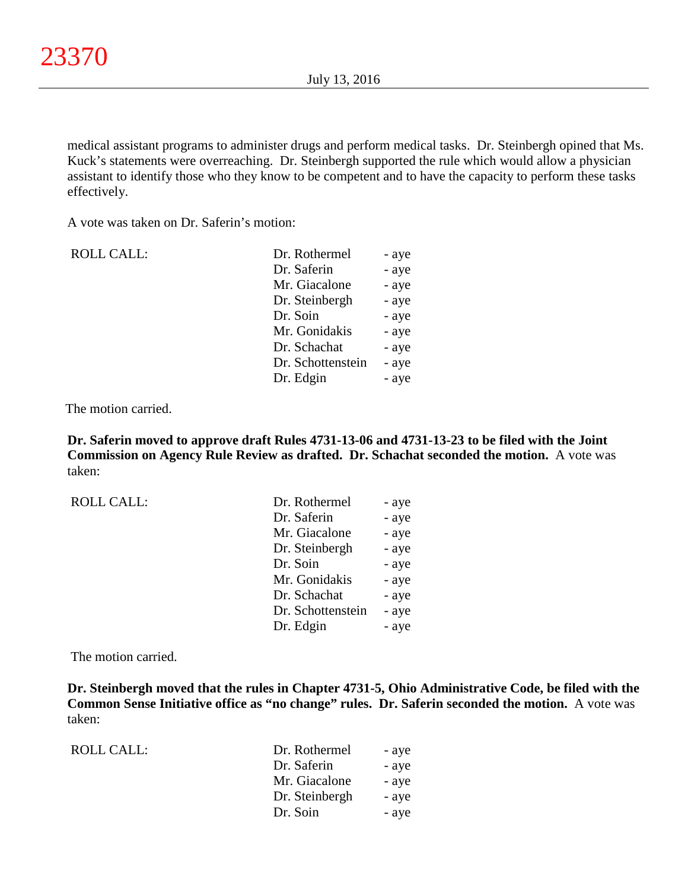medical assistant programs to administer drugs and perform medical tasks. Dr. Steinbergh opined that Ms. Kuck's statements were overreaching. Dr. Steinbergh supported the rule which would allow a physician assistant to identify those who they know to be competent and to have the capacity to perform these tasks effectively.

A vote was taken on Dr. Saferin's motion:

| | | |
|---|---|---|
| ROLL CALL: | Dr. Rothermel | - aye |
| | Dr. Saferin | - aye |
| | Mr. Giacalone | - aye |
| | Dr. Steinbergh | - aye |
| | Dr. Soin | - aye |
| | Mr. Gonidakis | - aye |
| | Dr. Schachat | - aye |
| | Dr. Schottenstein | - aye |
| | Dr. Edgin | - aye |

The motion carried.

**Dr. Saferin moved to approve draft Rules 4731-13-06 and 4731-13-23 to be filed with the Joint Commission on Agency Rule Review as drafted. Dr. Schachat seconded the motion.** A vote was taken:

| | | |
|---|---|---|
| ROLL CALL: | Dr. Rothermel | - aye |
| | Dr. Saferin | - aye |
| | Mr. Giacalone | - aye |
| | Dr. Steinbergh | - aye |
| | Dr. Soin | - aye |
| | Mr. Gonidakis | - aye |
| | Dr. Schachat | - aye |
| | Dr. Schottenstein | - aye |
| | Dr. Edgin | - aye |

The motion carried.

**Dr. Steinbergh moved that the rules in Chapter 4731-5, Ohio Administrative Code, be filed with the Common Sense Initiative office as "no change" rules. Dr. Saferin seconded the motion.** A vote was taken:

| | | |
|---|---|---|
| ROLL CALL: | Dr. Rothermel | - aye |
| | Dr. Saferin | - aye |
| | Mr. Giacalone | - aye |
| | Dr. Steinbergh | - aye |
| | Dr. Soin | - aye |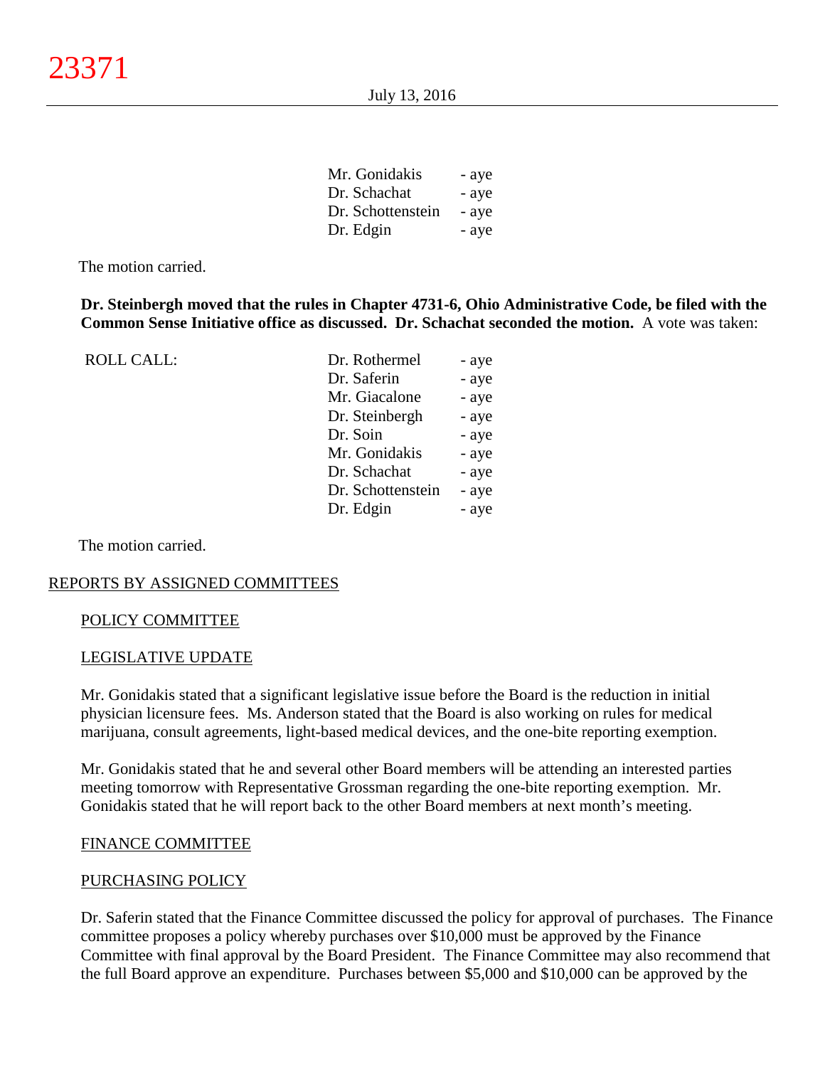| | |
|---|---|
| Mr. Gonidakis | - aye |
| Dr. Schachat | - aye |
| Dr. Schottenstein | - aye |
| Dr. Edgin | - aye |

The motion carried.

**Dr. Steinbergh moved that the rules in Chapter 4731-6, Ohio Administrative Code, be filed with the Common Sense Initiative office as discussed. Dr. Schachat seconded the motion.** A vote was taken:

| | | |
|---|---|---|
| ROLL CALL: | Dr. Rothermel | - aye |
| | Dr. Saferin | - aye |
| | Mr. Giacalone | - aye |
| | Dr. Steinbergh | - aye |
| | Dr. Soin | - aye |
| | Mr. Gonidakis | - aye |
| | Dr. Schachat | - aye |
| | Dr. Schottenstein | - aye |
| | Dr. Edgin | - aye |

The motion carried.

## REPORTS BY ASSIGNED COMMITTEES

### POLICY COMMITTEE

### LEGISLATIVE UPDATE

Mr. Gonidakis stated that a significant legislative issue before the Board is the reduction in initial physician licensure fees. Ms. Anderson stated that the Board is also working on rules for medical marijuana, consult agreements, light-based medical devices, and the one-bite reporting exemption.

Mr. Gonidakis stated that he and several other Board members will be attending an interested parties meeting tomorrow with Representative Grossman regarding the one-bite reporting exemption. Mr. Gonidakis stated that he will report back to the other Board members at next month's meeting.

### FINANCE COMMITTEE

### PURCHASING POLICY

Dr. Saferin stated that the Finance Committee discussed the policy for approval of purchases. The Finance committee proposes a policy whereby purchases over $10,000 must be approved by the Finance Committee with final approval by the Board President. The Finance Committee may also recommend that the full Board approve an expenditure. Purchases between $5,000 and $10,000 can be approved by the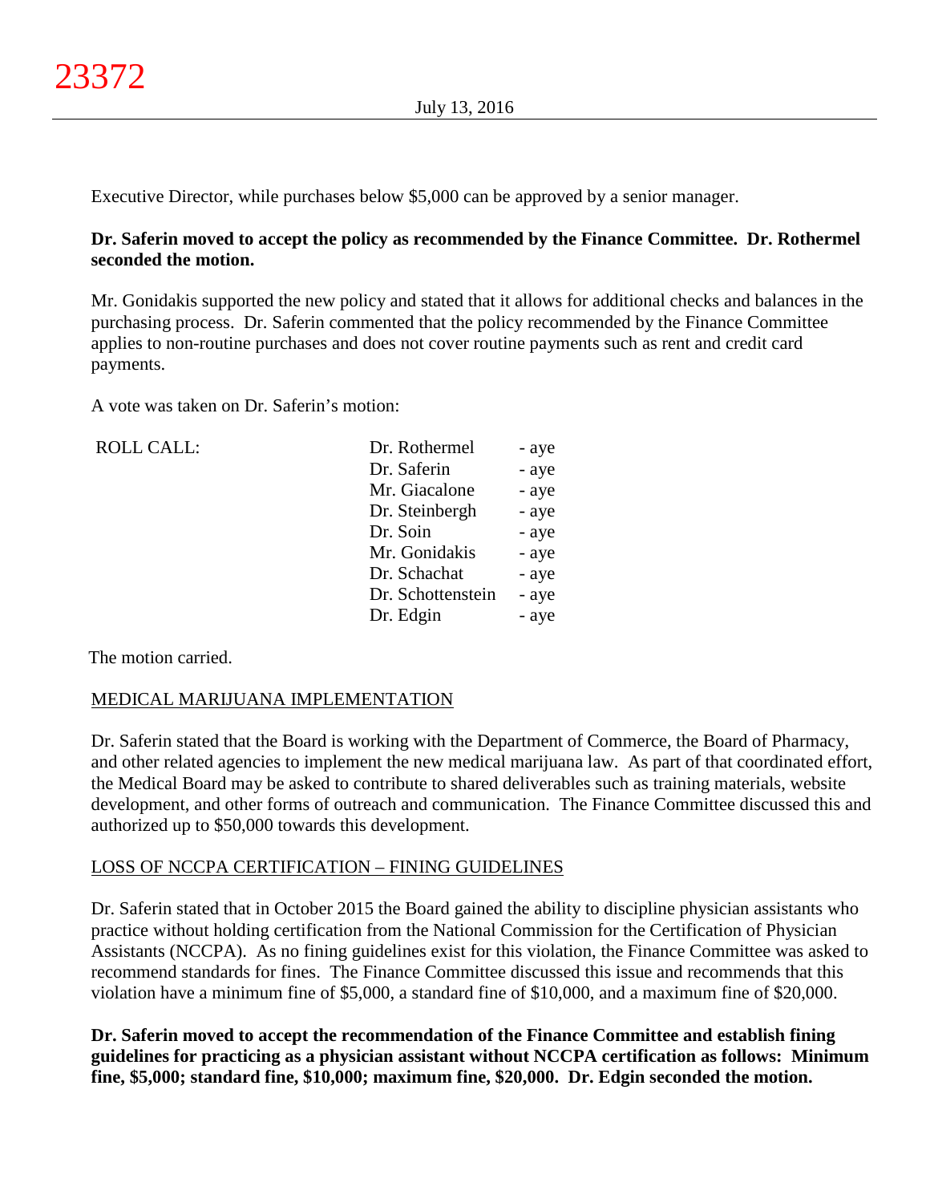Executive Director, while purchases below $5,000 can be approved by a senior manager.

**Dr. Saferin moved to accept the policy as recommended by the Finance Committee. Dr. Rothermel seconded the motion.**

Mr. Gonidakis supported the new policy and stated that it allows for additional checks and balances in the purchasing process. Dr. Saferin commented that the policy recommended by the Finance Committee applies to non-routine purchases and does not cover routine payments such as rent and credit card payments.

A vote was taken on Dr. Saferin's motion:

| | | |
|---|---|---|
| ROLL CALL: | Dr. Rothermel | - aye |
| | Dr. Saferin | - aye |
| | Mr. Giacalone | - aye |
| | Dr. Steinbergh | - aye |
| | Dr. Soin | - aye |
| | Mr. Gonidakis | - aye |
| | Dr. Schachat | - aye |
| | Dr. Schottenstein | - aye |
| | Dr. Edgin | - aye |

The motion carried.

MEDICAL MARIJUANA IMPLEMENTATION

Dr. Saferin stated that the Board is working with the Department of Commerce, the Board of Pharmacy, and other related agencies to implement the new medical marijuana law. As part of that coordinated effort, the Medical Board may be asked to contribute to shared deliverables such as training materials, website development, and other forms of outreach and communication. The Finance Committee discussed this and authorized up to $50,000 towards this development.

LOSS OF NCCPA CERTIFICATION – FINING GUIDELINES

Dr. Saferin stated that in October 2015 the Board gained the ability to discipline physician assistants who practice without holding certification from the National Commission for the Certification of Physician Assistants (NCCPA). As no fining guidelines exist for this violation, the Finance Committee was asked to recommend standards for fines. The Finance Committee discussed this issue and recommends that this violation have a minimum fine of $5,000, a standard fine of $10,000, and a maximum fine of $20,000.

**Dr. Saferin moved to accept the recommendation of the Finance Committee and establish fining guidelines for practicing as a physician assistant without NCCPA certification as follows: Minimum fine, $5,000; standard fine, $10,000; maximum fine, $20,000. Dr. Edgin seconded the motion.**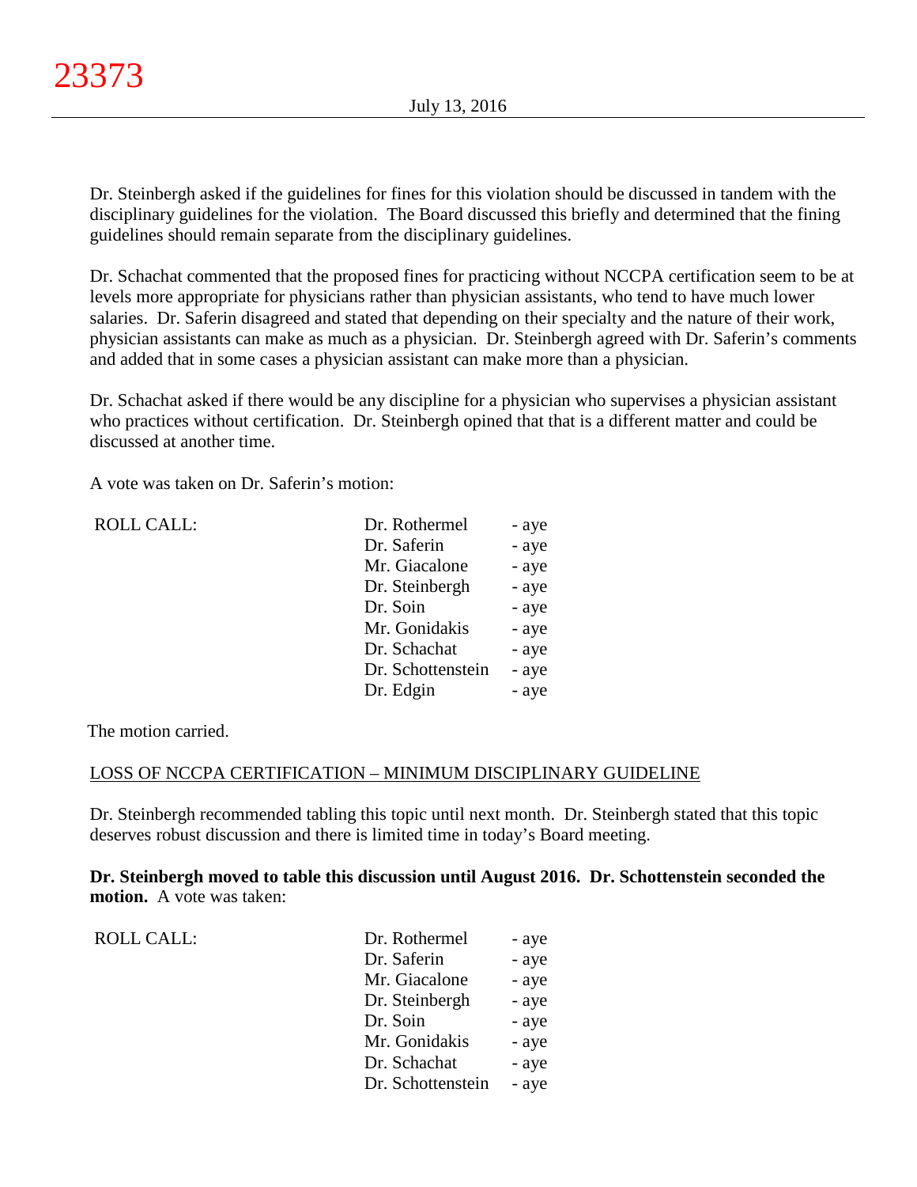Dr. Steinbergh asked if the guidelines for fines for this violation should be discussed in tandem with the disciplinary guidelines for the violation. The Board discussed this briefly and determined that the fining guidelines should remain separate from the disciplinary guidelines.

Dr. Schachat commented that the proposed fines for practicing without NCCPA certification seem to be at levels more appropriate for physicians rather than physician assistants, who tend to have much lower salaries. Dr. Saferin disagreed and stated that depending on their specialty and the nature of their work, physician assistants can make as much as a physician. Dr. Steinbergh agreed with Dr. Saferin's comments and added that in some cases a physician assistant can make more than a physician.

Dr. Schachat asked if there would be any discipline for a physician who supervises a physician assistant who practices without certification. Dr. Steinbergh opined that that is a different matter and could be discussed at another time.

A vote was taken on Dr. Saferin's motion:

| | | |
|---|---|---|
| ROLL CALL: | Dr. Rothermel | - aye |
| | Dr. Saferin | - aye |
| | Mr. Giacalone | - aye |
| | Dr. Steinbergh | - aye |
| | Dr. Soin | - aye |
| | Mr. Gonidakis | - aye |
| | Dr. Schachat | - aye |
| | Dr. Schottenstein | - aye |
| | Dr. Edgin | - aye |

The motion carried.

LOSS OF NCCPA CERTIFICATION – MINIMUM DISCIPLINARY GUIDELINE

Dr. Steinbergh recommended tabling this topic until next month. Dr. Steinbergh stated that this topic deserves robust discussion and there is limited time in today's Board meeting.

**Dr. Steinbergh moved to table this discussion until August 2016. Dr. Schottenstein seconded the motion.** A vote was taken:

| | | |
|---|---|---|
| ROLL CALL: | Dr. Rothermel | - aye |
| | Dr. Saferin | - aye |
| | Mr. Giacalone | - aye |
| | Dr. Steinbergh | - aye |
| | Dr. Soin | - aye |
| | Mr. Gonidakis | - aye |
| | Dr. Schachat | - aye |
| | Dr. Schottenstein | - aye |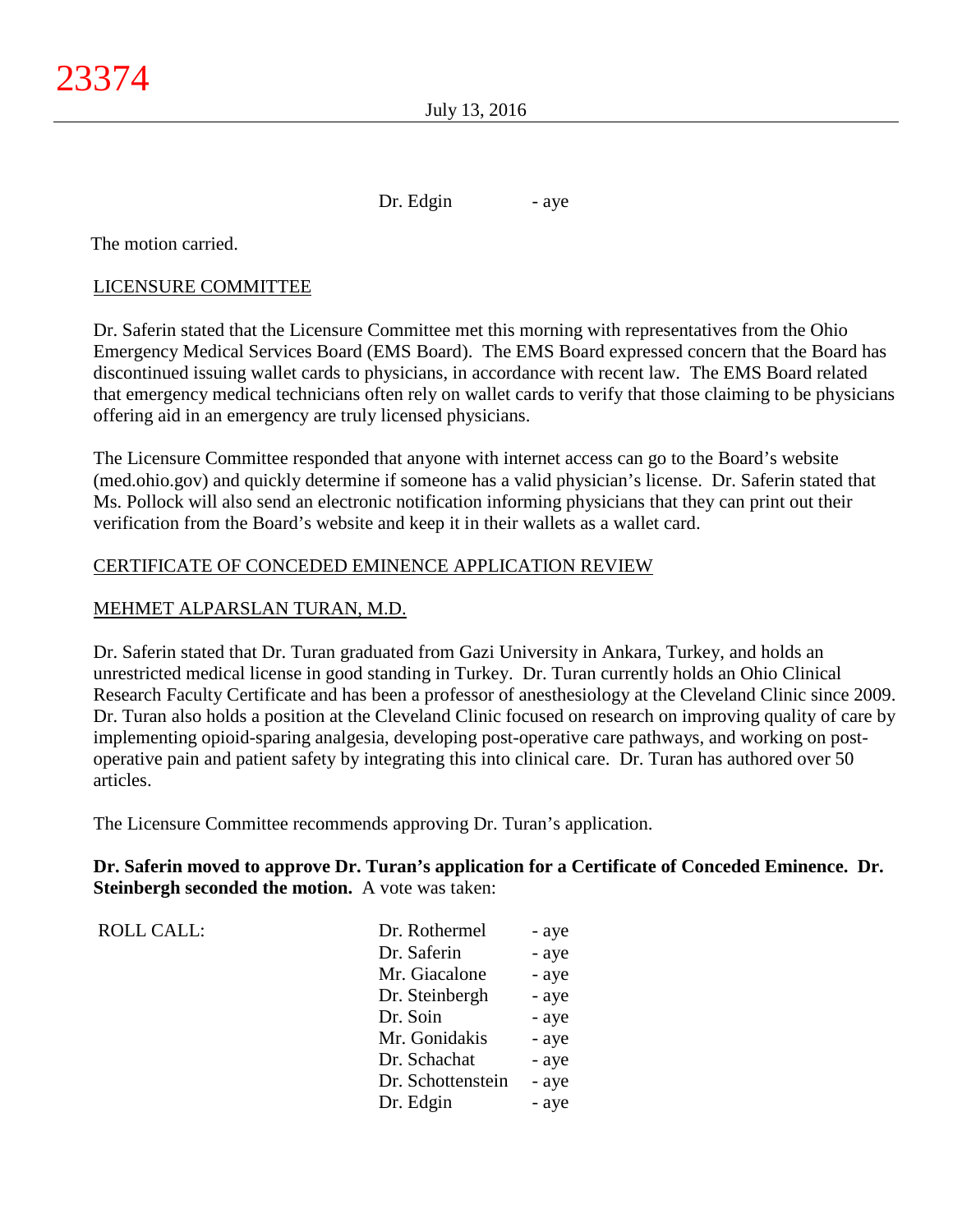Dr. Edgin - aye

The motion carried.

LICENSURE COMMITTEE

Dr. Saferin stated that the Licensure Committee met this morning with representatives from the Ohio Emergency Medical Services Board (EMS Board). The EMS Board expressed concern that the Board has discontinued issuing wallet cards to physicians, in accordance with recent law. The EMS Board related that emergency medical technicians often rely on wallet cards to verify that those claiming to be physicians offering aid in an emergency are truly licensed physicians.

The Licensure Committee responded that anyone with internet access can go to the Board's website (med.ohio.gov) and quickly determine if someone has a valid physician's license. Dr. Saferin stated that Ms. Pollock will also send an electronic notification informing physicians that they can print out their verification from the Board's website and keep it in their wallets as a wallet card.

CERTIFICATE OF CONCEDED EMINENCE APPLICATION REVIEW

MEHMET ALPARSLAN TURAN, M.D.

Dr. Saferin stated that Dr. Turan graduated from Gazi University in Ankara, Turkey, and holds an unrestricted medical license in good standing in Turkey. Dr. Turan currently holds an Ohio Clinical Research Faculty Certificate and has been a professor of anesthesiology at the Cleveland Clinic since 2009. Dr. Turan also holds a position at the Cleveland Clinic focused on research on improving quality of care by implementing opioid-sparing analgesia, developing post-operative care pathways, and working on post-operative pain and patient safety by integrating this into clinical care. Dr. Turan has authored over 50 articles.

The Licensure Committee recommends approving Dr. Turan's application.

**Dr. Saferin moved to approve Dr. Turan's application for a Certificate of Conceded Eminence. Dr. Steinbergh seconded the motion.** A vote was taken:

| | | |
|---|---|---|
| ROLL CALL: | Dr. Rothermel | - aye |
| | Dr. Saferin | - aye |
| | Mr. Giacalone | - aye |
| | Dr. Steinbergh | - aye |
| | Dr. Soin | - aye |
| | Mr. Gonidakis | - aye |
| | Dr. Schachat | - aye |
| | Dr. Schottenstein | - aye |
| | Dr. Edgin | - aye |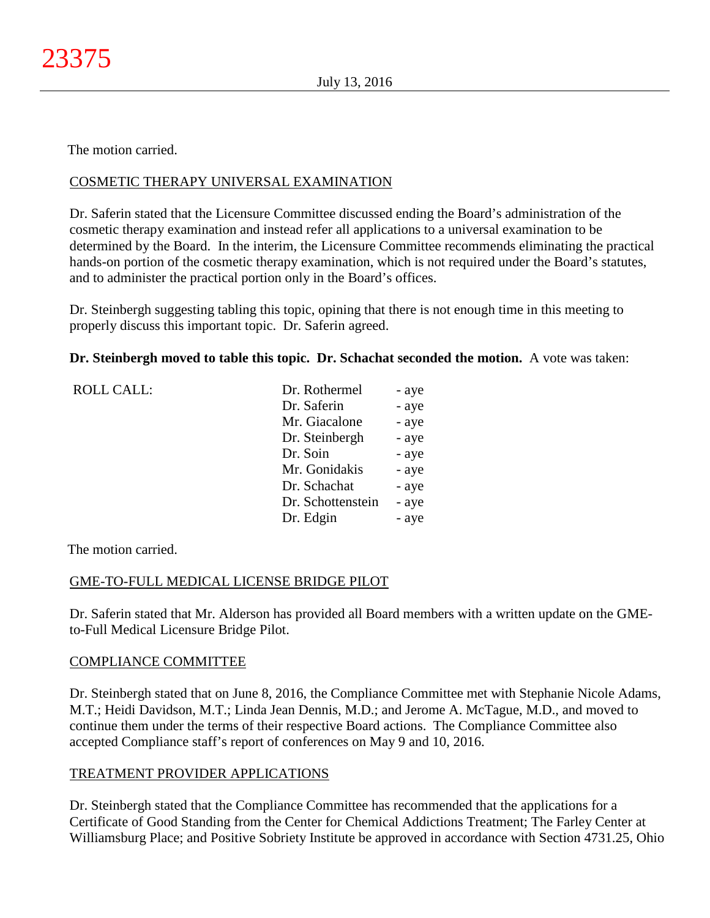The motion carried.

## COSMETIC THERAPY UNIVERSAL EXAMINATION

Dr. Saferin stated that the Licensure Committee discussed ending the Board's administration of the cosmetic therapy examination and instead refer all applications to a universal examination to be determined by the Board. In the interim, the Licensure Committee recommends eliminating the practical hands-on portion of the cosmetic therapy examination, which is not required under the Board's statutes, and to administer the practical portion only in the Board's offices.

Dr. Steinbergh suggesting tabling this topic, opining that there is not enough time in this meeting to properly discuss this important topic. Dr. Saferin agreed.

**Dr. Steinbergh moved to table this topic. Dr. Schachat seconded the motion.** A vote was taken:

| | | |
|---|---|---|
| ROLL CALL: | Dr. Rothermel | - aye |
| | Dr. Saferin | - aye |
| | Mr. Giacalone | - aye |
| | Dr. Steinbergh | - aye |
| | Dr. Soin | - aye |
| | Mr. Gonidakis | - aye |
| | Dr. Schachat | - aye |
| | Dr. Schottenstein | - aye |
| | Dr. Edgin | - aye |

The motion carried.

## GME-TO-FULL MEDICAL LICENSE BRIDGE PILOT

Dr. Saferin stated that Mr. Alderson has provided all Board members with a written update on the GME-to-Full Medical Licensure Bridge Pilot.

## COMPLIANCE COMMITTEE

Dr. Steinbergh stated that on June 8, 2016, the Compliance Committee met with Stephanie Nicole Adams, M.T.; Heidi Davidson, M.T.; Linda Jean Dennis, M.D.; and Jerome A. McTague, M.D., and moved to continue them under the terms of their respective Board actions. The Compliance Committee also accepted Compliance staff's report of conferences on May 9 and 10, 2016.

## TREATMENT PROVIDER APPLICATIONS

Dr. Steinbergh stated that the Compliance Committee has recommended that the applications for a Certificate of Good Standing from the Center for Chemical Addictions Treatment; The Farley Center at Williamsburg Place; and Positive Sobriety Institute be approved in accordance with Section 4731.25, Ohio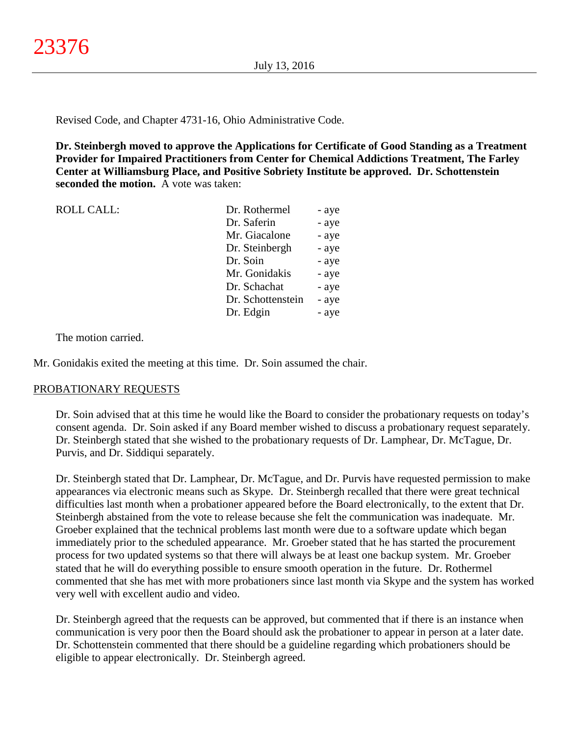Revised Code, and Chapter 4731-16, Ohio Administrative Code.

**Dr. Steinbergh moved to approve the Applications for Certificate of Good Standing as a Treatment Provider for Impaired Practitioners from Center for Chemical Addictions Treatment, The Farley Center at Williamsburg Place, and Positive Sobriety Institute be approved. Dr. Schottenstein seconded the motion.** A vote was taken:

| | | |
|---|---|---|
| ROLL CALL: | Dr. Rothermel | - aye |
| | Dr. Saferin | - aye |
| | Mr. Giacalone | - aye |
| | Dr. Steinbergh | - aye |
| | Dr. Soin | - aye |
| | Mr. Gonidakis | - aye |
| | Dr. Schachat | - aye |
| | Dr. Schottenstein | - aye |
| | Dr. Edgin | - aye |

The motion carried.

Mr. Gonidakis exited the meeting at this time. Dr. Soin assumed the chair.

## PROBATIONARY REQUESTS

Dr. Soin advised that at this time he would like the Board to consider the probationary requests on today's consent agenda. Dr. Soin asked if any Board member wished to discuss a probationary request separately. Dr. Steinbergh stated that she wished to the probationary requests of Dr. Lamphear, Dr. McTague, Dr. Purvis, and Dr. Siddiqui separately.

Dr. Steinbergh stated that Dr. Lamphear, Dr. McTague, and Dr. Purvis have requested permission to make appearances via electronic means such as Skype. Dr. Steinbergh recalled that there were great technical difficulties last month when a probationer appeared before the Board electronically, to the extent that Dr. Steinbergh abstained from the vote to release because she felt the communication was inadequate. Mr. Groeber explained that the technical problems last month were due to a software update which began immediately prior to the scheduled appearance. Mr. Groeber stated that he has started the procurement process for two updated systems so that there will always be at least one backup system. Mr. Groeber stated that he will do everything possible to ensure smooth operation in the future. Dr. Rothermel commented that she has met with more probationers since last month via Skype and the system has worked very well with excellent audio and video.

Dr. Steinbergh agreed that the requests can be approved, but commented that if there is an instance when communication is very poor then the Board should ask the probationer to appear in person at a later date. Dr. Schottenstein commented that there should be a guideline regarding which probationers should be eligible to appear electronically. Dr. Steinbergh agreed.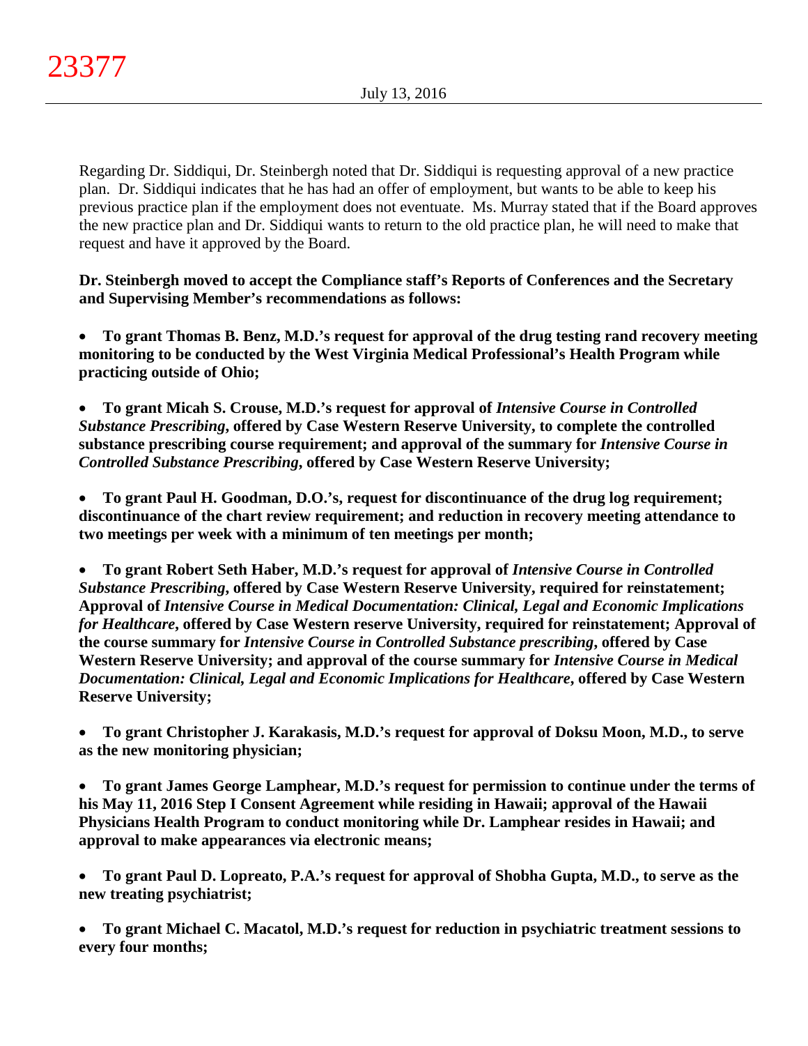Regarding Dr. Siddiqui, Dr. Steinbergh noted that Dr. Siddiqui is requesting approval of a new practice plan. Dr. Siddiqui indicates that he has had an offer of employment, but wants to be able to keep his previous practice plan if the employment does not eventuate. Ms. Murray stated that if the Board approves the new practice plan and Dr. Siddiqui wants to return to the old practice plan, he will need to make that request and have it approved by the Board.

**Dr. Steinbergh moved to accept the Compliance staff's Reports of Conferences and the Secretary and Supervising Member's recommendations as follows:**

- **To grant Thomas B. Benz, M.D.'s request for approval of the drug testing rand recovery meeting monitoring to be conducted by the West Virginia Medical Professional's Health Program while practicing outside of Ohio;**

- **To grant Micah S. Crouse, M.D.'s request for approval of *Intensive Course in Controlled Substance Prescribing*, offered by Case Western Reserve University, to complete the controlled substance prescribing course requirement; and approval of the summary for *Intensive Course in Controlled Substance Prescribing*, offered by Case Western Reserve University;**

- **To grant Paul H. Goodman, D.O.'s, request for discontinuance of the drug log requirement; discontinuance of the chart review requirement; and reduction in recovery meeting attendance to two meetings per week with a minimum of ten meetings per month;**

- **To grant Robert Seth Haber, M.D.'s request for approval of *Intensive Course in Controlled Substance Prescribing*, offered by Case Western Reserve University, required for reinstatement; Approval of *Intensive Course in Medical Documentation: Clinical, Legal and Economic Implications for Healthcare*, offered by Case Western reserve University, required for reinstatement; Approval of the course summary for *Intensive Course in Controlled Substance prescribing*, offered by Case Western Reserve University; and approval of the course summary for *Intensive Course in Medical Documentation: Clinical, Legal and Economic Implications for Healthcare*, offered by Case Western Reserve University;**

- **To grant Christopher J. Karakasis, M.D.'s request for approval of Doksu Moon, M.D., to serve as the new monitoring physician;**

- **To grant James George Lamphear, M.D.'s request for permission to continue under the terms of his May 11, 2016 Step I Consent Agreement while residing in Hawaii; approval of the Hawaii Physicians Health Program to conduct monitoring while Dr. Lamphear resides in Hawaii; and approval to make appearances via electronic means;**

- **To grant Paul D. Lopreato, P.A.'s request for approval of Shobha Gupta, M.D., to serve as the new treating psychiatrist;**

- **To grant Michael C. Macatol, M.D.'s request for reduction in psychiatric treatment sessions to every four months;**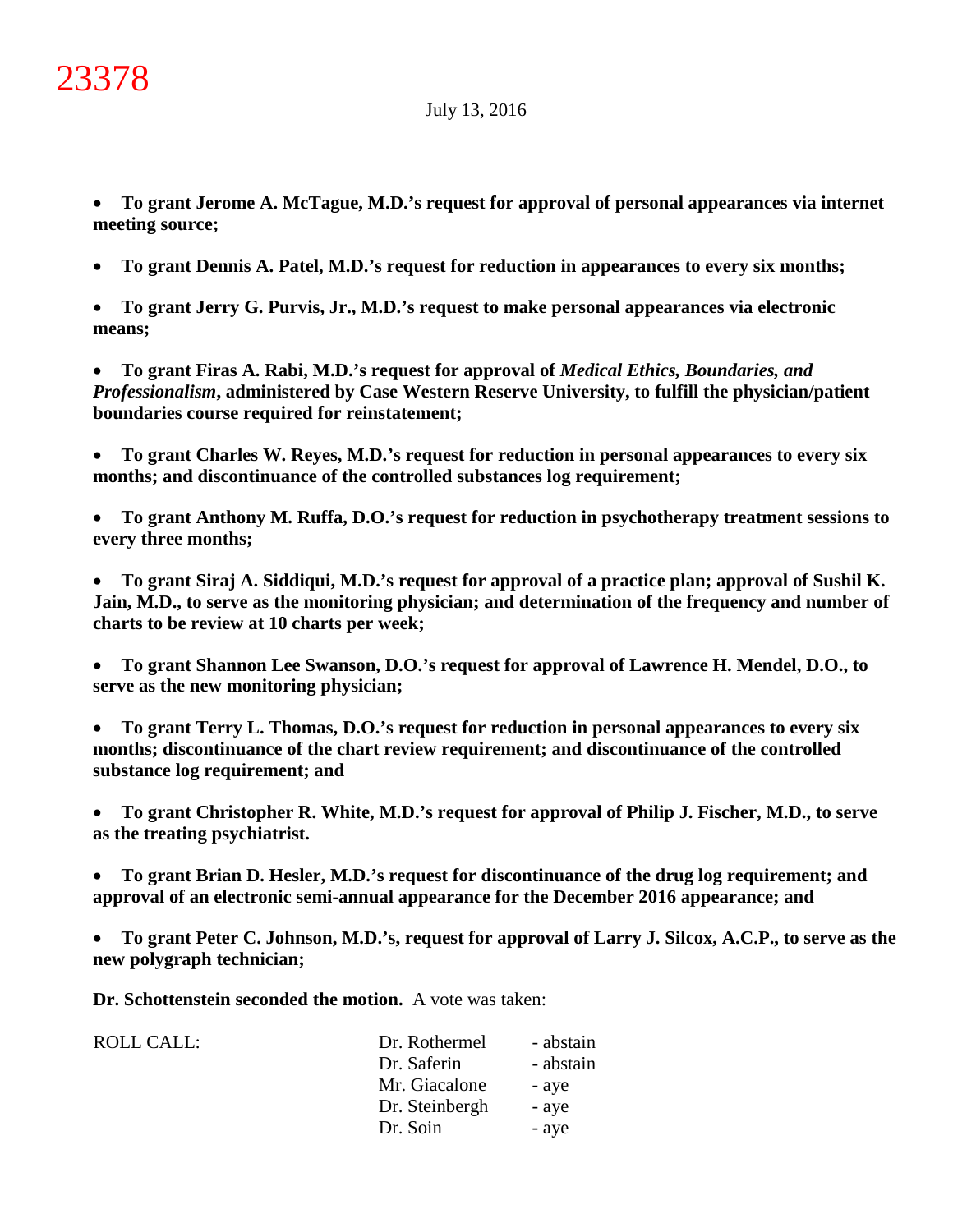- **To grant Jerome A. McTague, M.D.'s request for approval of personal appearances via internet meeting source;**

- **To grant Dennis A. Patel, M.D.'s request for reduction in appearances to every six months;**

- **To grant Jerry G. Purvis, Jr., M.D.'s request to make personal appearances via electronic means;**

- **To grant Firas A. Rabi, M.D.'s request for approval of *Medical Ethics, Boundaries, and Professionalism*, administered by Case Western Reserve University, to fulfill the physician/patient boundaries course required for reinstatement;**

- **To grant Charles W. Reyes, M.D.'s request for reduction in personal appearances to every six months; and discontinuance of the controlled substances log requirement;**

- **To grant Anthony M. Ruffa, D.O.'s request for reduction in psychotherapy treatment sessions to every three months;**

- **To grant Siraj A. Siddiqui, M.D.'s request for approval of a practice plan; approval of Sushil K. Jain, M.D., to serve as the monitoring physician; and determination of the frequency and number of charts to be review at 10 charts per week;**

- **To grant Shannon Lee Swanson, D.O.'s request for approval of Lawrence H. Mendel, D.O., to serve as the new monitoring physician;**

- **To grant Terry L. Thomas, D.O.'s request for reduction in personal appearances to every six months; discontinuance of the chart review requirement; and discontinuance of the controlled substance log requirement; and**

- **To grant Christopher R. White, M.D.'s request for approval of Philip J. Fischer, M.D., to serve as the treating psychiatrist.**

- **To grant Brian D. Hesler, M.D.'s request for discontinuance of the drug log requirement; and approval of an electronic semi-annual appearance for the December 2016 appearance; and**

- **To grant Peter C. Johnson, M.D.'s, request for approval of Larry J. Silcox, A.C.P., to serve as the new polygraph technician;**

**Dr. Schottenstein seconded the motion.** A vote was taken:

| | | |
|---|---|---|
| ROLL CALL: | Dr. Rothermel | - abstain |
| | Dr. Saferin | - abstain |
| | Mr. Giacalone | - aye |
| | Dr. Steinbergh | - aye |
| | Dr. Soin | - aye |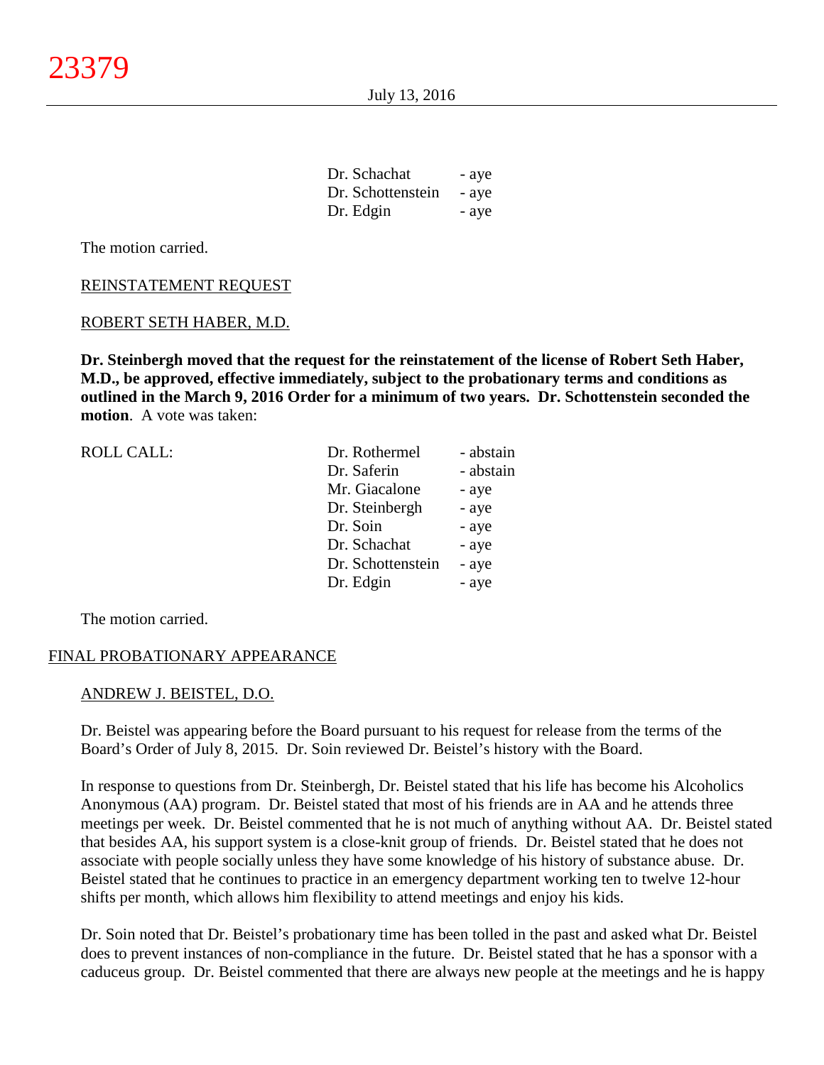| | |
|---|---|
| Dr. Schachat | - aye |
| Dr. Schottenstein | - aye |
| Dr. Edgin | - aye |

The motion carried.

REINSTATEMENT REQUEST

ROBERT SETH HABER, M.D.

**Dr. Steinbergh moved that the request for the reinstatement of the license of Robert Seth Haber, M.D., be approved, effective immediately, subject to the probationary terms and conditions as outlined in the March 9, 2016 Order for a minimum of two years. Dr. Schottenstein seconded the motion**. A vote was taken:

| ROLL CALL: | | |
|---|---|---|
| | Dr. Rothermel | - abstain |
| | Dr. Saferin | - abstain |
| | Mr. Giacalone | - aye |
| | Dr. Steinbergh | - aye |
| | Dr. Soin | - aye |
| | Dr. Schachat | - aye |
| | Dr. Schottenstein | - aye |
| | Dr. Edgin | - aye |

The motion carried.

FINAL PROBATIONARY APPEARANCE

ANDREW J. BEISTEL, D.O.

Dr. Beistel was appearing before the Board pursuant to his request for release from the terms of the Board's Order of July 8, 2015. Dr. Soin reviewed Dr. Beistel's history with the Board.

In response to questions from Dr. Steinbergh, Dr. Beistel stated that his life has become his Alcoholics Anonymous (AA) program. Dr. Beistel stated that most of his friends are in AA and he attends three meetings per week. Dr. Beistel commented that he is not much of anything without AA. Dr. Beistel stated that besides AA, his support system is a close-knit group of friends. Dr. Beistel stated that he does not associate with people socially unless they have some knowledge of his history of substance abuse. Dr. Beistel stated that he continues to practice in an emergency department working ten to twelve 12-hour shifts per month, which allows him flexibility to attend meetings and enjoy his kids.

Dr. Soin noted that Dr. Beistel's probationary time has been tolled in the past and asked what Dr. Beistel does to prevent instances of non-compliance in the future. Dr. Beistel stated that he has a sponsor with a caduceus group. Dr. Beistel commented that there are always new people at the meetings and he is happy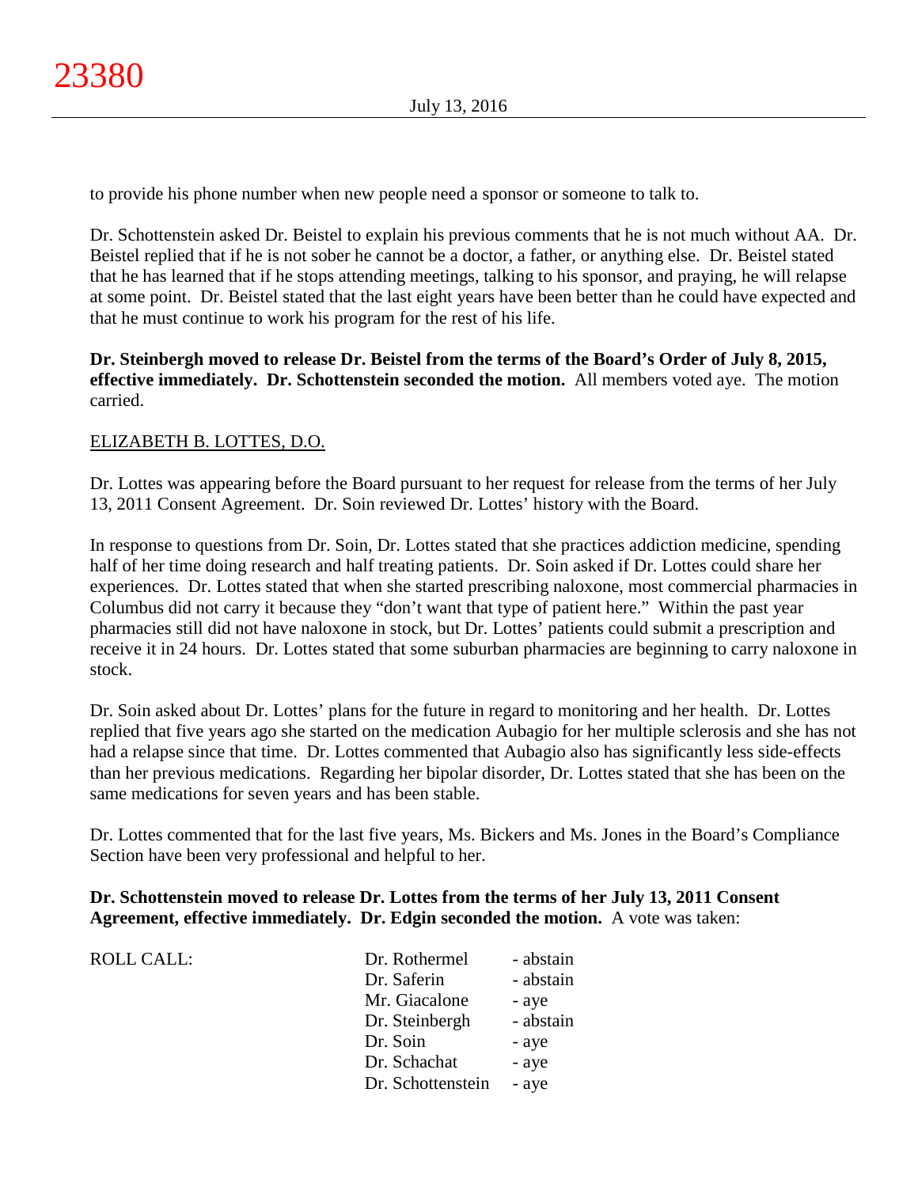to provide his phone number when new people need a sponsor or someone to talk to.

Dr. Schottenstein asked Dr. Beistel to explain his previous comments that he is not much without AA. Dr. Beistel replied that if he is not sober he cannot be a doctor, a father, or anything else. Dr. Beistel stated that he has learned that if he stops attending meetings, talking to his sponsor, and praying, he will relapse at some point. Dr. Beistel stated that the last eight years have been better than he could have expected and that he must continue to work his program for the rest of his life.

**Dr. Steinbergh moved to release Dr. Beistel from the terms of the Board's Order of July 8, 2015, effective immediately. Dr. Schottenstein seconded the motion.** All members voted aye. The motion carried.

ELIZABETH B. LOTTES, D.O.

Dr. Lottes was appearing before the Board pursuant to her request for release from the terms of her July 13, 2011 Consent Agreement. Dr. Soin reviewed Dr. Lottes' history with the Board.

In response to questions from Dr. Soin, Dr. Lottes stated that she practices addiction medicine, spending half of her time doing research and half treating patients. Dr. Soin asked if Dr. Lottes could share her experiences. Dr. Lottes stated that when she started prescribing naloxone, most commercial pharmacies in Columbus did not carry it because they "don't want that type of patient here." Within the past year pharmacies still did not have naloxone in stock, but Dr. Lottes' patients could submit a prescription and receive it in 24 hours. Dr. Lottes stated that some suburban pharmacies are beginning to carry naloxone in stock.

Dr. Soin asked about Dr. Lottes' plans for the future in regard to monitoring and her health. Dr. Lottes replied that five years ago she started on the medication Aubagio for her multiple sclerosis and she has not had a relapse since that time. Dr. Lottes commented that Aubagio also has significantly less side-effects than her previous medications. Regarding her bipolar disorder, Dr. Lottes stated that she has been on the same medications for seven years and has been stable.

Dr. Lottes commented that for the last five years, Ms. Bickers and Ms. Jones in the Board's Compliance Section have been very professional and helpful to her.

**Dr. Schottenstein moved to release Dr. Lottes from the terms of her July 13, 2011 Consent Agreement, effective immediately. Dr. Edgin seconded the motion.** A vote was taken:

| | | |
|---|---|---|
| ROLL CALL: | Dr. Rothermel | - abstain |
| | Dr. Saferin | - abstain |
| | Mr. Giacalone | - aye |
| | Dr. Steinbergh | - abstain |
| | Dr. Soin | - aye |
| | Dr. Schachat | - aye |
| | Dr. Schottenstein | - aye |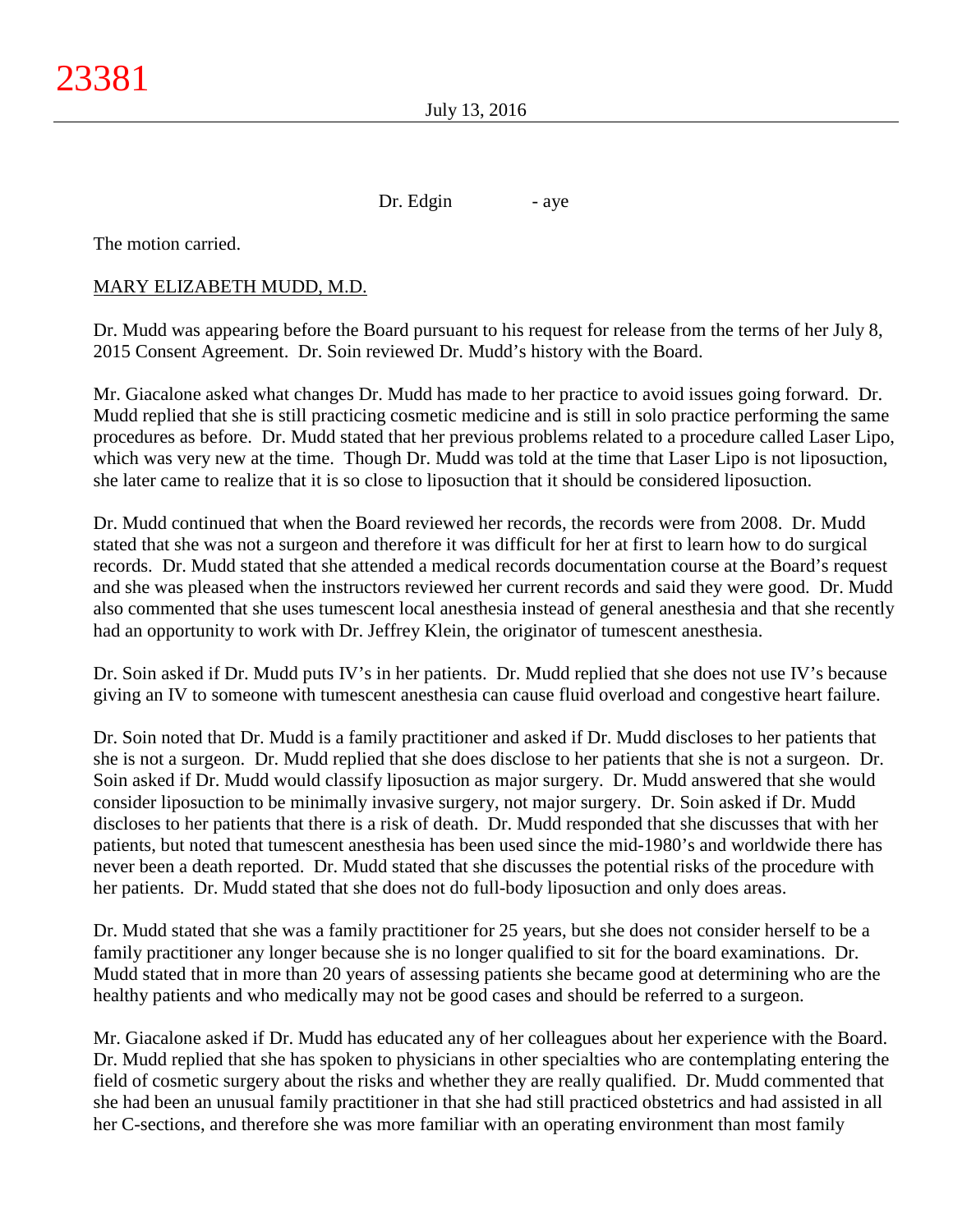Dr. Edgin - aye

The motion carried.

MARY ELIZABETH MUDD, M.D.

Dr. Mudd was appearing before the Board pursuant to his request for release from the terms of her July 8, 2015 Consent Agreement. Dr. Soin reviewed Dr. Mudd's history with the Board.

Mr. Giacalone asked what changes Dr. Mudd has made to her practice to avoid issues going forward. Dr. Mudd replied that she is still practicing cosmetic medicine and is still in solo practice performing the same procedures as before. Dr. Mudd stated that her previous problems related to a procedure called Laser Lipo, which was very new at the time. Though Dr. Mudd was told at the time that Laser Lipo is not liposuction, she later came to realize that it is so close to liposuction that it should be considered liposuction.

Dr. Mudd continued that when the Board reviewed her records, the records were from 2008. Dr. Mudd stated that she was not a surgeon and therefore it was difficult for her at first to learn how to do surgical records. Dr. Mudd stated that she attended a medical records documentation course at the Board's request and she was pleased when the instructors reviewed her current records and said they were good. Dr. Mudd also commented that she uses tumescent local anesthesia instead of general anesthesia and that she recently had an opportunity to work with Dr. Jeffrey Klein, the originator of tumescent anesthesia.

Dr. Soin asked if Dr. Mudd puts IV's in her patients. Dr. Mudd replied that she does not use IV's because giving an IV to someone with tumescent anesthesia can cause fluid overload and congestive heart failure.

Dr. Soin noted that Dr. Mudd is a family practitioner and asked if Dr. Mudd discloses to her patients that she is not a surgeon. Dr. Mudd replied that she does disclose to her patients that she is not a surgeon. Dr. Soin asked if Dr. Mudd would classify liposuction as major surgery. Dr. Mudd answered that she would consider liposuction to be minimally invasive surgery, not major surgery. Dr. Soin asked if Dr. Mudd discloses to her patients that there is a risk of death. Dr. Mudd responded that she discusses that with her patients, but noted that tumescent anesthesia has been used since the mid-1980's and worldwide there has never been a death reported. Dr. Mudd stated that she discusses the potential risks of the procedure with her patients. Dr. Mudd stated that she does not do full-body liposuction and only does areas.

Dr. Mudd stated that she was a family practitioner for 25 years, but she does not consider herself to be a family practitioner any longer because she is no longer qualified to sit for the board examinations. Dr. Mudd stated that in more than 20 years of assessing patients she became good at determining who are the healthy patients and who medically may not be good cases and should be referred to a surgeon.

Mr. Giacalone asked if Dr. Mudd has educated any of her colleagues about her experience with the Board. Dr. Mudd replied that she has spoken to physicians in other specialties who are contemplating entering the field of cosmetic surgery about the risks and whether they are really qualified. Dr. Mudd commented that she had been an unusual family practitioner in that she had still practiced obstetrics and had assisted in all her C-sections, and therefore she was more familiar with an operating environment than most family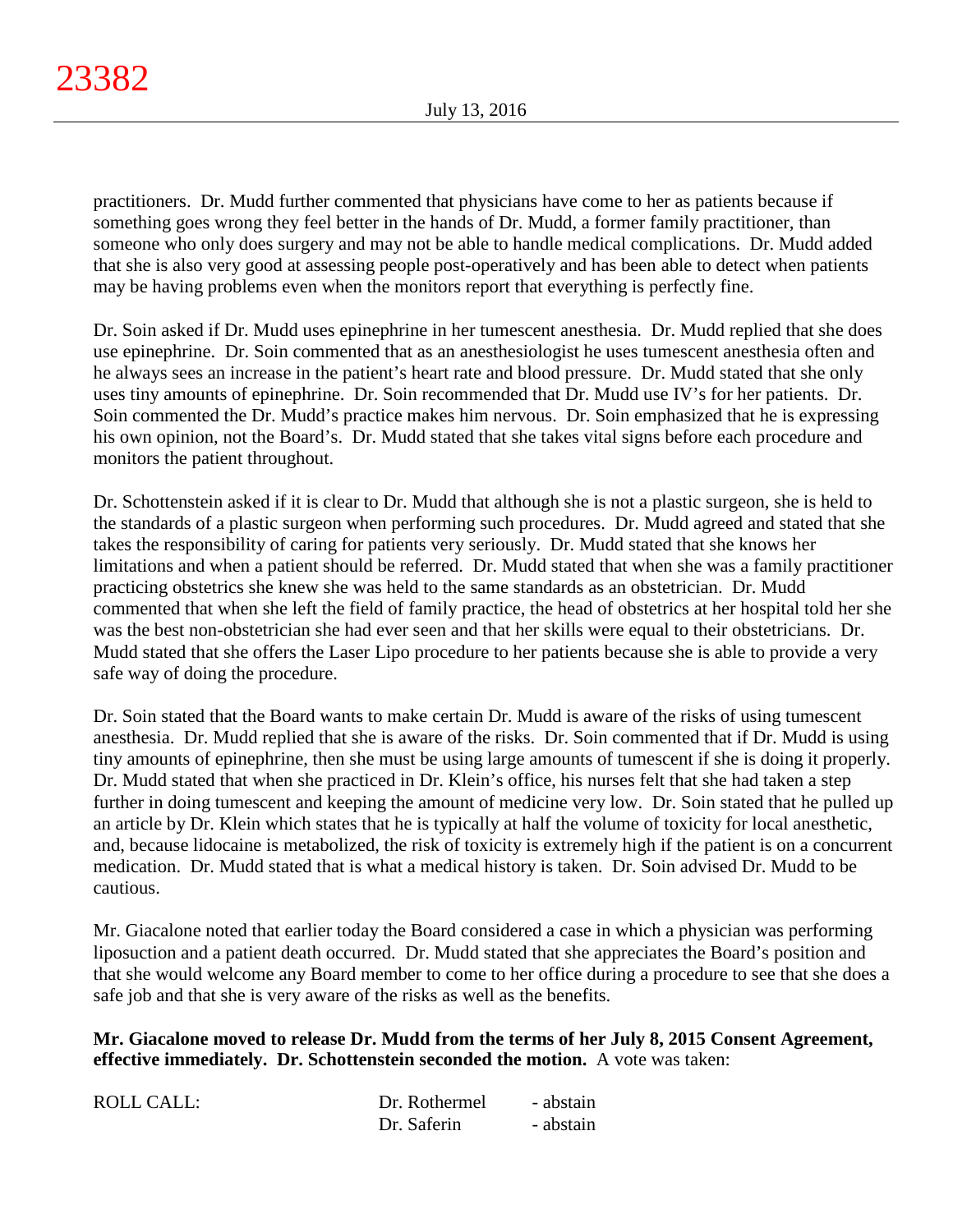practitioners. Dr. Mudd further commented that physicians have come to her as patients because if something goes wrong they feel better in the hands of Dr. Mudd, a former family practitioner, than someone who only does surgery and may not be able to handle medical complications. Dr. Mudd added that she is also very good at assessing people post-operatively and has been able to detect when patients may be having problems even when the monitors report that everything is perfectly fine.

Dr. Soin asked if Dr. Mudd uses epinephrine in her tumescent anesthesia. Dr. Mudd replied that she does use epinephrine. Dr. Soin commented that as an anesthesiologist he uses tumescent anesthesia often and he always sees an increase in the patient's heart rate and blood pressure. Dr. Mudd stated that she only uses tiny amounts of epinephrine. Dr. Soin recommended that Dr. Mudd use IV's for her patients. Dr. Soin commented the Dr. Mudd's practice makes him nervous. Dr. Soin emphasized that he is expressing his own opinion, not the Board's. Dr. Mudd stated that she takes vital signs before each procedure and monitors the patient throughout.

Dr. Schottenstein asked if it is clear to Dr. Mudd that although she is not a plastic surgeon, she is held to the standards of a plastic surgeon when performing such procedures. Dr. Mudd agreed and stated that she takes the responsibility of caring for patients very seriously. Dr. Mudd stated that she knows her limitations and when a patient should be referred. Dr. Mudd stated that when she was a family practitioner practicing obstetrics she knew she was held to the same standards as an obstetrician. Dr. Mudd commented that when she left the field of family practice, the head of obstetrics at her hospital told her she was the best non-obstetrician she had ever seen and that her skills were equal to their obstetricians. Dr. Mudd stated that she offers the Laser Lipo procedure to her patients because she is able to provide a very safe way of doing the procedure.

Dr. Soin stated that the Board wants to make certain Dr. Mudd is aware of the risks of using tumescent anesthesia. Dr. Mudd replied that she is aware of the risks. Dr. Soin commented that if Dr. Mudd is using tiny amounts of epinephrine, then she must be using large amounts of tumescent if she is doing it properly. Dr. Mudd stated that when she practiced in Dr. Klein's office, his nurses felt that she had taken a step further in doing tumescent and keeping the amount of medicine very low. Dr. Soin stated that he pulled up an article by Dr. Klein which states that he is typically at half the volume of toxicity for local anesthetic, and, because lidocaine is metabolized, the risk of toxicity is extremely high if the patient is on a concurrent medication. Dr. Mudd stated that is what a medical history is taken. Dr. Soin advised Dr. Mudd to be cautious.

Mr. Giacalone noted that earlier today the Board considered a case in which a physician was performing liposuction and a patient death occurred. Dr. Mudd stated that she appreciates the Board's position and that she would welcome any Board member to come to her office during a procedure to see that she does a safe job and that she is very aware of the risks as well as the benefits.

**Mr. Giacalone moved to release Dr. Mudd from the terms of her July 8, 2015 Consent Agreement, effective immediately. Dr. Schottenstein seconded the motion.** A vote was taken:

| | | |
|---|---|---|
| ROLL CALL: | Dr. Rothermel | - abstain |
| | Dr. Saferin | - abstain |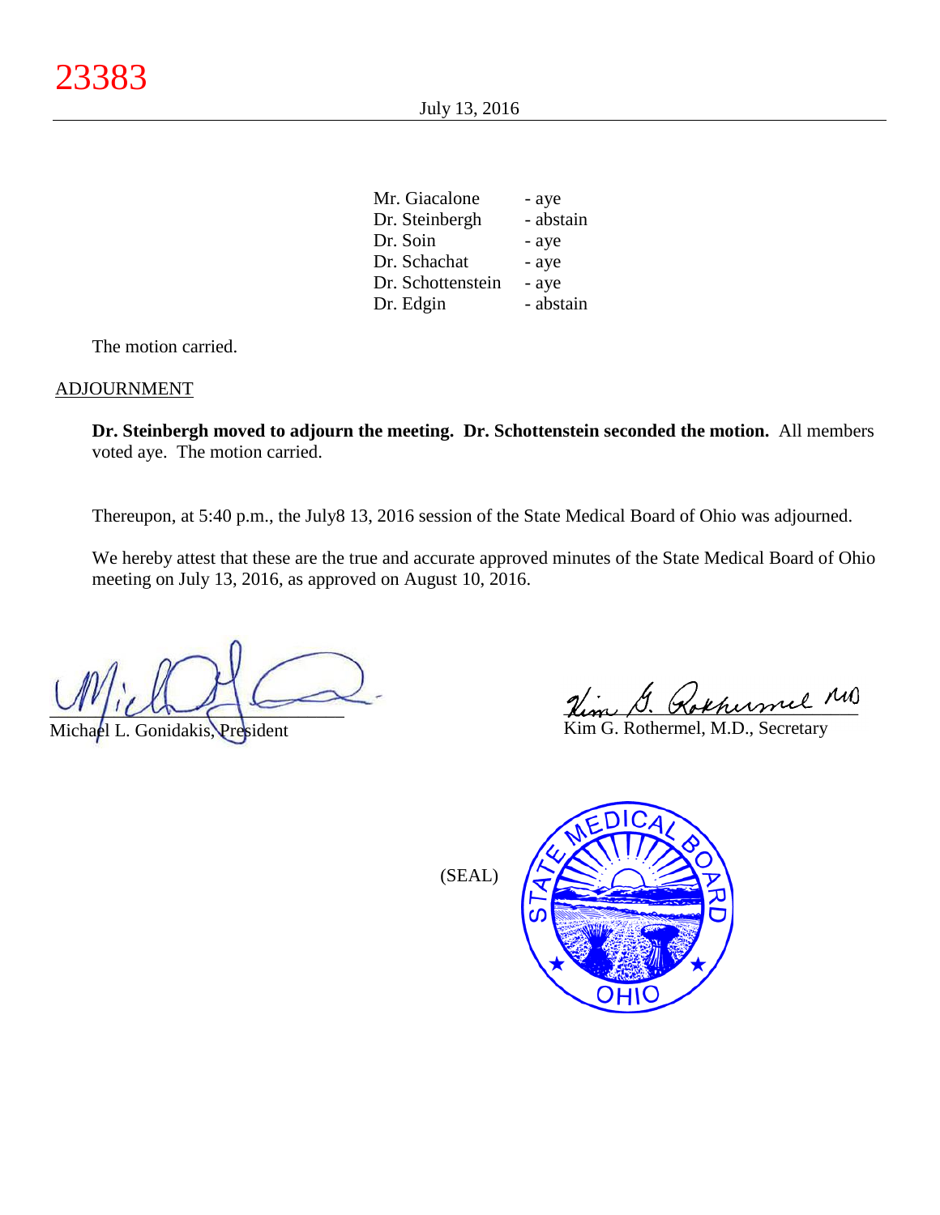23383

| | |
|---|---|
| Mr. Giacalone | - aye |
| Dr. Steinbergh | - abstain |
| Dr. Soin | - aye |
| Dr. Schachat | - aye |
| Dr. Schottenstein | - aye |
| Dr. Edgin | - abstain |

The motion carried.

## ADJOURNMENT

**Dr. Steinbergh moved to adjourn the meeting. Dr. Schottenstein seconded the motion.** All members voted aye. The motion carried.

Thereupon, at 5:40 p.m., the July8 13, 2016 session of the State Medical Board of Ohio was adjourned.

We hereby attest that these are the true and accurate approved minutes of the State Medical Board of Ohio meeting on July 13, 2016, as approved on August 10, 2016.

Michael L. Gonidakis, President

Kim G. Rothermel, M.D., Secretary

(SEAL)

STATE MEDICAL BOARD OHIO